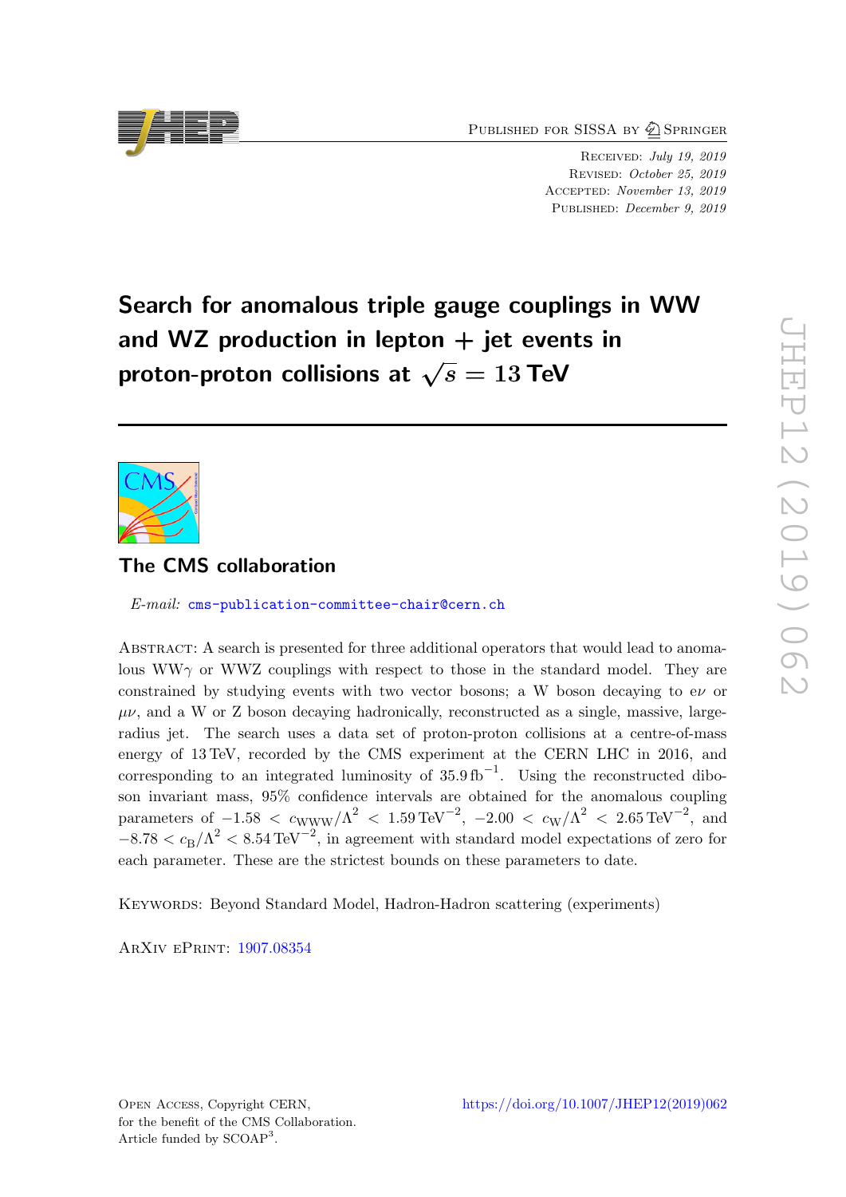Published for SISSA by Springer

Received: *July 19, 2019*
Revised: *October 25, 2019*
Accepted: *November 13, 2019*
Published: *December 9, 2019*

# Search for anomalous triple gauge couplings in WW and WZ production in lepton + jet events in proton-proton collisions at $\sqrt{s} = 13$ TeV

## The CMS collaboration

*E-mail:* cms-publication-committee-chair@cern.ch

Abstract: A search is presented for three additional operators that would lead to anomalous WW$\gamma$ or WWZ couplings with respect to those in the standard model. They are constrained by studying events with two vector bosons; a W boson decaying to e$\nu$ or $\mu\nu$, and a W or Z boson decaying hadronically, reconstructed as a single, massive, large-radius jet. The search uses a data set of proton-proton collisions at a centre-of-mass energy of 13 TeV, recorded by the CMS experiment at the CERN LHC in 2016, and corresponding to an integrated luminosity of 35.9 fb$^{-1}$. Using the reconstructed diboson invariant mass, 95% confidence intervals are obtained for the anomalous coupling parameters of $-1.58 < c_{\mathrm{WWW}}/\Lambda^2 < 1.59\,\mathrm{TeV}^{-2}$, $-2.00 < c_{\mathrm{W}}/\Lambda^2 < 2.65\,\mathrm{TeV}^{-2}$, and $-8.78 < c_{\mathrm{B}}/\Lambda^2 < 8.54\,\mathrm{TeV}^{-2}$, in agreement with standard model expectations of zero for each parameter. These are the strictest bounds on these parameters to date.

Keywords: Beyond Standard Model, Hadron-Hadron scattering (experiments)

ArXiv ePrint: 1907.08354

Open Access, Copyright CERN, for the benefit of the CMS Collaboration. Article funded by SCOAP[3].

https://doi.org/10.1007/JHEP12(2019)062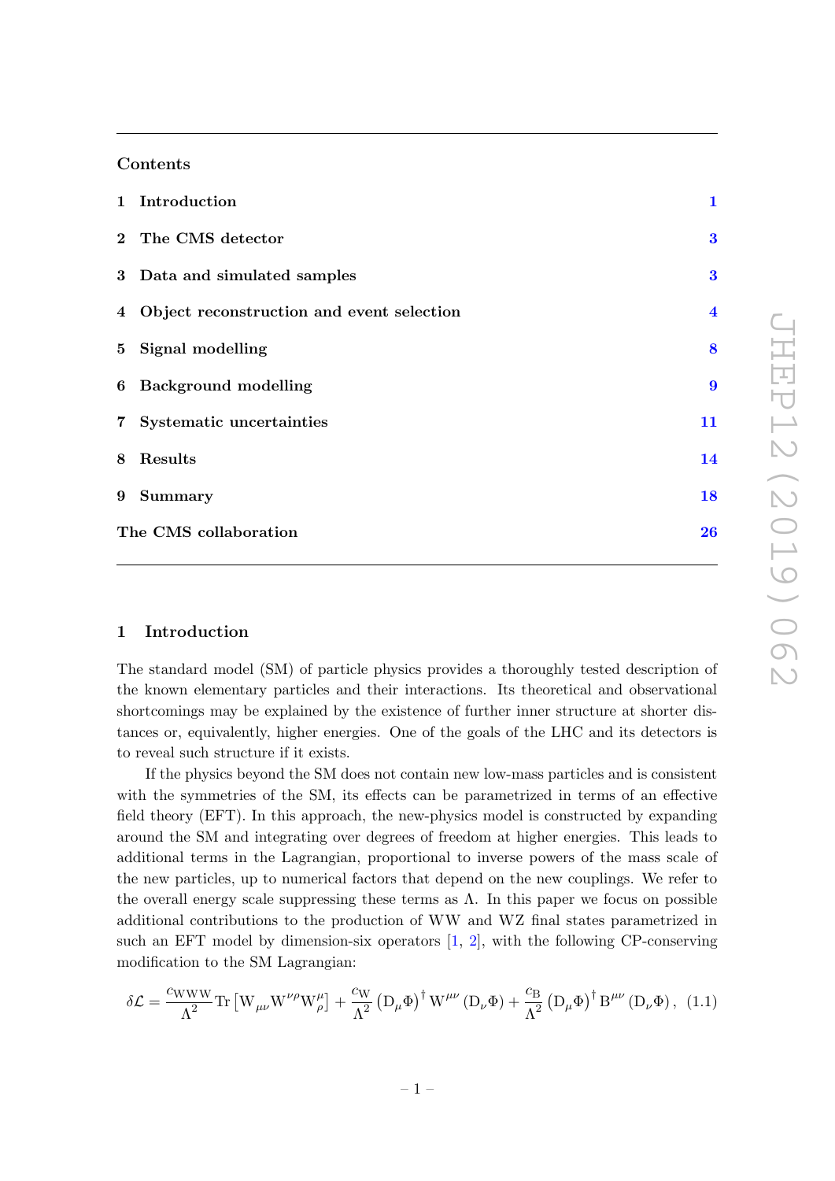## Contents

1 Introduction 1

2 The CMS detector 3

3 Data and simulated samples 3

4 Object reconstruction and event selection 4

5 Signal modelling 8

6 Background modelling 9

7 Systematic uncertainties 11

8 Results 14

9 Summary 18

The CMS collaboration 26

# 1 Introduction

The standard model (SM) of particle physics provides a thoroughly tested description of the known elementary particles and their interactions. Its theoretical and observational shortcomings may be explained by the existence of further inner structure at shorter distances or, equivalently, higher energies. One of the goals of the LHC and its detectors is to reveal such structure if it exists.

If the physics beyond the SM does not contain new low-mass particles and is consistent with the symmetries of the SM, its effects can be parametrized in terms of an effective field theory (EFT). In this approach, the new-physics model is constructed by expanding around the SM and integrating over degrees of freedom at higher energies. This leads to additional terms in the Lagrangian, proportional to inverse powers of the mass scale of the new particles, up to numerical factors that depend on the new couplings. We refer to the overall energy scale suppressing these terms as $\Lambda$. In this paper we focus on possible additional contributions to the production of WW and WZ final states parametrized in such an EFT model by dimension-six operators [1, 2], with the following CP-conserving modification to the SM Lagrangian:

$$\delta\mathcal{L} = \frac{c_{\mathrm{WWW}}}{\Lambda^2}\mathrm{Tr}\left[\mathrm{W}_{\mu\nu}\mathrm{W}^{\nu\rho}\mathrm{W}^{\mu}_{\rho}\right] + \frac{c_{\mathrm{W}}}{\Lambda^2}\left(\mathrm{D}_{\mu}\Phi\right)^{\dagger}\mathrm{W}^{\mu\nu}\left(\mathrm{D}_{\nu}\Phi\right) + \frac{c_{\mathrm{B}}}{\Lambda^2}\left(\mathrm{D}_{\mu}\Phi\right)^{\dagger}\mathrm{B}^{\mu\nu}\left(\mathrm{D}_{\nu}\Phi\right), \quad (1.1)$$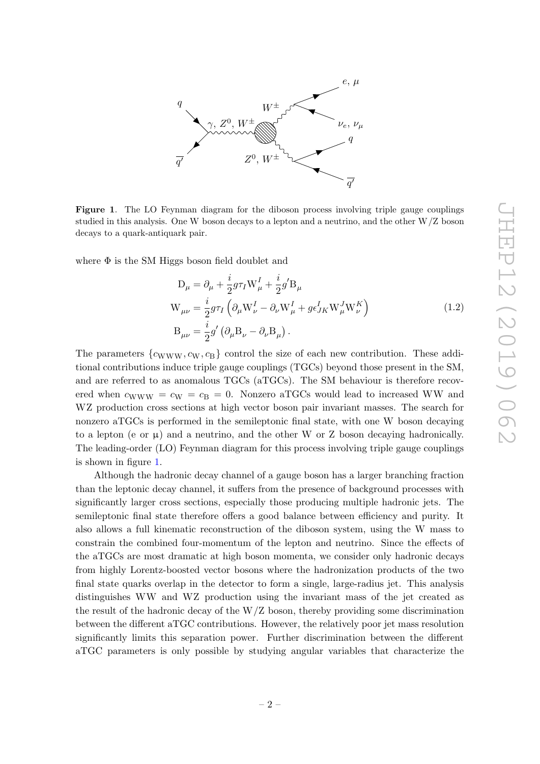**Figure 1**. The LO Feynman diagram for the diboson process involving triple gauge couplings studied in this analysis. One W boson decays to a lepton and a neutrino, and the other W/Z boson decays to a quark-antiquark pair.

where $\Phi$ is the SM Higgs boson field doublet and

$$
\begin{aligned}
\mathrm{D}_\mu &= \partial_\mu + \frac{i}{2} g \tau_I \mathrm{W}^I_\mu + \frac{i}{2} g' \mathrm{B}_\mu \\
\mathrm{W}_{\mu\nu} &= \frac{i}{2} g \tau_I \left( \partial_\mu \mathrm{W}^I_\nu - \partial_\nu \mathrm{W}^I_\mu + g \epsilon^I_{JK} \mathrm{W}^J_\mu \mathrm{W}^K_\nu \right) \\
\mathrm{B}_{\mu\nu} &= \frac{i}{2} g' \left( \partial_\mu \mathrm{B}_\nu - \partial_\nu \mathrm{B}_\mu \right).
\end{aligned}
\tag{1.2}
$$

The parameters $\{c_{\mathrm{WWW}}, c_{\mathrm{W}}, c_{\mathrm{B}}\}$ control the size of each new contribution. These additional contributions induce triple gauge couplings (TGCs) beyond those present in the SM, and are referred to as anomalous TGCs (aTGCs). The SM behaviour is therefore recovered when $c_{\mathrm{WWW}} = c_{\mathrm{W}} = c_{\mathrm{B}} = 0$. Nonzero aTGCs would lead to increased WW and WZ production cross sections at high vector boson pair invariant masses. The search for nonzero aTGCs is performed in the semileptonic final state, with one W boson decaying to a lepton (e or μ) and a neutrino, and the other W or Z boson decaying hadronically. The leading-order (LO) Feynman diagram for this process involving triple gauge couplings is shown in figure 1.

Although the hadronic decay channel of a gauge boson has a larger branching fraction than the leptonic decay channel, it suffers from the presence of background processes with significantly larger cross sections, especially those producing multiple hadronic jets. The semileptonic final state therefore offers a good balance between efficiency and purity. It also allows a full kinematic reconstruction of the diboson system, using the W mass to constrain the combined four-momentum of the lepton and neutrino. Since the effects of the aTGCs are most dramatic at high boson momenta, we consider only hadronic decays from highly Lorentz-boosted vector bosons where the hadronization products of the two final state quarks overlap in the detector to form a single, large-radius jet. This analysis distinguishes WW and WZ production using the invariant mass of the jet created as the result of the hadronic decay of the W/Z boson, thereby providing some discrimination between the different aTGC contributions. However, the relatively poor jet mass resolution significantly limits this separation power. Further discrimination between the different aTGC parameters is only possible by studying angular variables that characterize the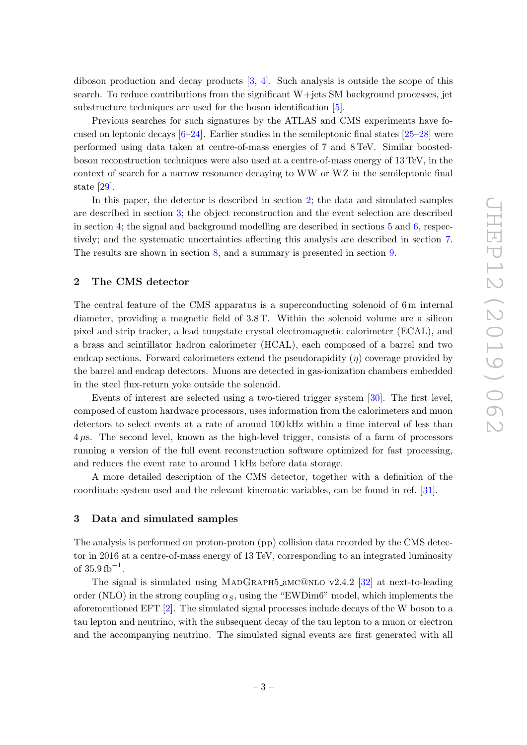diboson production and decay products [3, 4]. Such analysis is outside the scope of this search. To reduce contributions from the significant W+jets SM background processes, jet substructure techniques are used for the boson identification [5].

Previous searches for such signatures by the ATLAS and CMS experiments have focused on leptonic decays [6–24]. Earlier studies in the semileptonic final states [25–28] were performed using data taken at centre-of-mass energies of 7 and 8 TeV. Similar boosted-boson reconstruction techniques were also used at a centre-of-mass energy of 13 TeV, in the context of search for a narrow resonance decaying to WW or WZ in the semileptonic final state [29].

In this paper, the detector is described in section 2; the data and simulated samples are described in section 3; the object reconstruction and the event selection are described in section 4; the signal and background modelling are described in sections 5 and 6, respectively; and the systematic uncertainties affecting this analysis are described in section 7. The results are shown in section 8, and a summary is presented in section 9.

## 2 The CMS detector

The central feature of the CMS apparatus is a superconducting solenoid of 6 m internal diameter, providing a magnetic field of 3.8 T. Within the solenoid volume are a silicon pixel and strip tracker, a lead tungstate crystal electromagnetic calorimeter (ECAL), and a brass and scintillator hadron calorimeter (HCAL), each composed of a barrel and two endcap sections. Forward calorimeters extend the pseudorapidity ($\eta$) coverage provided by the barrel and endcap detectors. Muons are detected in gas-ionization chambers embedded in the steel flux-return yoke outside the solenoid.

Events of interest are selected using a two-tiered trigger system [30]. The first level, composed of custom hardware processors, uses information from the calorimeters and muon detectors to select events at a rate of around 100 kHz within a time interval of less than $4\,\mu$s. The second level, known as the high-level trigger, consists of a farm of processors running a version of the full event reconstruction software optimized for fast processing, and reduces the event rate to around 1 kHz before data storage.

A more detailed description of the CMS detector, together with a definition of the coordinate system used and the relevant kinematic variables, can be found in ref. [31].

## 3 Data and simulated samples

The analysis is performed on proton-proton (pp) collision data recorded by the CMS detector in 2016 at a centre-of-mass energy of 13 TeV, corresponding to an integrated luminosity of $35.9\,\mathrm{fb}^{-1}$.

The signal is simulated using MadGraph5_aMC@NLO v2.4.2 [32] at next-to-leading order (NLO) in the strong coupling $\alpha_S$, using the "EWDim6" model, which implements the aforementioned EFT [2]. The simulated signal processes include decays of the W boson to a tau lepton and neutrino, with the subsequent decay of the tau lepton to a muon or electron and the accompanying neutrino. The simulated signal events are first generated with all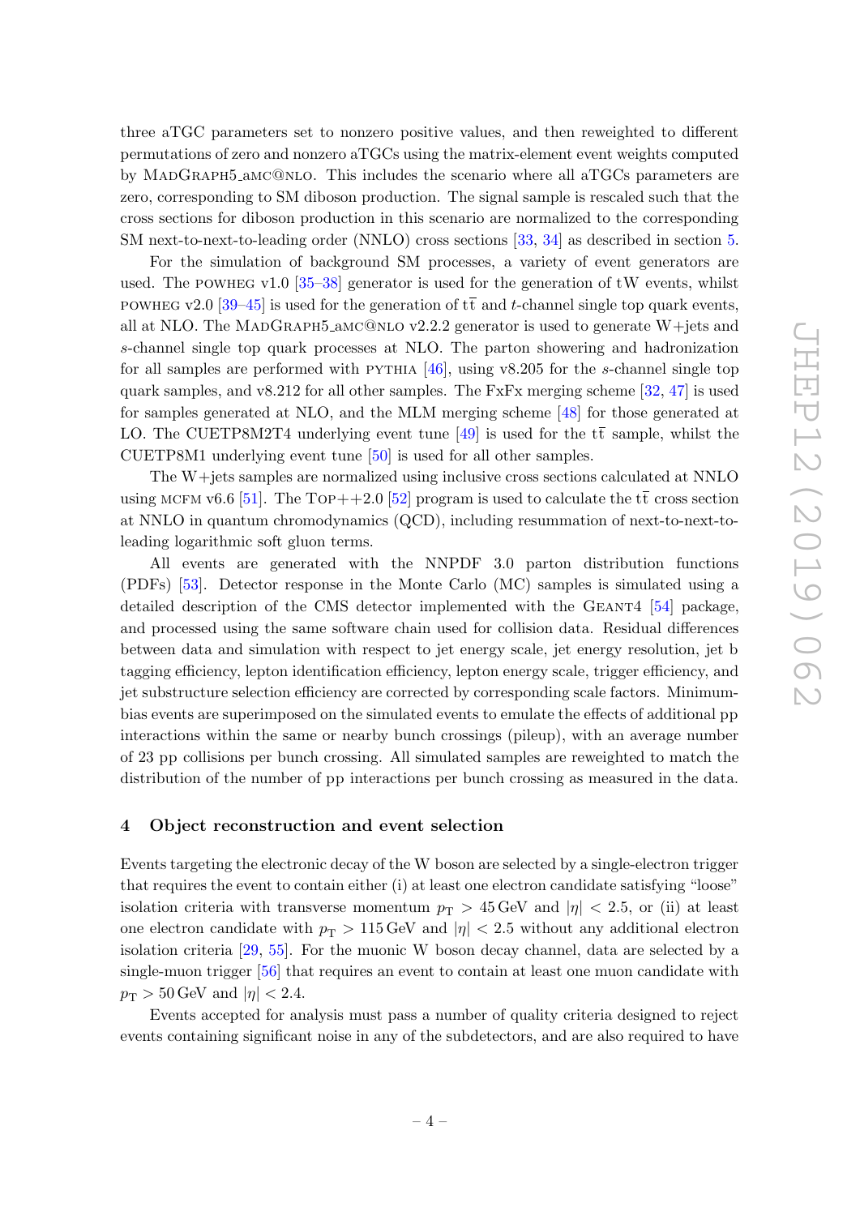three aTGC parameters set to nonzero positive values, and then reweighted to different permutations of zero and nonzero aTGCs using the matrix-element event weights computed by MadGraph5_amc@nlo. This includes the scenario where all aTGCs parameters are zero, corresponding to SM diboson production. The signal sample is rescaled such that the cross sections for diboson production in this scenario are normalized to the corresponding SM next-to-next-to-leading order (NNLO) cross sections [33, 34] as described in section 5.

For the simulation of background SM processes, a variety of event generators are used. The powheg v1.0 [35–38] generator is used for the generation of tW events, whilst powheg v2.0 [39–45] is used for the generation of $\mathrm{t\bar{t}}$ and $t$-channel single top quark events, all at NLO. The MadGraph5_amc@nlo v2.2.2 generator is used to generate W+jets and $s$-channel single top quark processes at NLO. The parton showering and hadronization for all samples are performed with pythia [46], using v8.205 for the $s$-channel single top quark samples, and v8.212 for all other samples. The FxFx merging scheme [32, 47] is used for samples generated at NLO, and the MLM merging scheme [48] for those generated at LO. The CUETP8M2T4 underlying event tune [49] is used for the $\mathrm{t\bar{t}}$ sample, whilst the CUETP8M1 underlying event tune [50] is used for all other samples.

The W+jets samples are normalized using inclusive cross sections calculated at NNLO using mcfm v6.6 [51]. The Top++2.0 [52] program is used to calculate the $\mathrm{t\bar{t}}$ cross section at NNLO in quantum chromodynamics (QCD), including resummation of next-to-next-to-leading logarithmic soft gluon terms.

All events are generated with the NNPDF 3.0 parton distribution functions (PDFs) [53]. Detector response in the Monte Carlo (MC) samples is simulated using a detailed description of the CMS detector implemented with the Geant4 [54] package, and processed using the same software chain used for collision data. Residual differences between data and simulation with respect to jet energy scale, jet energy resolution, jet b tagging efficiency, lepton identification efficiency, lepton energy scale, trigger efficiency, and jet substructure selection efficiency are corrected by corresponding scale factors. Minimum-bias events are superimposed on the simulated events to emulate the effects of additional pp interactions within the same or nearby bunch crossings (pileup), with an average number of 23 pp collisions per bunch crossing. All simulated samples are reweighted to match the distribution of the number of pp interactions per bunch crossing as measured in the data.

## 4 Object reconstruction and event selection

Events targeting the electronic decay of the W boson are selected by a single-electron trigger that requires the event to contain either (i) at least one electron candidate satisfying "loose" isolation criteria with transverse momentum $p_\mathrm{T} > 45\,\mathrm{GeV}$ and $|\eta| < 2.5$, or (ii) at least one electron candidate with $p_\mathrm{T} > 115\,\mathrm{GeV}$ and $|\eta| < 2.5$ without any additional electron isolation criteria [29, 55]. For the muonic W boson decay channel, data are selected by a single-muon trigger [56] that requires an event to contain at least one muon candidate with $p_\mathrm{T} > 50\,\mathrm{GeV}$ and $|\eta| < 2.4$.

Events accepted for analysis must pass a number of quality criteria designed to reject events containing significant noise in any of the subdetectors, and are also required to have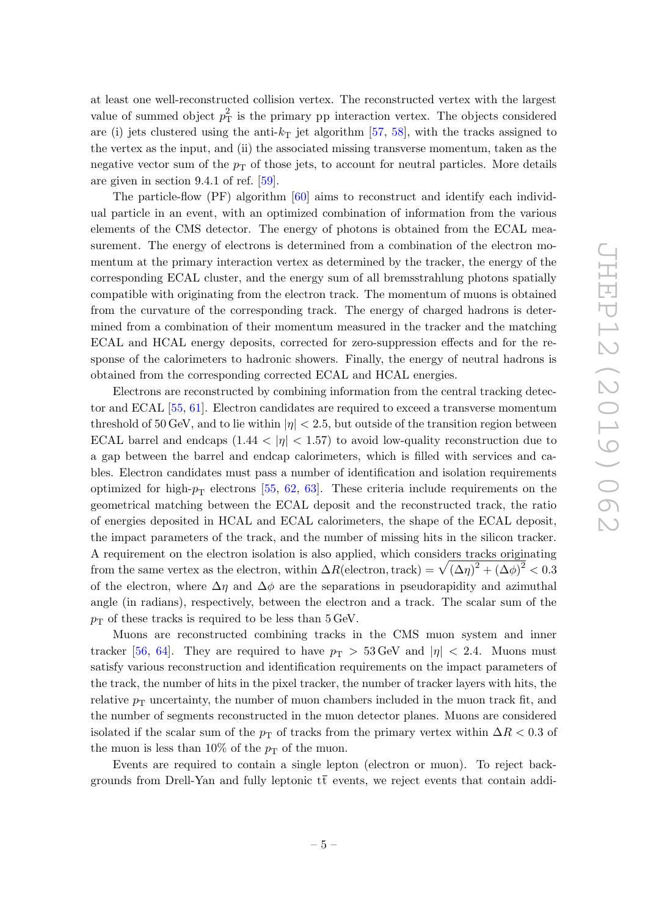at least one well-reconstructed collision vertex. The reconstructed vertex with the largest value of summed object $p_{\mathrm{T}}^2$ is the primary pp interaction vertex. The objects considered are (i) jets clustered using the anti-$k_{\mathrm{T}}$ jet algorithm [57, 58], with the tracks assigned to the vertex as the input, and (ii) the associated missing transverse momentum, taken as the negative vector sum of the $p_{\mathrm{T}}$ of those jets, to account for neutral particles. More details are given in section 9.4.1 of ref. [59].

The particle-flow (PF) algorithm [60] aims to reconstruct and identify each individual particle in an event, with an optimized combination of information from the various elements of the CMS detector. The energy of photons is obtained from the ECAL measurement. The energy of electrons is determined from a combination of the electron momentum at the primary interaction vertex as determined by the tracker, the energy of the corresponding ECAL cluster, and the energy sum of all bremsstrahlung photons spatially compatible with originating from the electron track. The momentum of muons is obtained from the curvature of the corresponding track. The energy of charged hadrons is determined from a combination of their momentum measured in the tracker and the matching ECAL and HCAL energy deposits, corrected for zero-suppression effects and for the response of the calorimeters to hadronic showers. Finally, the energy of neutral hadrons is obtained from the corresponding corrected ECAL and HCAL energies.

Electrons are reconstructed by combining information from the central tracking detector and ECAL [55, 61]. Electron candidates are required to exceed a transverse momentum threshold of 50 GeV, and to lie within $|\eta| < 2.5$, but outside of the transition region between ECAL barrel and endcaps ($1.44 < |\eta| < 1.57$) to avoid low-quality reconstruction due to a gap between the barrel and endcap calorimeters, which is filled with services and cables. Electron candidates must pass a number of identification and isolation requirements optimized for high-$p_{\mathrm{T}}$ electrons [55, 62, 63]. These criteria include requirements on the geometrical matching between the ECAL deposit and the reconstructed track, the ratio of energies deposited in HCAL and ECAL calorimeters, the shape of the ECAL deposit, the impact parameters of the track, and the number of missing hits in the silicon tracker. A requirement on the electron isolation is also applied, which considers tracks originating from the same vertex as the electron, within $\Delta R(\text{electron, track}) = \sqrt{(\Delta\eta)^2 + (\Delta\phi)^2} < 0.3$ of the electron, where $\Delta\eta$ and $\Delta\phi$ are the separations in pseudorapidity and azimuthal angle (in radians), respectively, between the electron and a track. The scalar sum of the $p_{\mathrm{T}}$ of these tracks is required to be less than 5 GeV.

Muons are reconstructed combining tracks in the CMS muon system and inner tracker [56, 64]. They are required to have $p_{\mathrm{T}} > 53\,\text{GeV}$ and $|\eta| < 2.4$. Muons must satisfy various reconstruction and identification requirements on the impact parameters of the track, the number of hits in the pixel tracker, the number of tracker layers with hits, the relative $p_{\mathrm{T}}$ uncertainty, the number of muon chambers included in the muon track fit, and the number of segments reconstructed in the muon detector planes. Muons are considered isolated if the scalar sum of the $p_{\mathrm{T}}$ of tracks from the primary vertex within $\Delta R < 0.3$ of the muon is less than 10% of the $p_{\mathrm{T}}$ of the muon.

Events are required to contain a single lepton (electron or muon). To reject backgrounds from Drell-Yan and fully leptonic $\mathrm{t\bar{t}}$ events, we reject events that contain addi-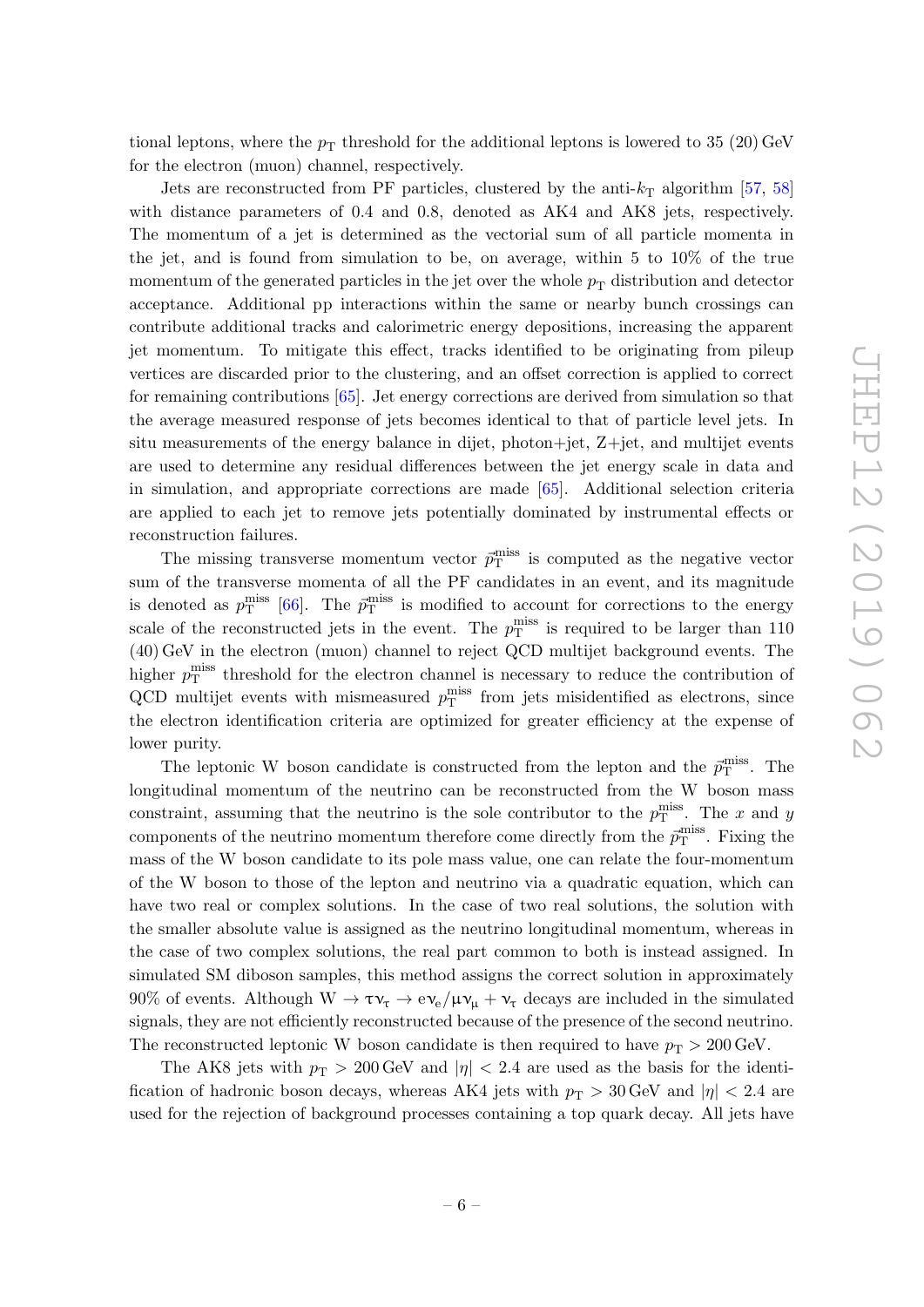tional leptons, where the $p_T$ threshold for the additional leptons is lowered to 35 (20) GeV for the electron (muon) channel, respectively.

Jets are reconstructed from PF particles, clustered by the anti-$k_T$ algorithm [57, 58] with distance parameters of 0.4 and 0.8, denoted as AK4 and AK8 jets, respectively. The momentum of a jet is determined as the vectorial sum of all particle momenta in the jet, and is found from simulation to be, on average, within 5 to 10% of the true momentum of the generated particles in the jet over the whole $p_T$ distribution and detector acceptance. Additional pp interactions within the same or nearby bunch crossings can contribute additional tracks and calorimetric energy depositions, increasing the apparent jet momentum. To mitigate this effect, tracks identified to be originating from pileup vertices are discarded prior to the clustering, and an offset correction is applied to correct for remaining contributions [65]. Jet energy corrections are derived from simulation so that the average measured response of jets becomes identical to that of particle level jets. In situ measurements of the energy balance in dijet, photon+jet, Z+jet, and multijet events are used to determine any residual differences between the jet energy scale in data and in simulation, and appropriate corrections are made [65]. Additional selection criteria are applied to each jet to remove jets potentially dominated by instrumental effects or reconstruction failures.

The missing transverse momentum vector $\vec{p}_T^{\text{miss}}$ is computed as the negative vector sum of the transverse momenta of all the PF candidates in an event, and its magnitude is denoted as $p_T^{\text{miss}}$ [66]. The $\vec{p}_T^{\text{miss}}$ is modified to account for corrections to the energy scale of the reconstructed jets in the event. The $p_T^{\text{miss}}$ is required to be larger than 110 (40) GeV in the electron (muon) channel to reject QCD multijet background events. The higher $p_T^{\text{miss}}$ threshold for the electron channel is necessary to reduce the contribution of QCD multijet events with mismeasured $p_T^{\text{miss}}$ from jets misidentified as electrons, since the electron identification criteria are optimized for greater efficiency at the expense of lower purity.

The leptonic W boson candidate is constructed from the lepton and the $\vec{p}_T^{\text{miss}}$. The longitudinal momentum of the neutrino can be reconstructed from the W boson mass constraint, assuming that the neutrino is the sole contributor to the $p_T^{\text{miss}}$. The $x$ and $y$ components of the neutrino momentum therefore come directly from the $\vec{p}_T^{\text{miss}}$. Fixing the mass of the W boson candidate to its pole mass value, one can relate the four-momentum of the W boson to those of the lepton and neutrino via a quadratic equation, which can have two real or complex solutions. In the case of two real solutions, the solution with the smaller absolute value is assigned as the neutrino longitudinal momentum, whereas in the case of two complex solutions, the real part common to both is instead assigned. In simulated SM diboson samples, this method assigns the correct solution in approximately 90% of events. Although $W \to \tau\nu_\tau \to e\nu_e/\mu\nu_\mu + \nu_\tau$ decays are included in the simulated signals, they are not efficiently reconstructed because of the presence of the second neutrino. The reconstructed leptonic W boson candidate is then required to have $p_T > 200$ GeV.

The AK8 jets with $p_T > 200$ GeV and $|\eta| < 2.4$ are used as the basis for the identification of hadronic boson decays, whereas AK4 jets with $p_T > 30$ GeV and $|\eta| < 2.4$ are used for the rejection of background processes containing a top quark decay. All jets have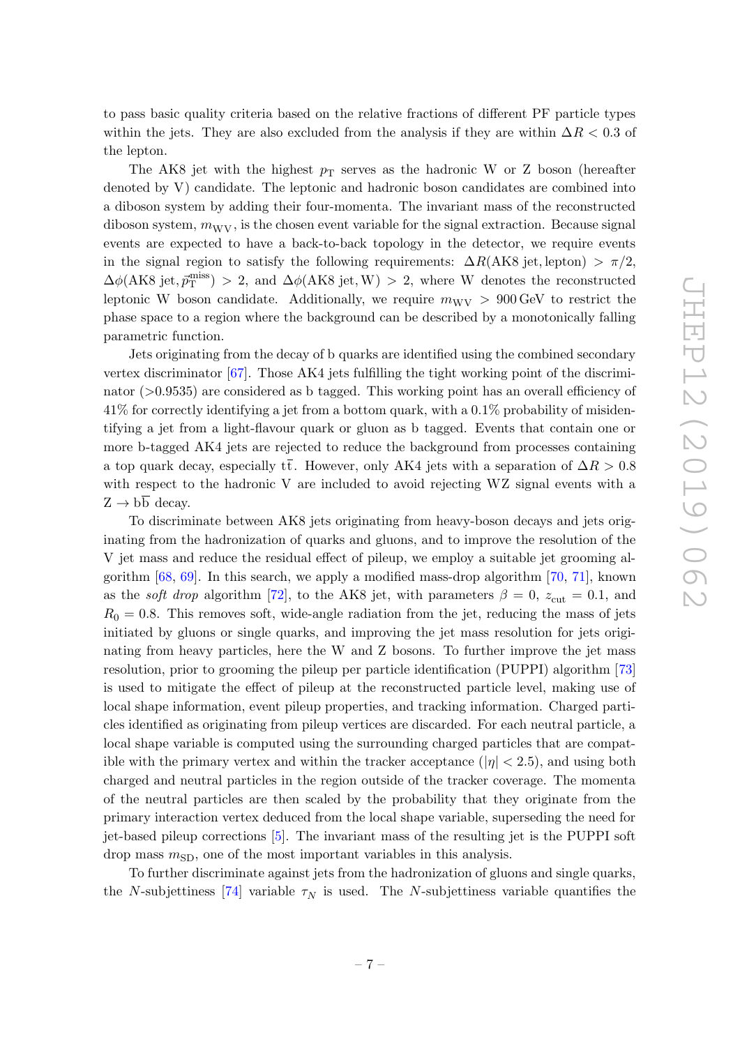to pass basic quality criteria based on the relative fractions of different PF particle types within the jets. They are also excluded from the analysis if they are within $\Delta R < 0.3$ of the lepton.

The AK8 jet with the highest $p_{\mathrm{T}}$ serves as the hadronic W or Z boson (hereafter denoted by V) candidate. The leptonic and hadronic boson candidates are combined into a diboson system by adding their four-momenta. The invariant mass of the reconstructed diboson system, $m_{\mathrm{WV}}$, is the chosen event variable for the signal extraction. Because signal events are expected to have a back-to-back topology in the detector, we require events in the signal region to satisfy the following requirements: $\Delta R(\text{AK8 jet, lepton}) > \pi/2$, $\Delta\phi(\text{AK8 jet}, \vec{p}_{\mathrm{T}}^{\text{miss}}) > 2$, and $\Delta\phi(\text{AK8 jet, W}) > 2$, where W denotes the reconstructed leptonic W boson candidate. Additionally, we require $m_{\mathrm{WV}} > 900\,\mathrm{GeV}$ to restrict the phase space to a region where the background can be described by a monotonically falling parametric function.

Jets originating from the decay of b quarks are identified using the combined secondary vertex discriminator [67]. Those AK4 jets fulfilling the tight working point of the discriminator (>0.9535) are considered as b tagged. This working point has an overall efficiency of 41% for correctly identifying a jet from a bottom quark, with a 0.1% probability of misidentifying a jet from a light-flavour quark or gluon as b tagged. Events that contain one or more b-tagged AK4 jets are rejected to reduce the background from processes containing a top quark decay, especially $\mathrm{t\bar{t}}$. However, only AK4 jets with a separation of $\Delta R > 0.8$ with respect to the hadronic V are included to avoid rejecting WZ signal events with a $\mathrm{Z} \to \mathrm{b\bar{b}}$ decay.

To discriminate between AK8 jets originating from heavy-boson decays and jets originating from the hadronization of quarks and gluons, and to improve the resolution of the V jet mass and reduce the residual effect of pileup, we employ a suitable jet grooming algorithm [68, 69]. In this search, we apply a modified mass-drop algorithm [70, 71], known as the *soft drop* algorithm [72], to the AK8 jet, with parameters $\beta = 0$, $z_{\text{cut}} = 0.1$, and $R_0 = 0.8$. This removes soft, wide-angle radiation from the jet, reducing the mass of jets initiated by gluons or single quarks, and improving the jet mass resolution for jets originating from heavy particles, here the W and Z bosons. To further improve the jet mass resolution, prior to grooming the pileup per particle identification (PUPPI) algorithm [73] is used to mitigate the effect of pileup at the reconstructed particle level, making use of local shape information, event pileup properties, and tracking information. Charged particles identified as originating from pileup vertices are discarded. For each neutral particle, a local shape variable is computed using the surrounding charged particles that are compatible with the primary vertex and within the tracker acceptance ($|\eta| < 2.5$), and using both charged and neutral particles in the region outside of the tracker coverage. The momenta of the neutral particles are then scaled by the probability that they originate from the primary interaction vertex deduced from the local shape variable, superseding the need for jet-based pileup corrections [5]. The invariant mass of the resulting jet is the PUPPI soft drop mass $m_{\mathrm{SD}}$, one of the most important variables in this analysis.

To further discriminate against jets from the hadronization of gluons and single quarks, the $N$-subjettiness [74] variable $\tau_N$ is used. The $N$-subjettiness variable quantifies the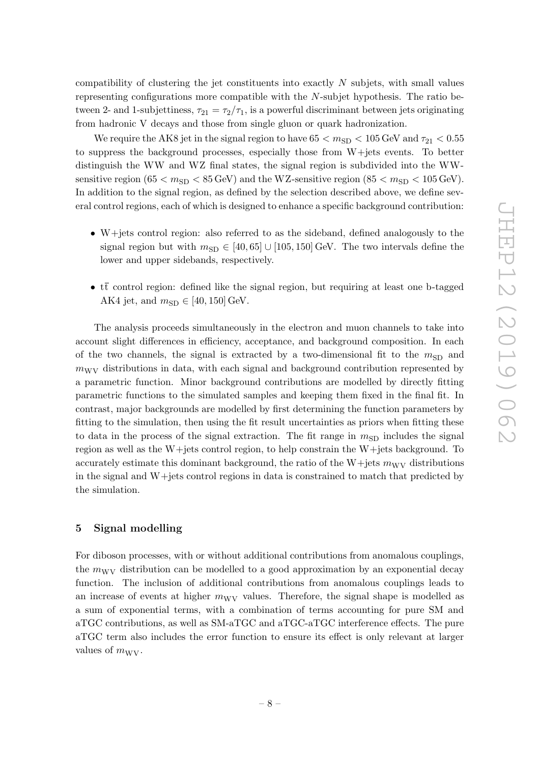compatibility of clustering the jet constituents into exactly $N$ subjets, with small values representing configurations more compatible with the $N$-subjet hypothesis. The ratio between 2- and 1-subjettiness, $\tau_{21} = \tau_2/\tau_1$, is a powerful discriminant between jets originating from hadronic V decays and those from single gluon or quark hadronization.

We require the AK8 jet in the signal region to have $65 < m_{\mathrm{SD}} < 105\,\mathrm{GeV}$ and $\tau_{21} < 0.55$ to suppress the background processes, especially those from W+jets events. To better distinguish the WW and WZ final states, the signal region is subdivided into the WW-sensitive region ($65 < m_{\mathrm{SD}} < 85\,\mathrm{GeV}$) and the WZ-sensitive region ($85 < m_{\mathrm{SD}} < 105\,\mathrm{GeV}$). In addition to the signal region, as defined by the selection described above, we define several control regions, each of which is designed to enhance a specific background contribution:

- W+jets control region: also referred to as the sideband, defined analogously to the signal region but with $m_{\mathrm{SD}} \in [40, 65] \cup [105, 150]\,\mathrm{GeV}$. The two intervals define the lower and upper sidebands, respectively.
- $\mathrm{t\bar{t}}$ control region: defined like the signal region, but requiring at least one b-tagged AK4 jet, and $m_{\mathrm{SD}} \in [40, 150]\,\mathrm{GeV}$.

The analysis proceeds simultaneously in the electron and muon channels to take into account slight differences in efficiency, acceptance, and background composition. In each of the two channels, the signal is extracted by a two-dimensional fit to the $m_{\mathrm{SD}}$ and $m_{\mathrm{WV}}$ distributions in data, with each signal and background contribution represented by a parametric function. Minor background contributions are modelled by directly fitting parametric functions to the simulated samples and keeping them fixed in the final fit. In contrast, major backgrounds are modelled by first determining the function parameters by fitting to the simulation, then using the fit result uncertainties as priors when fitting these to data in the process of the signal extraction. The fit range in $m_{\mathrm{SD}}$ includes the signal region as well as the W+jets control region, to help constrain the W+jets background. To accurately estimate this dominant background, the ratio of the W+jets $m_{\mathrm{WV}}$ distributions in the signal and W+jets control regions in data is constrained to match that predicted by the simulation.

## 5 Signal modelling

For diboson processes, with or without additional contributions from anomalous couplings, the $m_{\mathrm{WV}}$ distribution can be modelled to a good approximation by an exponential decay function. The inclusion of additional contributions from anomalous couplings leads to an increase of events at higher $m_{\mathrm{WV}}$ values. Therefore, the signal shape is modelled as a sum of exponential terms, with a combination of terms accounting for pure SM and aTGC contributions, as well as SM-aTGC and aTGC-aTGC interference effects. The pure aTGC term also includes the error function to ensure its effect is only relevant at larger values of $m_{\mathrm{WV}}$.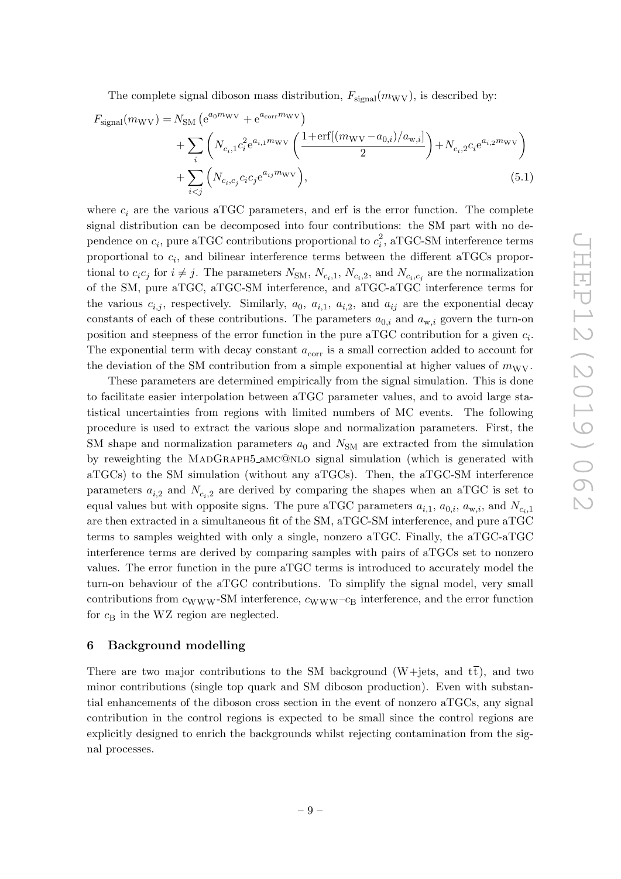The complete signal diboson mass distribution, $F_{\text{signal}}(m_{\text{WV}})$, is described by:

$$
\begin{aligned}
F_{\text{signal}}(m_{\text{WV}}) = & N_{\text{SM}} \left( \mathrm{e}^{a_0 m_{\text{WV}}} + \mathrm{e}^{a_{\text{corr}} m_{\text{WV}}} \right) \\
& + \sum_i \left( N_{c_i,1} c_i^2 \mathrm{e}^{a_{i,1} m_{\text{WV}}} \left( \frac{1 + \operatorname{erf}[(m_{\text{WV}} - a_{0,i})/a_{\text{w},i}]}{2} \right) + N_{c_i,2} c_i \mathrm{e}^{a_{i,2} m_{\text{WV}}} \right) \\
& + \sum_{i<j} \left( N_{c_i,c_j} c_i c_j \mathrm{e}^{a_{ij} m_{\text{WV}}} \right),
\end{aligned}
\tag{5.1}
$$

where $c_i$ are the various aTGC parameters, and erf is the error function. The complete signal distribution can be decomposed into four contributions: the SM part with no dependence on $c_i$, pure aTGC contributions proportional to $c_i^2$, aTGC-SM interference terms proportional to $c_i$, and bilinear interference terms between the different aTGCs proportional to $c_i c_j$ for $i \neq j$. The parameters $N_{\text{SM}}$, $N_{c_i,1}$, $N_{c_i,2}$, and $N_{c_i,c_j}$ are the normalization of the SM, pure aTGC, aTGC-SM interference, and aTGC-aTGC interference terms for the various $c_{i,j}$, respectively. Similarly, $a_0$, $a_{i,1}$, $a_{i,2}$, and $a_{ij}$ are the exponential decay constants of each of these contributions. The parameters $a_{0,i}$ and $a_{\text{w},i}$ govern the turn-on position and steepness of the error function in the pure aTGC contribution for a given $c_i$. The exponential term with decay constant $a_{\text{corr}}$ is a small correction added to account for the deviation of the SM contribution from a simple exponential at higher values of $m_{\text{WV}}$.

These parameters are determined empirically from the signal simulation. This is done to facilitate easier interpolation between aTGC parameter values, and to avoid large statistical uncertainties from regions with limited numbers of MC events. The following procedure is used to extract the various slope and normalization parameters. First, the SM shape and normalization parameters $a_0$ and $N_{\text{SM}}$ are extracted from the simulation by reweighting the MadGraph5_amc@nlo signal simulation (which is generated with aTGCs) to the SM simulation (without any aTGCs). Then, the aTGC-SM interference parameters $a_{i,2}$ and $N_{c_i,2}$ are derived by comparing the shapes when an aTGC is set to equal values but with opposite signs. The pure aTGC parameters $a_{i,1}$, $a_{0,i}$, $a_{\text{w},i}$, and $N_{c_i,1}$ are then extracted in a simultaneous fit of the SM, aTGC-SM interference, and pure aTGC terms to samples weighted with only a single, nonzero aTGC. Finally, the aTGC-aTGC interference terms are derived by comparing samples with pairs of aTGCs set to nonzero values. The error function in the pure aTGC terms is introduced to accurately model the turn-on behaviour of the aTGC contributions. To simplify the signal model, very small contributions from $c_{\text{WWW}}$-SM interference, $c_{\text{WWW}}$–$c_{\text{B}}$ interference, and the error function for $c_{\text{B}}$ in the WZ region are neglected.

## 6 Background modelling

There are two major contributions to the SM background (W+jets, and $\mathrm{t\bar{t}}$), and two minor contributions (single top quark and SM diboson production). Even with substantial enhancements of the diboson cross section in the event of nonzero aTGCs, any signal contribution in the control regions is expected to be small since the control regions are explicitly designed to enrich the backgrounds whilst rejecting contamination from the signal processes.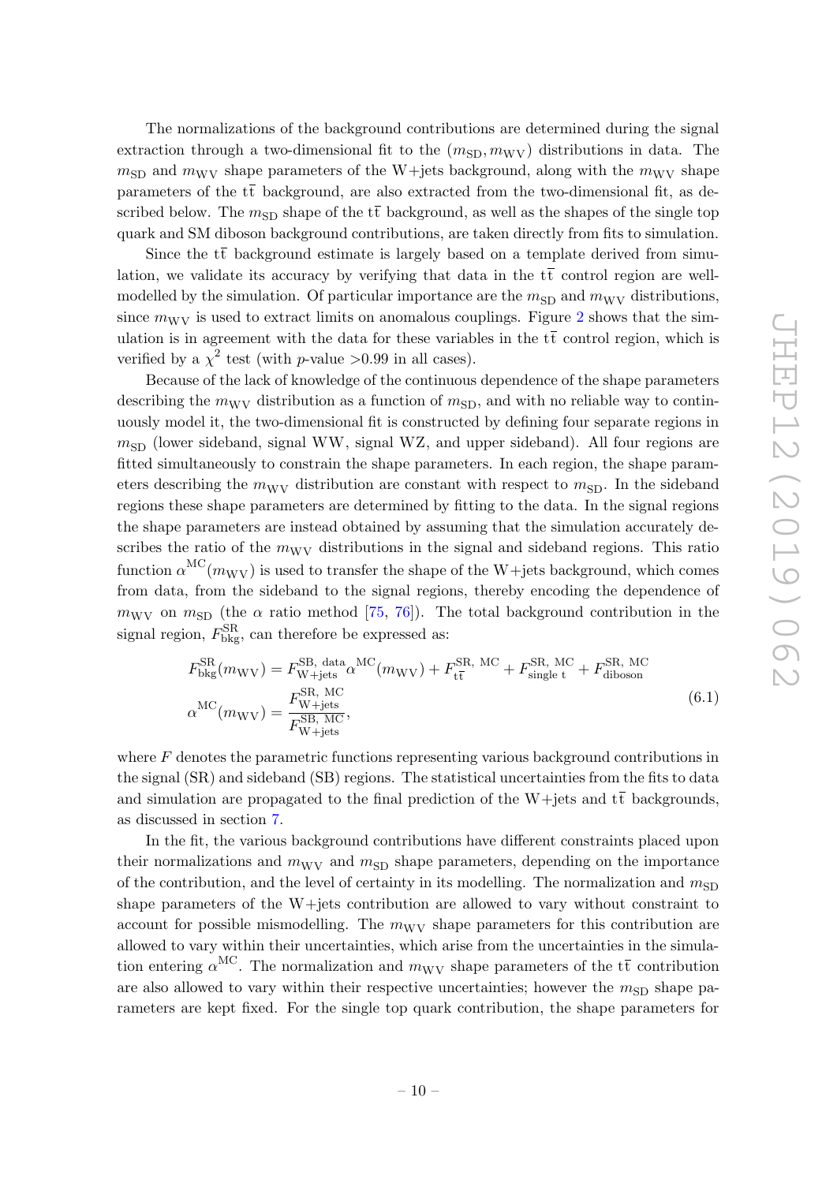The normalizations of the background contributions are determined during the signal extraction through a two-dimensional fit to the $(m_{\mathrm{SD}}, m_{\mathrm{WV}})$ distributions in data. The $m_{\mathrm{SD}}$ and $m_{\mathrm{WV}}$ shape parameters of the W+jets background, along with the $m_{\mathrm{WV}}$ shape parameters of the $\mathrm{t\bar{t}}$ background, are also extracted from the two-dimensional fit, as described below. The $m_{\mathrm{SD}}$ shape of the $\mathrm{t\bar{t}}$ background, as well as the shapes of the single top quark and SM diboson background contributions, are taken directly from fits to simulation.

Since the $\mathrm{t\bar{t}}$ background estimate is largely based on a template derived from simulation, we validate its accuracy by verifying that data in the $\mathrm{t\bar{t}}$ control region are well-modelled by the simulation. Of particular importance are the $m_{\mathrm{SD}}$ and $m_{\mathrm{WV}}$ distributions, since $m_{\mathrm{WV}}$ is used to extract limits on anomalous couplings. Figure 2 shows that the simulation is in agreement with the data for these variables in the $\mathrm{t\bar{t}}$ control region, which is verified by a $\chi^2$ test (with $p$-value $>0.99$ in all cases).

Because of the lack of knowledge of the continuous dependence of the shape parameters describing the $m_{\mathrm{WV}}$ distribution as a function of $m_{\mathrm{SD}}$, and with no reliable way to continuously model it, the two-dimensional fit is constructed by defining four separate regions in $m_{\mathrm{SD}}$ (lower sideband, signal WW, signal WZ, and upper sideband). All four regions are fitted simultaneously to constrain the shape parameters. In each region, the shape parameters describing the $m_{\mathrm{WV}}$ distribution are constant with respect to $m_{\mathrm{SD}}$. In the sideband regions these shape parameters are determined by fitting to the data. In the signal regions the shape parameters are instead obtained by assuming that the simulation accurately describes the ratio of the $m_{\mathrm{WV}}$ distributions in the signal and sideband regions. This ratio function $\alpha^{\mathrm{MC}}(m_{\mathrm{WV}})$ is used to transfer the shape of the W+jets background, which comes from data, from the sideband to the signal regions, thereby encoding the dependence of $m_{\mathrm{WV}}$ on $m_{\mathrm{SD}}$ (the $\alpha$ ratio method [75, 76]). The total background contribution in the signal region, $F^{\mathrm{SR}}_{\mathrm{bkg}}$, can therefore be expressed as:

$$
\begin{aligned}
F^{\mathrm{SR}}_{\mathrm{bkg}}(m_{\mathrm{WV}}) &= F^{\mathrm{SB,\ data}}_{\mathrm{W+jets}}\,\alpha^{\mathrm{MC}}(m_{\mathrm{WV}}) + F^{\mathrm{SR,\ MC}}_{\mathrm{t\bar{t}}} + F^{\mathrm{SR,\ MC}}_{\mathrm{single\ t}} + F^{\mathrm{SR,\ MC}}_{\mathrm{diboson}} \\
\alpha^{\mathrm{MC}}(m_{\mathrm{WV}}) &= \frac{F^{\mathrm{SR,\ MC}}_{\mathrm{W+jets}}}{F^{\mathrm{SB,\ MC}}_{\mathrm{W+jets}}},
\end{aligned}
\tag{6.1}
$$

where $F$ denotes the parametric functions representing various background contributions in the signal (SR) and sideband (SB) regions. The statistical uncertainties from the fits to data and simulation are propagated to the final prediction of the W+jets and $\mathrm{t\bar{t}}$ backgrounds, as discussed in section 7.

In the fit, the various background contributions have different constraints placed upon their normalizations and $m_{\mathrm{WV}}$ and $m_{\mathrm{SD}}$ shape parameters, depending on the importance of the contribution, and the level of certainty in its modelling. The normalization and $m_{\mathrm{SD}}$ shape parameters of the W+jets contribution are allowed to vary without constraint to account for possible mismodelling. The $m_{\mathrm{WV}}$ shape parameters for this contribution are allowed to vary within their uncertainties, which arise from the uncertainties in the simulation entering $\alpha^{\mathrm{MC}}$. The normalization and $m_{\mathrm{WV}}$ shape parameters of the $\mathrm{t\bar{t}}$ contribution are also allowed to vary within their respective uncertainties; however the $m_{\mathrm{SD}}$ shape parameters are kept fixed. For the single top quark contribution, the shape parameters for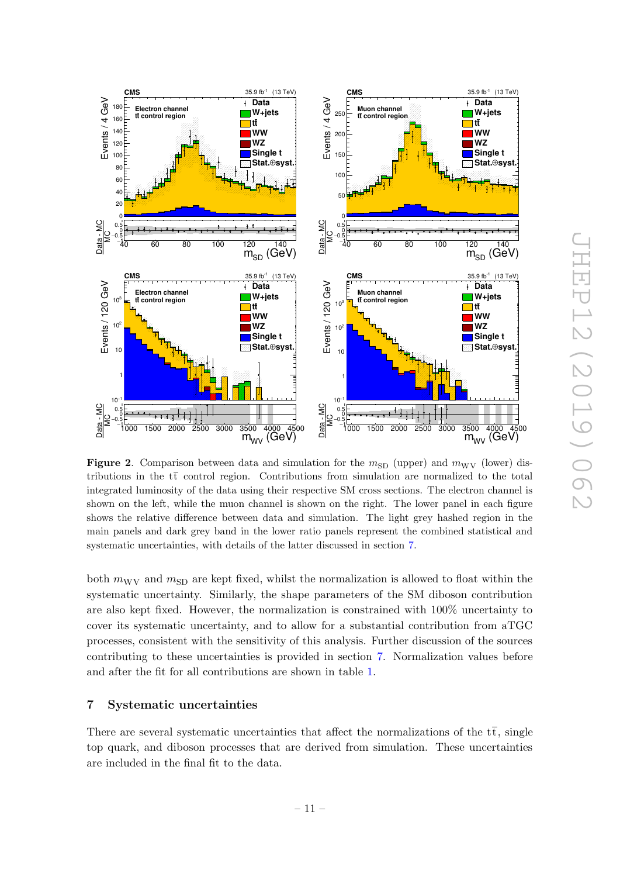**Figure 2**. Comparison between data and simulation for the $m_{\mathrm{SD}}$ (upper) and $m_{\mathrm{WV}}$ (lower) distributions in the $\mathrm{t\bar{t}}$ control region. Contributions from simulation are normalized to the total integrated luminosity of the data using their respective SM cross sections. The electron channel is shown on the left, while the muon channel is shown on the right. The lower panel in each figure shows the relative difference between data and simulation. The light grey hashed region in the main panels and dark grey band in the lower ratio panels represent the combined statistical and systematic uncertainties, with details of the latter discussed in section 7.

both $m_{\mathrm{WV}}$ and $m_{\mathrm{SD}}$ are kept fixed, whilst the normalization is allowed to float within the systematic uncertainty. Similarly, the shape parameters of the SM diboson contribution are also kept fixed. However, the normalization is constrained with 100% uncertainty to cover its systematic uncertainty, and to allow for a substantial contribution from aTGC processes, consistent with the sensitivity of this analysis. Further discussion of the sources contributing to these uncertainties is provided in section 7. Normalization values before and after the fit for all contributions are shown in table 1.

## 7 Systematic uncertainties

There are several systematic uncertainties that affect the normalizations of the $\mathrm{t\bar{t}}$, single top quark, and diboson processes that are derived from simulation. These uncertainties are included in the final fit to the data.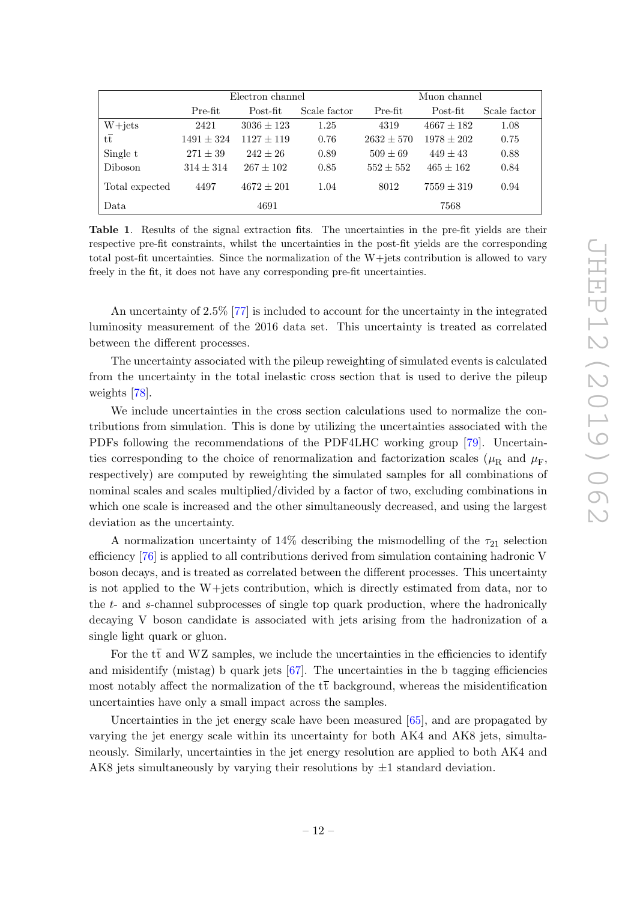| | Electron channel | | | Muon channel | | |
|---|---|---|---|---|---|---|
| | Pre-fit | Post-fit | Scale factor | Pre-fit | Post-fit | Scale factor |
| W+jets | 2421 | $3036 \pm 123$ | 1.25 | 4319 | $4667 \pm 182$ | 1.08 |
| $\mathrm{t\bar{t}}$ | $1491 \pm 324$ | $1127 \pm 119$ | 0.76 | $2632 \pm 570$ | $1978 \pm 202$ | 0.75 |
| Single t | $271 \pm 39$ | $242 \pm 26$ | 0.89 | $509 \pm 69$ | $449 \pm 43$ | 0.88 |
| Diboson | $314 \pm 314$ | $267 \pm 102$ | 0.85 | $552 \pm 552$ | $465 \pm 162$ | 0.84 |
| Total expected | 4497 | $4672 \pm 201$ | 1.04 | 8012 | $7559 \pm 319$ | 0.94 |
| Data | | 4691 | | | 7568 | |

**Table 1**. Results of the signal extraction fits. The uncertainties in the pre-fit yields are their respective pre-fit constraints, whilst the uncertainties in the post-fit yields are the corresponding total post-fit uncertainties. Since the normalization of the W+jets contribution is allowed to vary freely in the fit, it does not have any corresponding pre-fit uncertainties.

An uncertainty of 2.5% [77] is included to account for the uncertainty in the integrated luminosity measurement of the 2016 data set. This uncertainty is treated as correlated between the different processes.

The uncertainty associated with the pileup reweighting of simulated events is calculated from the uncertainty in the total inelastic cross section that is used to derive the pileup weights [78].

We include uncertainties in the cross section calculations used to normalize the contributions from simulation. This is done by utilizing the uncertainties associated with the PDFs following the recommendations of the PDF4LHC working group [79]. Uncertainties corresponding to the choice of renormalization and factorization scales ($\mu_\mathrm{R}$ and $\mu_\mathrm{F}$, respectively) are computed by reweighting the simulated samples for all combinations of nominal scales and scales multiplied/divided by a factor of two, excluding combinations in which one scale is increased and the other simultaneously decreased, and using the largest deviation as the uncertainty.

A normalization uncertainty of 14% describing the mismodelling of the $\tau_{21}$ selection efficiency [76] is applied to all contributions derived from simulation containing hadronic V boson decays, and is treated as correlated between the different processes. This uncertainty is not applied to the W+jets contribution, which is directly estimated from data, nor to the *t*- and *s*-channel subprocesses of single top quark production, where the hadronically decaying V boson candidate is associated with jets arising from the hadronization of a single light quark or gluon.

For the $\mathrm{t\bar{t}}$ and WZ samples, we include the uncertainties in the efficiencies to identify and misidentify (mistag) b quark jets [67]. The uncertainties in the b tagging efficiencies most notably affect the normalization of the $\mathrm{t\bar{t}}$ background, whereas the misidentification uncertainties have only a small impact across the samples.

Uncertainties in the jet energy scale have been measured [65], and are propagated by varying the jet energy scale within its uncertainty for both AK4 and AK8 jets, simultaneously. Similarly, uncertainties in the jet energy resolution are applied to both AK4 and AK8 jets simultaneously by varying their resolutions by $\pm 1$ standard deviation.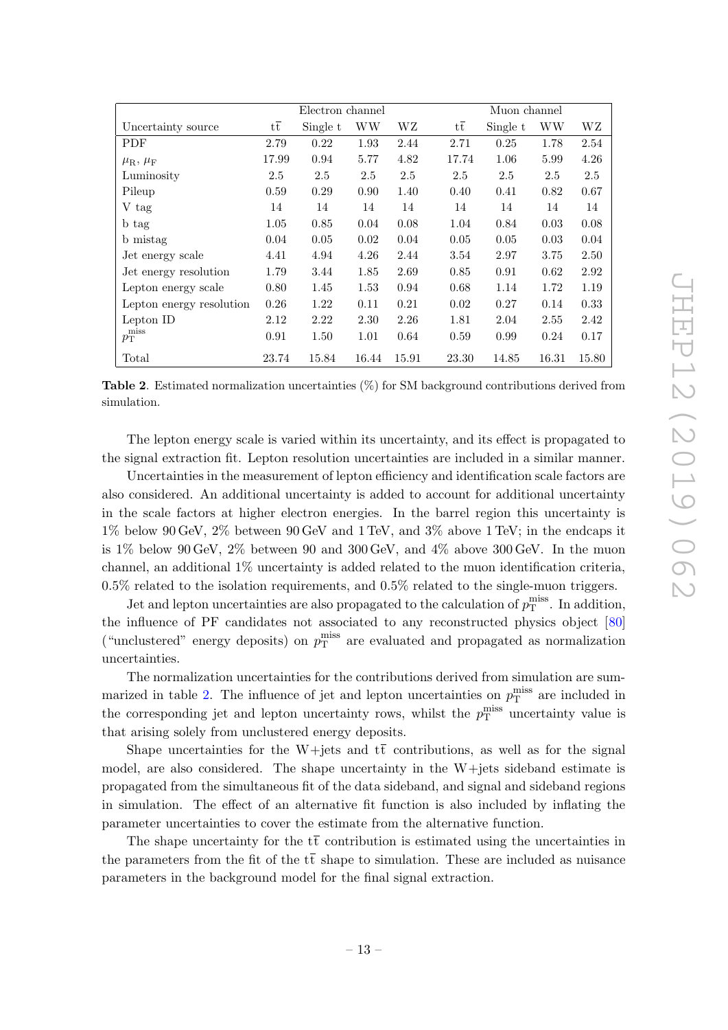| Uncertainty source | Electron channel | | | | Muon channel | | | |
|---|---|---|---|---|---|---|---|---|
| | $t\bar{t}$ | Single t | WW | WZ | $t\bar{t}$ | Single t | WW | WZ |
| PDF | 2.79 | 0.22 | 1.93 | 2.44 | 2.71 | 0.25 | 1.78 | 2.54 |
| $\mu_R$, $\mu_F$ | 17.99 | 0.94 | 5.77 | 4.82 | 17.74 | 1.06 | 5.99 | 4.26 |
| Luminosity | 2.5 | 2.5 | 2.5 | 2.5 | 2.5 | 2.5 | 2.5 | 2.5 |
| Pileup | 0.59 | 0.29 | 0.90 | 1.40 | 0.40 | 0.41 | 0.82 | 0.67 |
| V tag | 14 | 14 | 14 | 14 | 14 | 14 | 14 | 14 |
| b tag | 1.05 | 0.85 | 0.04 | 0.08 | 1.04 | 0.84 | 0.03 | 0.08 |
| b mistag | 0.04 | 0.05 | 0.02 | 0.04 | 0.05 | 0.05 | 0.03 | 0.04 |
| Jet energy scale | 4.41 | 4.94 | 4.26 | 2.44 | 3.54 | 2.97 | 3.75 | 2.50 |
| Jet energy resolution | 1.79 | 3.44 | 1.85 | 2.69 | 0.85 | 0.91 | 0.62 | 2.92 |
| Lepton energy scale | 0.80 | 1.45 | 1.53 | 0.94 | 0.68 | 1.14 | 1.72 | 1.19 |
| Lepton energy resolution | 0.26 | 1.22 | 0.11 | 0.21 | 0.02 | 0.27 | 0.14 | 0.33 |
| Lepton ID | 2.12 | 2.22 | 2.30 | 2.26 | 1.81 | 2.04 | 2.55 | 2.42 |
| $p_T^{miss}$ | 0.91 | 1.50 | 1.01 | 0.64 | 0.59 | 0.99 | 0.24 | 0.17 |
| Total | 23.74 | 15.84 | 16.44 | 15.91 | 23.30 | 14.85 | 16.31 | 15.80 |

**Table 2**. Estimated normalization uncertainties (%) for SM background contributions derived from simulation.

The lepton energy scale is varied within its uncertainty, and its effect is propagated to the signal extraction fit. Lepton resolution uncertainties are included in a similar manner.

Uncertainties in the measurement of lepton efficiency and identification scale factors are also considered. An additional uncertainty is added to account for additional uncertainty in the scale factors at higher electron energies. In the barrel region this uncertainty is 1% below 90 GeV, 2% between 90 GeV and 1 TeV, and 3% above 1 TeV; in the endcaps it is 1% below 90 GeV, 2% between 90 and 300 GeV, and 4% above 300 GeV. In the muon channel, an additional 1% uncertainty is added related to the muon identification criteria, 0.5% related to the isolation requirements, and 0.5% related to the single-muon triggers.

Jet and lepton uncertainties are also propagated to the calculation of $p_T^{miss}$. In addition, the influence of PF candidates not associated to any reconstructed physics object [80] ("unclustered" energy deposits) on $p_T^{miss}$ are evaluated and propagated as normalization uncertainties.

The normalization uncertainties for the contributions derived from simulation are summarized in table 2. The influence of jet and lepton uncertainties on $p_T^{miss}$ are included in the corresponding jet and lepton uncertainty rows, whilst the $p_T^{miss}$ uncertainty value is that arising solely from unclustered energy deposits.

Shape uncertainties for the W+jets and $t\bar{t}$ contributions, as well as for the signal model, are also considered. The shape uncertainty in the W+jets sideband estimate is propagated from the simultaneous fit of the data sideband, and signal and sideband regions in simulation. The effect of an alternative fit function is also included by inflating the parameter uncertainties to cover the estimate from the alternative function.

The shape uncertainty for the $t\bar{t}$ contribution is estimated using the uncertainties in the parameters from the fit of the $t\bar{t}$ shape to simulation. These are included as nuisance parameters in the background model for the final signal extraction.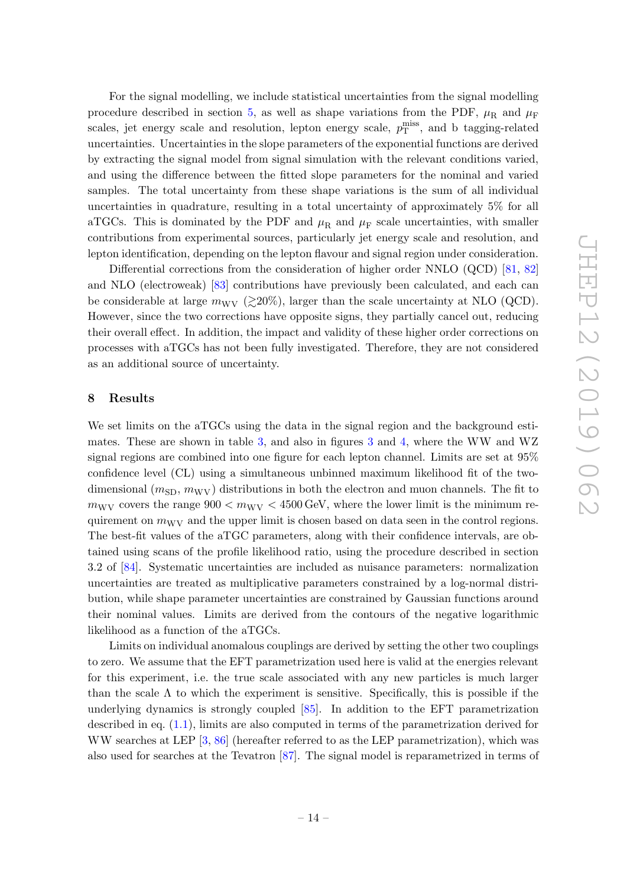For the signal modelling, we include statistical uncertainties from the signal modelling procedure described in section 5, as well as shape variations from the PDF, $\mu_R$ and $\mu_F$ scales, jet energy scale and resolution, lepton energy scale, $p_T^{miss}$, and b tagging-related uncertainties. Uncertainties in the slope parameters of the exponential functions are derived by extracting the signal model from signal simulation with the relevant conditions varied, and using the difference between the fitted slope parameters for the nominal and varied samples. The total uncertainty from these shape variations is the sum of all individual uncertainties in quadrature, resulting in a total uncertainty of approximately 5% for all aTGCs. This is dominated by the PDF and $\mu_R$ and $\mu_F$ scale uncertainties, with smaller contributions from experimental sources, particularly jet energy scale and resolution, and lepton identification, depending on the lepton flavour and signal region under consideration.

Differential corrections from the consideration of higher order NNLO (QCD) [81, 82] and NLO (electroweak) [83] contributions have previously been calculated, and each can be considerable at large $m_{WV}$ ($\gtrsim$20%), larger than the scale uncertainty at NLO (QCD). However, since the two corrections have opposite signs, they partially cancel out, reducing their overall effect. In addition, the impact and validity of these higher order corrections on processes with aTGCs has not been fully investigated. Therefore, they are not considered as an additional source of uncertainty.

## 8 Results

We set limits on the aTGCs using the data in the signal region and the background estimates. These are shown in table 3, and also in figures 3 and 4, where the WW and WZ signal regions are combined into one figure for each lepton channel. Limits are set at 95% confidence level (CL) using a simultaneous unbinned maximum likelihood fit of the two-dimensional ($m_{SD}$, $m_{WV}$) distributions in both the electron and muon channels. The fit to $m_{WV}$ covers the range $900 < m_{WV} < 4500\,\text{GeV}$, where the lower limit is the minimum requirement on $m_{WV}$ and the upper limit is chosen based on data seen in the control regions. The best-fit values of the aTGC parameters, along with their confidence intervals, are obtained using scans of the profile likelihood ratio, using the procedure described in section 3.2 of [84]. Systematic uncertainties are included as nuisance parameters: normalization uncertainties are treated as multiplicative parameters constrained by a log-normal distribution, while shape parameter uncertainties are constrained by Gaussian functions around their nominal values. Limits are derived from the contours of the negative logarithmic likelihood as a function of the aTGCs.

Limits on individual anomalous couplings are derived by setting the other two couplings to zero. We assume that the EFT parametrization used here is valid at the energies relevant for this experiment, i.e. the true scale associated with any new particles is much larger than the scale $\Lambda$ to which the experiment is sensitive. Specifically, this is possible if the underlying dynamics is strongly coupled [85]. In addition to the EFT parametrization described in eq. (1.1), limits are also computed in terms of the parametrization derived for WW searches at LEP [3, 86] (hereafter referred to as the LEP parametrization), which was also used for searches at the Tevatron [87]. The signal model is reparametrized in terms of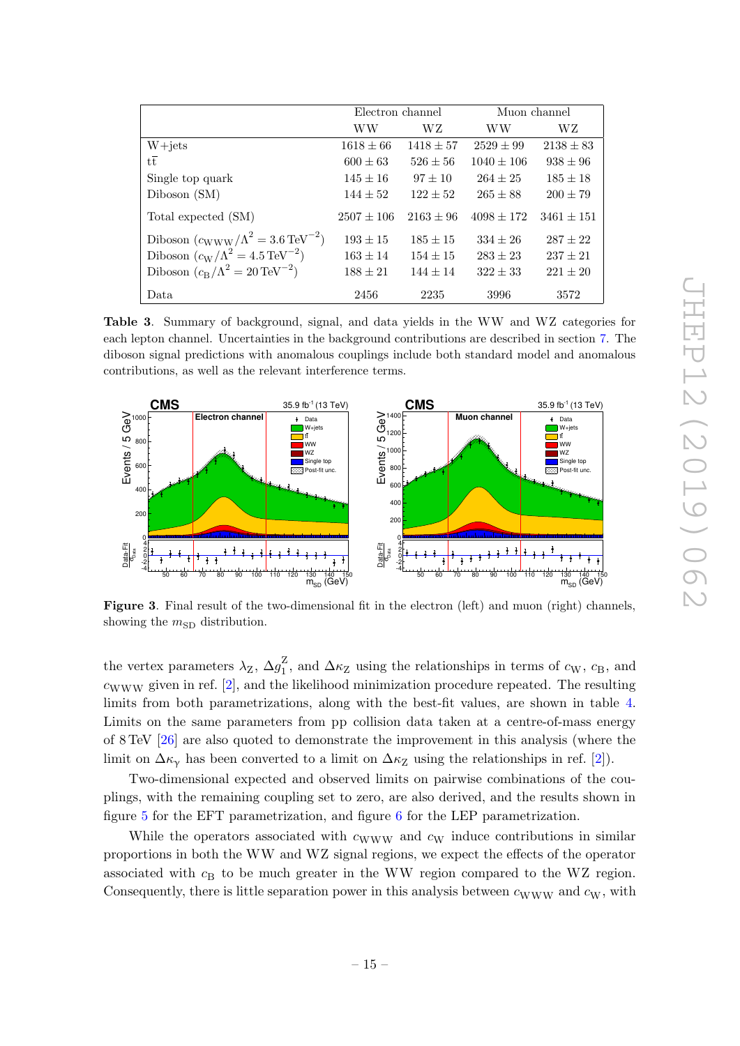| | Electron channel | | Muon channel | |
|---|---|---|---|---|
| | WW | WZ | WW | WZ |
| W+jets | $1618 \pm 66$ | $1418 \pm 57$ | $2529 \pm 99$ | $2138 \pm 83$ |
| $\mathrm{t\bar{t}}$ | $600 \pm 63$ | $526 \pm 56$ | $1040 \pm 106$ | $938 \pm 96$ |
| Single top quark | $145 \pm 16$ | $97 \pm 10$ | $264 \pm 25$ | $185 \pm 18$ |
| Diboson (SM) | $144 \pm 52$ | $122 \pm 52$ | $265 \pm 88$ | $200 \pm 79$ |
| Total expected (SM) | $2507 \pm 106$ | $2163 \pm 96$ | $4098 \pm 172$ | $3461 \pm 151$ |
| Diboson ($c_{\mathrm{WWW}}/\Lambda^2 = 3.6\,\mathrm{TeV}^{-2}$) | $193 \pm 15$ | $185 \pm 15$ | $334 \pm 26$ | $287 \pm 22$ |
| Diboson ($c_{\mathrm{W}}/\Lambda^2 = 4.5\,\mathrm{TeV}^{-2}$) | $163 \pm 14$ | $154 \pm 15$ | $283 \pm 23$ | $237 \pm 21$ |
| Diboson ($c_{\mathrm{B}}/\Lambda^2 = 20\,\mathrm{TeV}^{-2}$) | $188 \pm 21$ | $144 \pm 14$ | $322 \pm 33$ | $221 \pm 20$ |
| Data | 2456 | 2235 | 3996 | 3572 |

**Table 3**. Summary of background, signal, and data yields in the WW and WZ categories for each lepton channel. Uncertainties in the background contributions are described in section 7. The diboson signal predictions with anomalous couplings include both standard model and anomalous contributions, as well as the relevant interference terms.

**Figure 3**. Final result of the two-dimensional fit in the electron (left) and muon (right) channels, showing the $m_{\mathrm{SD}}$ distribution.

the vertex parameters $\lambda_{\mathrm{Z}}$, $\Delta g_1^{\mathrm{Z}}$, and $\Delta\kappa_{\mathrm{Z}}$ using the relationships in terms of $c_{\mathrm{W}}$, $c_{\mathrm{B}}$, and $c_{\mathrm{WWW}}$ given in ref. [2], and the likelihood minimization procedure repeated. The resulting limits from both parametrizations, along with the best-fit values, are shown in table 4. Limits on the same parameters from pp collision data taken at a centre-of-mass energy of 8 TeV [26] are also quoted to demonstrate the improvement in this analysis (where the limit on $\Delta\kappa_{\gamma}$ has been converted to a limit on $\Delta\kappa_{\mathrm{Z}}$ using the relationships in ref. [2]).

Two-dimensional expected and observed limits on pairwise combinations of the couplings, with the remaining coupling set to zero, are also derived, and the results shown in figure 5 for the EFT parametrization, and figure 6 for the LEP parametrization.

While the operators associated with $c_{\mathrm{WWW}}$ and $c_{\mathrm{W}}$ induce contributions in similar proportions in both the WW and WZ signal regions, we expect the effects of the operator associated with $c_{\mathrm{B}}$ to be much greater in the WW region compared to the WZ region. Consequently, there is little separation power in this analysis between $c_{\mathrm{WWW}}$ and $c_{\mathrm{W}}$, with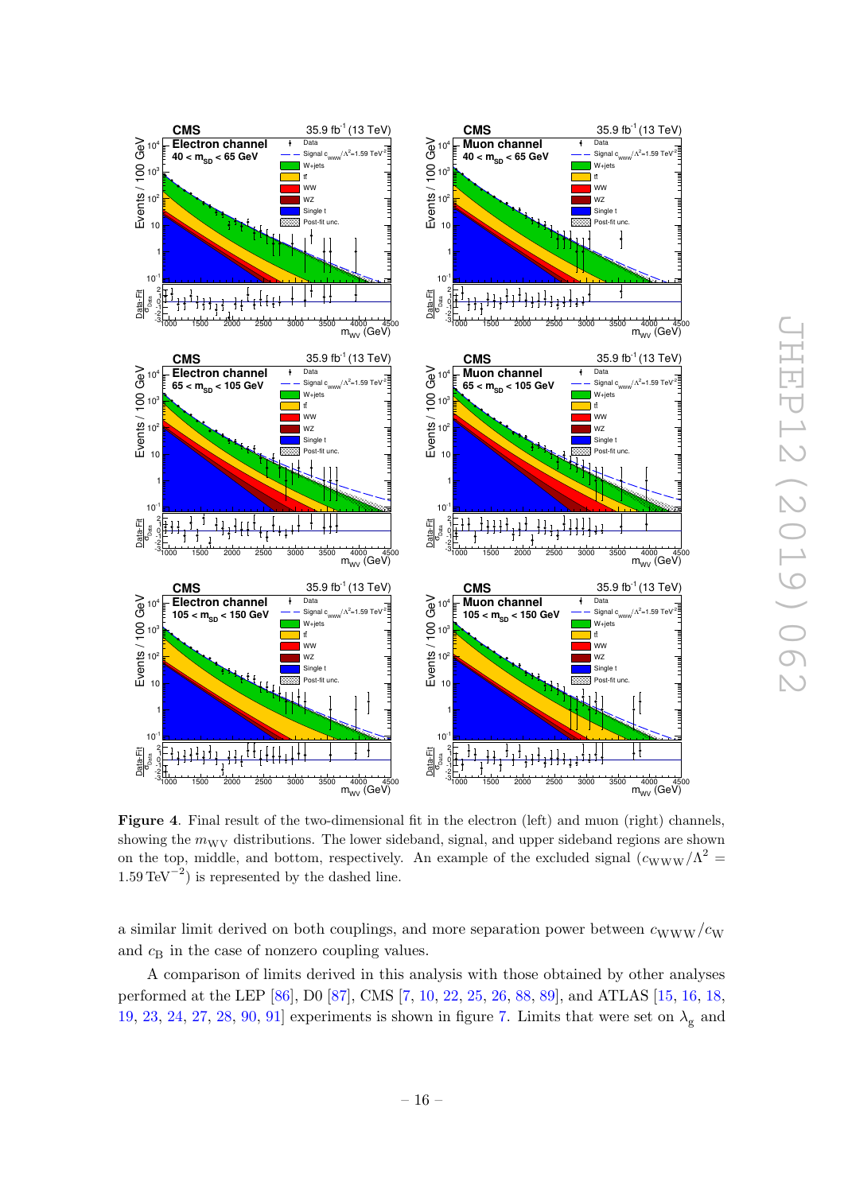**Figure 4**. Final result of the two-dimensional fit in the electron (left) and muon (right) channels, showing the $m_{\mathrm{WV}}$ distributions. The lower sideband, signal, and upper sideband regions are shown on the top, middle, and bottom, respectively. An example of the excluded signal ($c_{\mathrm{WWW}}/\Lambda^2 = 1.59\,\mathrm{TeV}^{-2}$) is represented by the dashed line.

a similar limit derived on both couplings, and more separation power between $c_{\mathrm{WWW}}/c_{\mathrm{W}}$ and $c_{\mathrm{B}}$ in the case of nonzero coupling values.

A comparison of limits derived in this analysis with those obtained by other analyses performed at the LEP [86], D0 [87], CMS [7, 10, 22, 25, 26, 88, 89], and ATLAS [15, 16, 18, 19, 23, 24, 27, 28, 90, 91] experiments is shown in figure 7. Limits that were set on $\lambda_{\mathrm{g}}$ and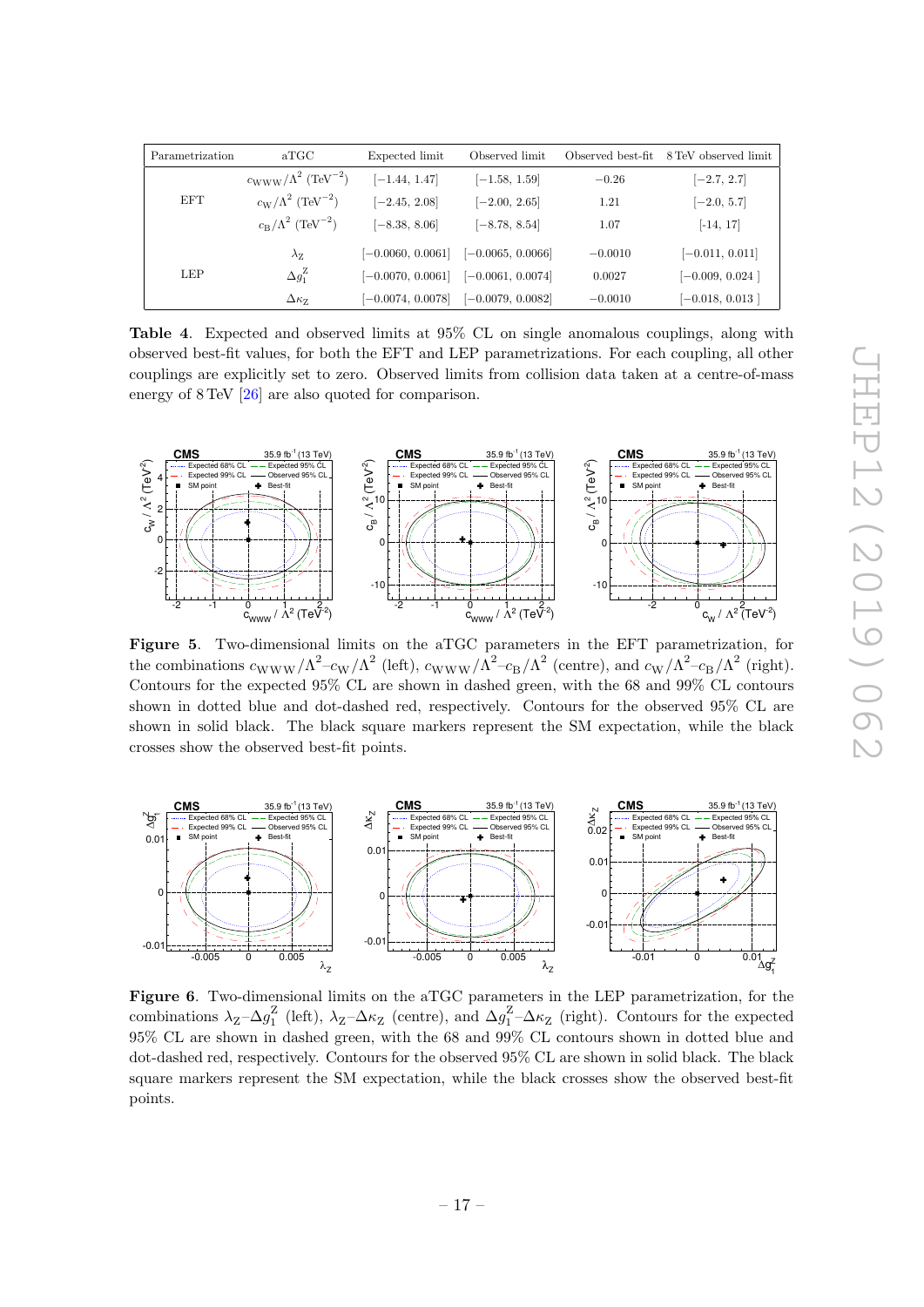| Parametrization | aTGC | Expected limit | Observed limit | Observed best-fit | 8 TeV observed limit |
|---|---|---|---|---|---|
| EFT | $c_{\mathrm{WWW}}/\Lambda^2$ ($\mathrm{TeV}^{-2}$) | $[-1.44, 1.47]$ | $[-1.58, 1.59]$ | $-0.26$ | $[-2.7, 2.7]$ |
| | $c_{\mathrm{W}}/\Lambda^2$ ($\mathrm{TeV}^{-2}$) | $[-2.45, 2.08]$ | $[-2.00, 2.65]$ | $1.21$ | $[-2.0, 5.7]$ |
| | $c_{\mathrm{B}}/\Lambda^2$ ($\mathrm{TeV}^{-2}$) | $[-8.38, 8.06]$ | $[-8.78, 8.54]$ | $1.07$ | $[-14, 17]$ |
| LEP | $\lambda_{\mathrm{Z}}$ | $[-0.0060, 0.0061]$ | $[-0.0065, 0.0066]$ | $-0.0010$ | $[-0.011, 0.011]$ |
| | $\Delta g_1^{\mathrm{Z}}$ | $[-0.0070, 0.0061]$ | $[-0.0061, 0.0074]$ | $0.0027$ | $[-0.009, 0.024]$ |
| | $\Delta\kappa_{\mathrm{Z}}$ | $[-0.0074, 0.0078]$ | $[-0.0079, 0.0082]$ | $-0.0010$ | $[-0.018, 0.013]$ |

**Table 4**. Expected and observed limits at 95% CL on single anomalous couplings, along with observed best-fit values, for both the EFT and LEP parametrizations. For each coupling, all other couplings are explicitly set to zero. Observed limits from collision data taken at a centre-of-mass energy of 8 TeV [26] are also quoted for comparison.

**Figure 5**. Two-dimensional limits on the aTGC parameters in the EFT parametrization, for the combinations $c_{\mathrm{WWW}}/\Lambda^2$–$c_{\mathrm{W}}/\Lambda^2$ (left), $c_{\mathrm{WWW}}/\Lambda^2$–$c_{\mathrm{B}}/\Lambda^2$ (centre), and $c_{\mathrm{W}}/\Lambda^2$–$c_{\mathrm{B}}/\Lambda^2$ (right). Contours for the expected 95% CL are shown in dashed green, with the 68 and 99% CL contours shown in dotted blue and dot-dashed red, respectively. Contours for the observed 95% CL are shown in solid black. The black square markers represent the SM expectation, while the black crosses show the observed best-fit points.

**Figure 6**. Two-dimensional limits on the aTGC parameters in the LEP parametrization, for the combinations $\lambda_{\mathrm{Z}}$–$\Delta g_1^{\mathrm{Z}}$ (left), $\lambda_{\mathrm{Z}}$–$\Delta\kappa_{\mathrm{Z}}$ (centre), and $\Delta g_1^{\mathrm{Z}}$–$\Delta\kappa_{\mathrm{Z}}$ (right). Contours for the expected 95% CL are shown in dashed green, with the 68 and 99% CL contours shown in dotted blue and dot-dashed red, respectively. Contours for the observed 95% CL are shown in solid black. The black square markers represent the SM expectation, while the black crosses show the observed best-fit points.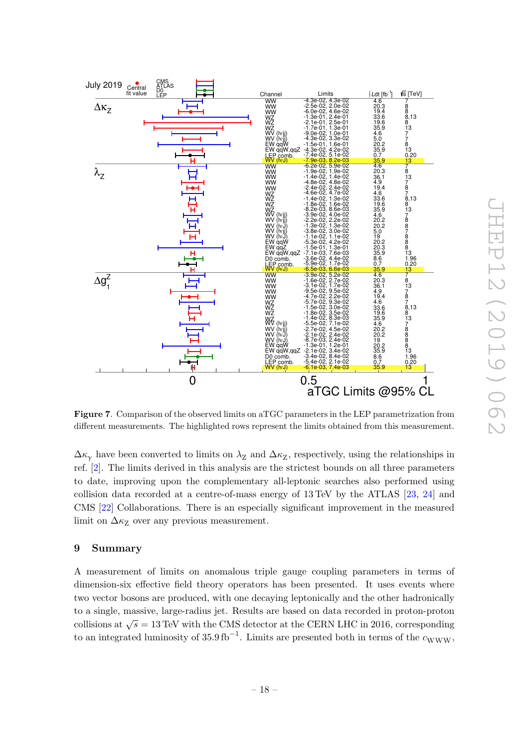| Parameter | Channel | Limits | $\int L dt$ [fb$^{-1}$] | $\sqrt{s}$ [TeV] |
|---|---|---|---|---|
| $\Delta\kappa_Z$ | WW | -4.3e-02, 4.3e-02 | 4.6 | 7 |
| | WW | -2.5e-02, 2.0e-02 | 20.3 | 8 |
| | WW | -6.0e-02, 4.6e-02 | 19.4 | 8 |
| | WZ | -1.3e-01, 2.4e-01 | 33.6 | 8,13 |
| | WZ | -2.1e-01, 2.5e-01 | 19.6 | 8 |
| | WZ | -1.7e-01, 1.3e-01 | 35.9 | 13 |
| | WV (lvjj) | -9.0e-02, 1.0e-01 | 4.6 | 7 |
| | WV (lvjj) | -4.3e-02, 3.3e-02 | 5.0 | 7 |
| | EW qqW | -1.5e-01, 1.6e-01 | 20.2 | 8 |
| | EW qqW,qqZ | -4.3e-02, 4.2e-02 | 35.9 | 13 |
| | LEP comb. | -7.4e-02, 5.1e-02 | 0.7 | 0.20 |
| | WV (lvJ) | -7.9e-03, 8.2e-03 | 35.9 | 13 |
| $\lambda_Z$ | WW | -6.2e-02, 5.9e-02 | 4.6 | 7 |
| | WW | -1.9e-02, 1.9e-02 | 20.3 | 8 |
| | WW | -1.4e-02, 1.4e-02 | 36.1 | 13 |
| | WW | -4.8e-02, 4.8e-02 | 4.9 | 7 |
| | WW | -2.4e-02, 2.4e-02 | 19.4 | 8 |
| | WZ | -4.6e-02, 4.7e-02 | 4.6 | 7 |
| | WZ | -1.4e-02, 1.3e-02 | 33.6 | 8,13 |
| | WZ | -1.8e-02, 1.6e-02 | 19.6 | 8 |
| | WZ | -8.2e-03, 8.6e-03 | 35.9 | 13 |
| | WV (lvjj) | -3.9e-02, 4.0e-02 | 4.6 | 7 |
| | WV (lvjj) | -2.2e-02, 2.2e-02 | 20.2 | 8 |
| | WV (lvJ) | -1.3e-02, 1.3e-02 | 20.2 | 8 |
| | WV (lvjj) | -3.8e-02, 3.0e-02 | 5.0 | 7 |
| | WV (lvJ) | -1.1e-02, 1.1e-02 | 19 | 8 |
| | EW qqW | -5.3e-02, 4.2e-02 | 20.2 | 8 |
| | EW qqZ | -1.5e-01, 1.3e-01 | 20.3 | 8 |
| | EW qqW,qqZ | -7.1e-03, 7.6e-03 | 35.9 | 13 |
| | D0 comb. | -3.6e-02, 4.4e-02 | 8.6 | 1.96 |
| | LEP comb. | -5.9e-02, 1.7e-02 | 0.7 | 0.20 |
| | WV (lvJ) | -6.5e-03, 6.6e-03 | 35.9 | 13 |
| $\Delta g_1^Z$ | WW | -3.9e-02, 5.2e-02 | 4.6 | 7 |
| | WW | -1.6e-02, 2.7e-02 | 20.3 | 8 |
| | WW | -3.1e-02, 1.7e-02 | 36.1 | 13 |
| | WW | -9.5e-02, 9.5e-02 | 4.9 | 7 |
| | WW | -4.7e-02, 2.2e-02 | 19.4 | 8 |
| | WZ | -5.7e-02, 9.3e-02 | 4.6 | 7 |
| | WZ | -1.5e-02, 3.0e-02 | 33.6 | 8,13 |
| | WZ | -1.8e-02, 3.5e-02 | 19.6 | 8 |
| | WZ | -1.4e-02, 8.3e-03 | 35.9 | 13 |
| | WV (lvjj) | -5.5e-02, 7.1e-02 | 4.6 | 7 |
| | WV (lvjj) | -2.7e-02, 4.5e-02 | 20.2 | 8 |
| | WV (lvJ) | -2.1e-02, 2.4e-02 | 20.2 | 8 |
| | WV (lvJ) | -8.7e-03, 2.4e-02 | 19 | 8 |
| | EW qqW | -1.3e-01, 1.2e-01 | 20.2 | 8 |
| | EW qqW,qqZ | -2.1e-02, 3.4e-02 | 35.9 | 13 |
| | D0 comb. | -3.4e-02, 8.4e-02 | 8.6 | 1.96 |
| | LEP comb. | -5.4e-02, 2.1e-02 | 0.7 | 0.20 |
| | WV (lvJ) | -6.1e-03, 7.4e-03 | 35.9 | 13 |

**Figure 7**. Comparison of the observed limits on aTGC parameters in the LEP parametrization from different measurements. The highlighted rows represent the limits obtained from this measurement.

$\Delta\kappa_\gamma$ have been converted to limits on $\lambda_Z$ and $\Delta\kappa_Z$, respectively, using the relationships in ref. [2]. The limits derived in this analysis are the strictest bounds on all three parameters to date, improving upon the complementary all-leptonic searches also performed using collision data recorded at a centre-of-mass energy of 13 TeV by the ATLAS [23, 24] and CMS [22] Collaborations. There is an especially significant improvement in the measured limit on $\Delta\kappa_Z$ over any previous measurement.

## 9 Summary

A measurement of limits on anomalous triple gauge coupling parameters in terms of dimension-six effective field theory operators has been presented. It uses events where two vector bosons are produced, with one decaying leptonically and the other hadronically to a single, massive, large-radius jet. Results are based on data recorded in proton-proton collisions at $\sqrt{s} = 13$ TeV with the CMS detector at the CERN LHC in 2016, corresponding to an integrated luminosity of 35.9 fb$^{-1}$. Limits are presented both in terms of the $c_{WWW}$,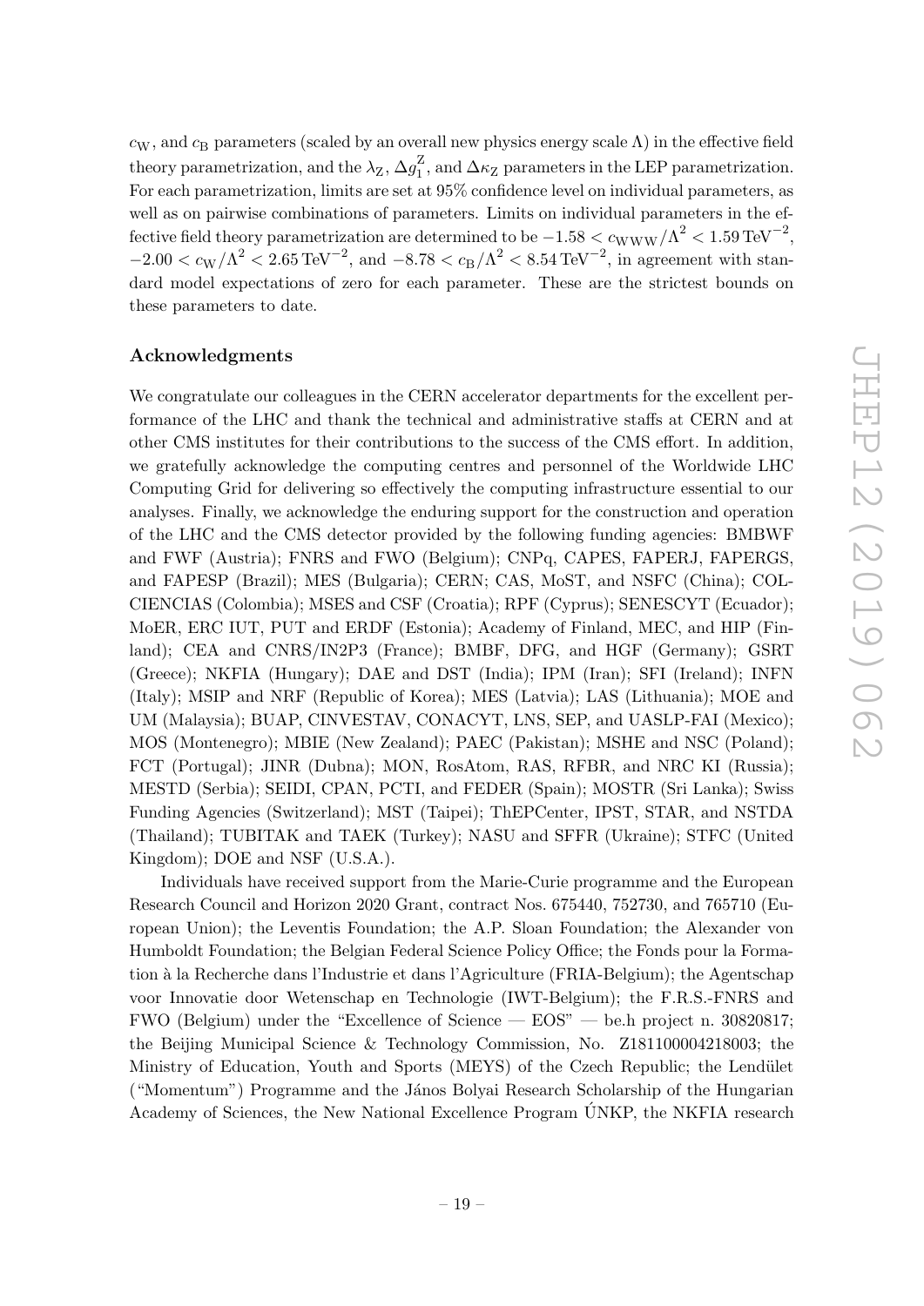$c_{\rm W}$, and $c_{\rm B}$ parameters (scaled by an overall new physics energy scale $\Lambda$) in the effective field theory parametrization, and the $\lambda_{\rm Z}$, $\Delta g_1^{\rm Z}$, and $\Delta\kappa_{\rm Z}$ parameters in the LEP parametrization. For each parametrization, limits are set at 95% confidence level on individual parameters, as well as on pairwise combinations of parameters. Limits on individual parameters in the effective field theory parametrization are determined to be $-1.58 < c_{\rm WWW}/\Lambda^2 < 1.59\,\text{TeV}^{-2}$, $-2.00 < c_{\rm W}/\Lambda^2 < 2.65\,\text{TeV}^{-2}$, and $-8.78 < c_{\rm B}/\Lambda^2 < 8.54\,\text{TeV}^{-2}$, in agreement with standard model expectations of zero for each parameter. These are the strictest bounds on these parameters to date.

## Acknowledgments

We congratulate our colleagues in the CERN accelerator departments for the excellent performance of the LHC and thank the technical and administrative staffs at CERN and at other CMS institutes for their contributions to the success of the CMS effort. In addition, we gratefully acknowledge the computing centres and personnel of the Worldwide LHC Computing Grid for delivering so effectively the computing infrastructure essential to our analyses. Finally, we acknowledge the enduring support for the construction and operation of the LHC and the CMS detector provided by the following funding agencies: BMBWF and FWF (Austria); FNRS and FWO (Belgium); CNPq, CAPES, FAPERJ, FAPERGS, and FAPESP (Brazil); MES (Bulgaria); CERN; CAS, MoST, and NSFC (China); COLCIENCIAS (Colombia); MSES and CSF (Croatia); RPF (Cyprus); SENESCYT (Ecuador); MoER, ERC IUT, PUT and ERDF (Estonia); Academy of Finland, MEC, and HIP (Finland); CEA and CNRS/IN2P3 (France); BMBF, DFG, and HGF (Germany); GSRT (Greece); NKFIA (Hungary); DAE and DST (India); IPM (Iran); SFI (Ireland); INFN (Italy); MSIP and NRF (Republic of Korea); MES (Latvia); LAS (Lithuania); MOE and UM (Malaysia); BUAP, CINVESTAV, CONACYT, LNS, SEP, and UASLP-FAI (Mexico); MOS (Montenegro); MBIE (New Zealand); PAEC (Pakistan); MSHE and NSC (Poland); FCT (Portugal); JINR (Dubna); MON, RosAtom, RAS, RFBR, and NRC KI (Russia); MESTD (Serbia); SEIDI, CPAN, PCTI, and FEDER (Spain); MOSTR (Sri Lanka); Swiss Funding Agencies (Switzerland); MST (Taipei); ThEPCenter, IPST, STAR, and NSTDA (Thailand); TUBITAK and TAEK (Turkey); NASU and SFFR (Ukraine); STFC (United Kingdom); DOE and NSF (U.S.A.).

Individuals have received support from the Marie-Curie programme and the European Research Council and Horizon 2020 Grant, contract Nos. 675440, 752730, and 765710 (European Union); the Leventis Foundation; the A.P. Sloan Foundation; the Alexander von Humboldt Foundation; the Belgian Federal Science Policy Office; the Fonds pour la Formation à la Recherche dans l'Industrie et dans l'Agriculture (FRIA-Belgium); the Agentschap voor Innovatie door Wetenschap en Technologie (IWT-Belgium); the F.R.S.-FNRS and FWO (Belgium) under the "Excellence of Science — EOS" — be.h project n. 30820817; the Beijing Municipal Science & Technology Commission, No. Z181100004218003; the Ministry of Education, Youth and Sports (MEYS) of the Czech Republic; the Lendület ("Momentum") Programme and the János Bolyai Research Scholarship of the Hungarian Academy of Sciences, the New National Excellence Program ÚNKP, the NKFIA research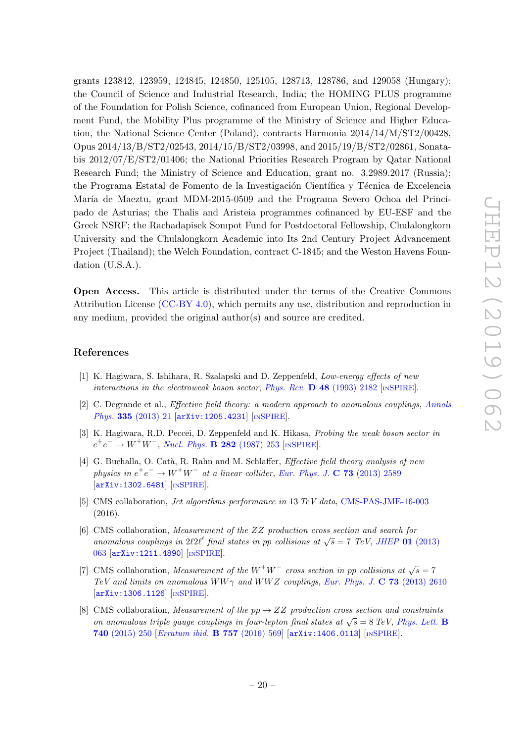grants 123842, 123959, 124845, 124850, 125105, 128713, 128786, and 129058 (Hungary); the Council of Science and Industrial Research, India; the HOMING PLUS programme of the Foundation for Polish Science, cofinanced from European Union, Regional Development Fund, the Mobility Plus programme of the Ministry of Science and Higher Education, the National Science Center (Poland), contracts Harmonia 2014/14/M/ST2/00428, Opus 2014/13/B/ST2/02543, 2014/15/B/ST2/03998, and 2015/19/B/ST2/02861, Sonatabis 2012/07/E/ST2/01406; the National Priorities Research Program by Qatar National Research Fund; the Ministry of Science and Education, grant no. 3.2989.2017 (Russia); the Programa Estatal de Fomento de la Investigación Científica y Técnica de Excelencia María de Maeztu, grant MDM-2015-0509 and the Programa Severo Ochoa del Principado de Asturias; the Thalis and Aristeia programmes cofinanced by EU-ESF and the Greek NSRF; the Rachadapisek Sompot Fund for Postdoctoral Fellowship, Chulalongkorn University and the Chulalongkorn Academic into Its 2nd Century Project Advancement Project (Thailand); the Welch Foundation, contract C-1845; and the Weston Havens Foundation (U.S.A.).

**Open Access.** This article is distributed under the terms of the Creative Commons Attribution License (CC-BY 4.0), which permits any use, distribution and reproduction in any medium, provided the original author(s) and source are credited.

## References

[1] K. Hagiwara, S. Ishihara, R. Szalapski and D. Zeppenfeld, *Low-energy effects of new interactions in the electroweak boson sector*, Phys. Rev. **D 48** (1993) 2182 [INSPIRE].

[2] C. Degrande et al., *Effective field theory: a modern approach to anomalous couplings*, Annals Phys. **335** (2013) 21 [arXiv:1205.4231] [INSPIRE].

[3] K. Hagiwara, R.D. Peccei, D. Zeppenfeld and K. Hikasa, *Probing the weak boson sector in* $e^+e^- \to W^+W^-$, Nucl. Phys. **B 282** (1987) 253 [INSPIRE].

[4] G. Buchalla, O. Catà, R. Rahn and M. Schlaffer, *Effective field theory analysis of new physics in* $e^+e^- \to W^+W^-$ *at a linear collider*, Eur. Phys. J. **C 73** (2013) 2589 [arXiv:1302.6481] [INSPIRE].

[5] CMS collaboration, *Jet algorithms performance in* 13 *TeV data*, CMS-PAS-JME-16-003 (2016).

[6] CMS collaboration, *Measurement of the ZZ production cross section and search for anomalous couplings in* $2\ell2\ell'$ *final states in pp collisions at* $\sqrt{s} = 7$ *TeV*, JHEP **01** (2013) 063 [arXiv:1211.4890] [INSPIRE].

[7] CMS collaboration, *Measurement of the* $W^+W^-$ *cross section in pp collisions at* $\sqrt{s} = 7$ *TeV and limits on anomalous* $WW\gamma$ *and* $WWZ$ *couplings*, Eur. Phys. J. **C 73** (2013) 2610 [arXiv:1306.1126] [INSPIRE].

[8] CMS collaboration, *Measurement of the* $pp \to ZZ$ *production cross section and constraints on anomalous triple gauge couplings in four-lepton final states at* $\sqrt{s} = 8$ *TeV*, Phys. Lett. **B 740** (2015) 250 [Erratum ibid. **B 757** (2016) 569] [arXiv:1406.0113] [INSPIRE].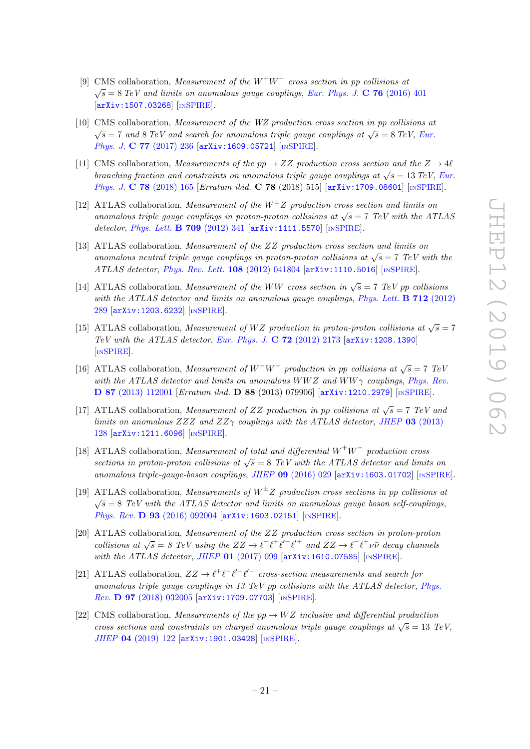[9] CMS collaboration, *Measurement of the $W^+W^-$ cross section in pp collisions at $\sqrt{s} = 8$ TeV and limits on anomalous gauge couplings*, *Eur. Phys. J.* **C 76** (2016) 401 [arXiv:1507.03268] [INSPIRE].

[10] CMS collaboration, *Measurement of the WZ production cross section in pp collisions at $\sqrt{s} = 7$ and 8 TeV and search for anomalous triple gauge couplings at $\sqrt{s} = 8$ TeV*, *Eur. Phys. J.* **C 77** (2017) 236 [arXiv:1609.05721] [INSPIRE].

[11] CMS collaboration, *Measurements of the $pp \to ZZ$ production cross section and the $Z \to 4\ell$ branching fraction and constraints on anomalous triple gauge couplings at $\sqrt{s} = 13$ TeV*, *Eur. Phys. J.* **C 78** (2018) 165 [*Erratum ibid.* **C 78** (2018) 515] [arXiv:1709.08601] [INSPIRE].

[12] ATLAS collaboration, *Measurement of the $W^{\pm}Z$ production cross section and limits on anomalous triple gauge couplings in proton-proton collisions at $\sqrt{s} = 7$ TeV with the ATLAS detector*, *Phys. Lett.* **B 709** (2012) 341 [arXiv:1111.5570] [INSPIRE].

[13] ATLAS collaboration, *Measurement of the ZZ production cross section and limits on anomalous neutral triple gauge couplings in proton-proton collisions at $\sqrt{s} = 7$ TeV with the ATLAS detector*, *Phys. Rev. Lett.* **108** (2012) 041804 [arXiv:1110.5016] [INSPIRE].

[14] ATLAS collaboration, *Measurement of the WW cross section in $\sqrt{s} = 7$ TeV pp collisions with the ATLAS detector and limits on anomalous gauge couplings*, *Phys. Lett.* **B 712** (2012) 289 [arXiv:1203.6232] [INSPIRE].

[15] ATLAS collaboration, *Measurement of WZ production in proton-proton collisions at $\sqrt{s} = 7$ TeV with the ATLAS detector*, *Eur. Phys. J.* **C 72** (2012) 2173 [arXiv:1208.1390] [INSPIRE].

[16] ATLAS collaboration, *Measurement of $W^+W^-$ production in pp collisions at $\sqrt{s} = 7$ TeV with the ATLAS detector and limits on anomalous WWZ and WW$\gamma$ couplings*, *Phys. Rev.* **D 87** (2013) 112001 [*Erratum ibid.* **D 88** (2013) 079906] [arXiv:1210.2979] [INSPIRE].

[17] ATLAS collaboration, *Measurement of ZZ production in pp collisions at $\sqrt{s} = 7$ TeV and limits on anomalous ZZZ and ZZ$\gamma$ couplings with the ATLAS detector*, *JHEP* **03** (2013) 128 [arXiv:1211.6096] [INSPIRE].

[18] ATLAS collaboration, *Measurement of total and differential $W^+W^-$ production cross sections in proton-proton collisions at $\sqrt{s} = 8$ TeV with the ATLAS detector and limits on anomalous triple-gauge-boson couplings*, *JHEP* **09** (2016) 029 [arXiv:1603.01702] [INSPIRE].

[19] ATLAS collaboration, *Measurements of $W^{\pm}Z$ production cross sections in pp collisions at $\sqrt{s} = 8$ TeV with the ATLAS detector and limits on anomalous gauge boson self-couplings*, *Phys. Rev.* **D 93** (2016) 092004 [arXiv:1603.02151] [INSPIRE].

[20] ATLAS collaboration, *Measurement of the ZZ production cross section in proton-proton collisions at $\sqrt{s} = 8$ TeV using the $ZZ \to \ell^-\ell^+\ell'^-\ell'^+$ and $ZZ \to \ell^-\ell^+\nu\bar{\nu}$ decay channels with the ATLAS detector*, *JHEP* **01** (2017) 099 [arXiv:1610.07585] [INSPIRE].

[21] ATLAS collaboration, *$ZZ \to \ell^+\ell^-\ell'^+\ell'^-$ cross-section measurements and search for anomalous triple gauge couplings in 13 TeV pp collisions with the ATLAS detector*, *Phys. Rev.* **D 97** (2018) 032005 [arXiv:1709.07703] [INSPIRE].

[22] CMS collaboration, *Measurements of the $pp \to WZ$ inclusive and differential production cross sections and constraints on charged anomalous triple gauge couplings at $\sqrt{s} = 13$ TeV*, *JHEP* **04** (2019) 122 [arXiv:1901.03428] [INSPIRE].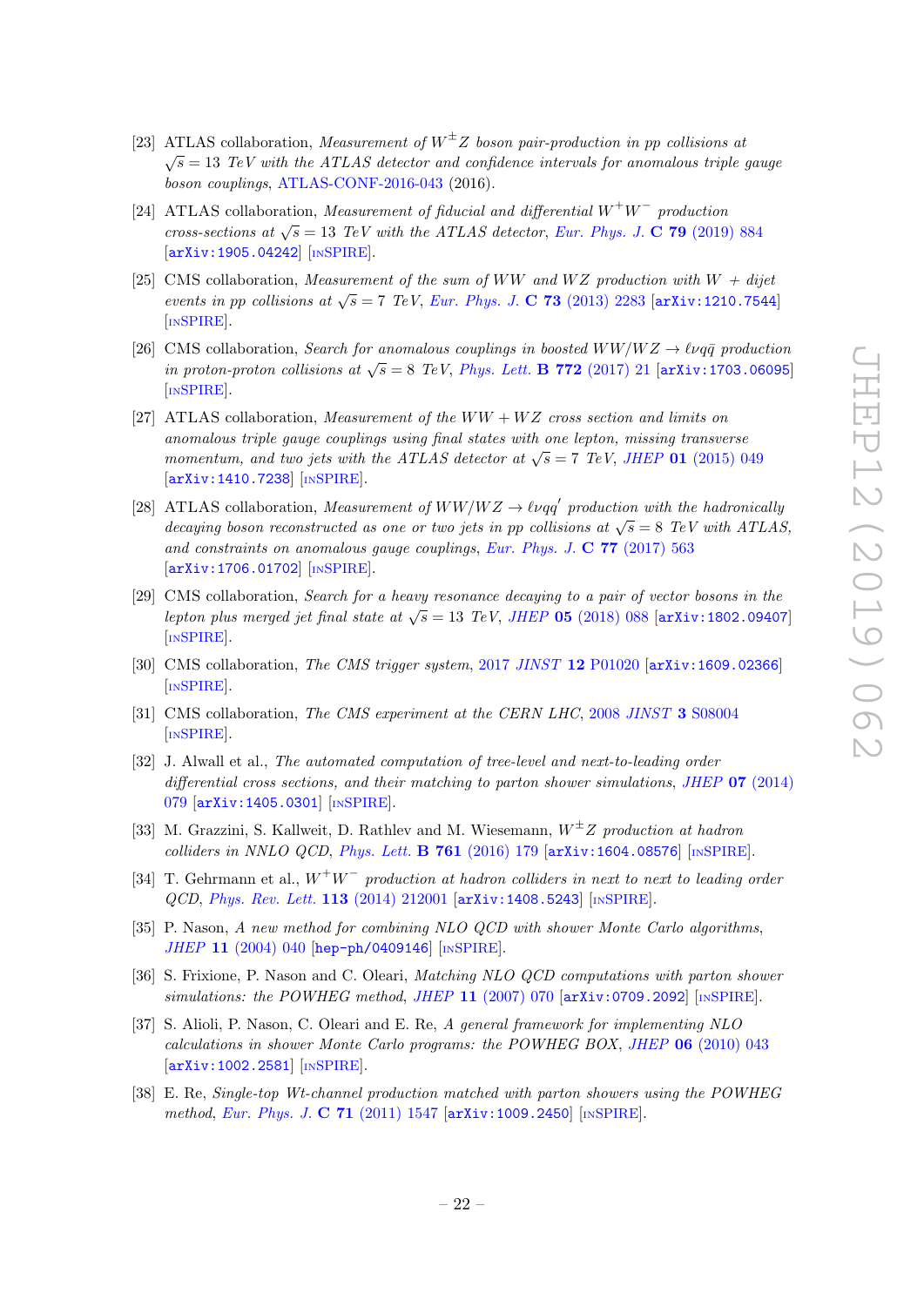[23] ATLAS collaboration, *Measurement of $W^{\pm}Z$ boson pair-production in pp collisions at $\sqrt{s} = 13$ TeV with the ATLAS detector and confidence intervals for anomalous triple gauge boson couplings*, ATLAS-CONF-2016-043 (2016).

[24] ATLAS collaboration, *Measurement of fiducial and differential $W^{+}W^{-}$ production cross-sections at $\sqrt{s} = 13$ TeV with the ATLAS detector*, Eur. Phys. J. **C 79** (2019) 884 [arXiv:1905.04242] [INSPIRE].

[25] CMS collaboration, *Measurement of the sum of WW and WZ production with W + dijet events in pp collisions at $\sqrt{s} = 7$ TeV*, Eur. Phys. J. **C 73** (2013) 2283 [arXiv:1210.7544] [INSPIRE].

[26] CMS collaboration, *Search for anomalous couplings in boosted $WW/WZ \to \ell\nu q\bar{q}$ production in proton-proton collisions at $\sqrt{s} = 8$ TeV*, Phys. Lett. **B 772** (2017) 21 [arXiv:1703.06095] [INSPIRE].

[27] ATLAS collaboration, *Measurement of the $WW + WZ$ cross section and limits on anomalous triple gauge couplings using final states with one lepton, missing transverse momentum, and two jets with the ATLAS detector at $\sqrt{s} = 7$ TeV*, JHEP **01** (2015) 049 [arXiv:1410.7238] [INSPIRE].

[28] ATLAS collaboration, *Measurement of $WW/WZ \to \ell\nu qq'$ production with the hadronically decaying boson reconstructed as one or two jets in pp collisions at $\sqrt{s} = 8$ TeV with ATLAS, and constraints on anomalous gauge couplings*, Eur. Phys. J. **C 77** (2017) 563 [arXiv:1706.01702] [INSPIRE].

[29] CMS collaboration, *Search for a heavy resonance decaying to a pair of vector bosons in the lepton plus merged jet final state at $\sqrt{s} = 13$ TeV*, JHEP **05** (2018) 088 [arXiv:1802.09407] [INSPIRE].

[30] CMS collaboration, *The CMS trigger system*, 2017 JINST **12** P01020 [arXiv:1609.02366] [INSPIRE].

[31] CMS collaboration, *The CMS experiment at the CERN LHC*, 2008 JINST **3** S08004 [INSPIRE].

[32] J. Alwall et al., *The automated computation of tree-level and next-to-leading order differential cross sections, and their matching to parton shower simulations*, JHEP **07** (2014) 079 [arXiv:1405.0301] [INSPIRE].

[33] M. Grazzini, S. Kallweit, D. Rathlev and M. Wiesemann, *$W^{\pm}Z$ production at hadron colliders in NNLO QCD*, Phys. Lett. **B 761** (2016) 179 [arXiv:1604.08576] [INSPIRE].

[34] T. Gehrmann et al., *$W^{+}W^{-}$ production at hadron colliders in next to next to leading order QCD*, Phys. Rev. Lett. **113** (2014) 212001 [arXiv:1408.5243] [INSPIRE].

[35] P. Nason, *A new method for combining NLO QCD with shower Monte Carlo algorithms*, JHEP **11** (2004) 040 [hep-ph/0409146] [INSPIRE].

[36] S. Frixione, P. Nason and C. Oleari, *Matching NLO QCD computations with parton shower simulations: the POWHEG method*, JHEP **11** (2007) 070 [arXiv:0709.2092] [INSPIRE].

[37] S. Alioli, P. Nason, C. Oleari and E. Re, *A general framework for implementing NLO calculations in shower Monte Carlo programs: the POWHEG BOX*, JHEP **06** (2010) 043 [arXiv:1002.2581] [INSPIRE].

[38] E. Re, *Single-top Wt-channel production matched with parton showers using the POWHEG method*, Eur. Phys. J. **C 71** (2011) 1547 [arXiv:1009.2450] [INSPIRE].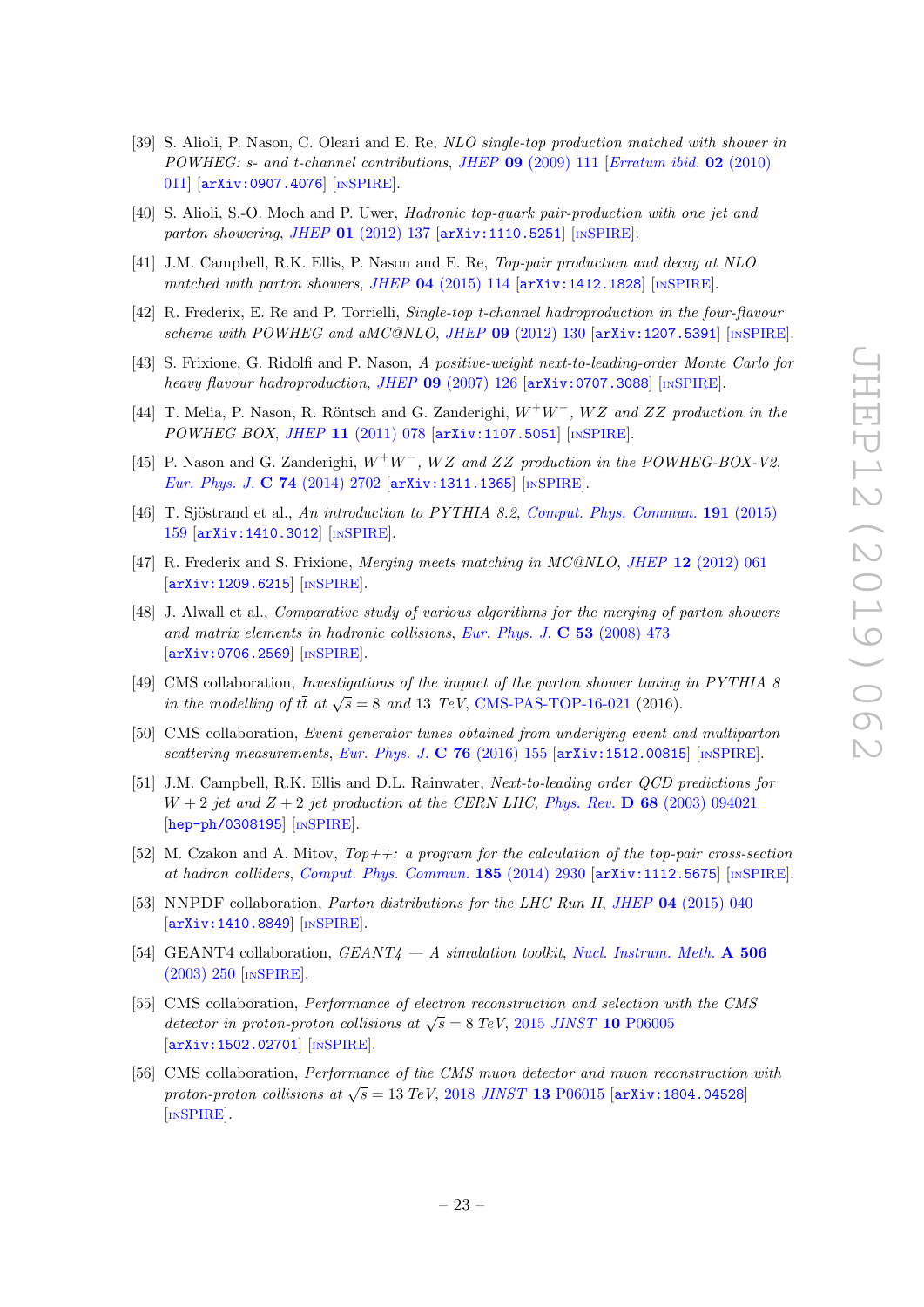[39] S. Alioli, P. Nason, C. Oleari and E. Re, *NLO single-top production matched with shower in POWHEG: s- and t-channel contributions*, *JHEP* **09** (2009) 111 [*Erratum ibid.* **02** (2010) 011] [arXiv:0907.4076] [INSPIRE].

[40] S. Alioli, S.-O. Moch and P. Uwer, *Hadronic top-quark pair-production with one jet and parton showering*, *JHEP* **01** (2012) 137 [arXiv:1110.5251] [INSPIRE].

[41] J.M. Campbell, R.K. Ellis, P. Nason and E. Re, *Top-pair production and decay at NLO matched with parton showers*, *JHEP* **04** (2015) 114 [arXiv:1412.1828] [INSPIRE].

[42] R. Frederix, E. Re and P. Torrielli, *Single-top t-channel hadroproduction in the four-flavour scheme with POWHEG and aMC@NLO*, *JHEP* **09** (2012) 130 [arXiv:1207.5391] [INSPIRE].

[43] S. Frixione, G. Ridolfi and P. Nason, *A positive-weight next-to-leading-order Monte Carlo for heavy flavour hadroproduction*, *JHEP* **09** (2007) 126 [arXiv:0707.3088] [INSPIRE].

[44] T. Melia, P. Nason, R. Röntsch and G. Zanderighi, *$W^+W^-$, $WZ$ and $ZZ$ production in the POWHEG BOX*, *JHEP* **11** (2011) 078 [arXiv:1107.5051] [INSPIRE].

[45] P. Nason and G. Zanderighi, *$W^+W^-$, $WZ$ and $ZZ$ production in the POWHEG-BOX-V2*, *Eur. Phys. J.* **C 74** (2014) 2702 [arXiv:1311.1365] [INSPIRE].

[46] T. Sjöstrand et al., *An introduction to PYTHIA 8.2*, *Comput. Phys. Commun.* **191** (2015) 159 [arXiv:1410.3012] [INSPIRE].

[47] R. Frederix and S. Frixione, *Merging meets matching in MC@NLO*, *JHEP* **12** (2012) 061 [arXiv:1209.6215] [INSPIRE].

[48] J. Alwall et al., *Comparative study of various algorithms for the merging of parton showers and matrix elements in hadronic collisions*, *Eur. Phys. J.* **C 53** (2008) 473 [arXiv:0706.2569] [INSPIRE].

[49] CMS collaboration, *Investigations of the impact of the parton shower tuning in PYTHIA 8 in the modelling of $t\bar{t}$ at $\sqrt{s} = 8$ and 13 TeV*, CMS-PAS-TOP-16-021 (2016).

[50] CMS collaboration, *Event generator tunes obtained from underlying event and multiparton scattering measurements*, *Eur. Phys. J.* **C 76** (2016) 155 [arXiv:1512.00815] [INSPIRE].

[51] J.M. Campbell, R.K. Ellis and D.L. Rainwater, *Next-to-leading order QCD predictions for $W + 2$ jet and $Z + 2$ jet production at the CERN LHC*, *Phys. Rev.* **D 68** (2003) 094021 [hep-ph/0308195] [INSPIRE].

[52] M. Czakon and A. Mitov, *Top++: a program for the calculation of the top-pair cross-section at hadron colliders*, *Comput. Phys. Commun.* **185** (2014) 2930 [arXiv:1112.5675] [INSPIRE].

[53] NNPDF collaboration, *Parton distributions for the LHC Run II*, *JHEP* **04** (2015) 040 [arXiv:1410.8849] [INSPIRE].

[54] GEANT4 collaboration, *GEANT4 — A simulation toolkit*, *Nucl. Instrum. Meth.* **A 506** (2003) 250 [INSPIRE].

[55] CMS collaboration, *Performance of electron reconstruction and selection with the CMS detector in proton-proton collisions at $\sqrt{s} = 8$ TeV*, 2015 *JINST* **10** P06005 [arXiv:1502.02701] [INSPIRE].

[56] CMS collaboration, *Performance of the CMS muon detector and muon reconstruction with proton-proton collisions at $\sqrt{s} = 13$ TeV*, 2018 *JINST* **13** P06015 [arXiv:1804.04528] [INSPIRE].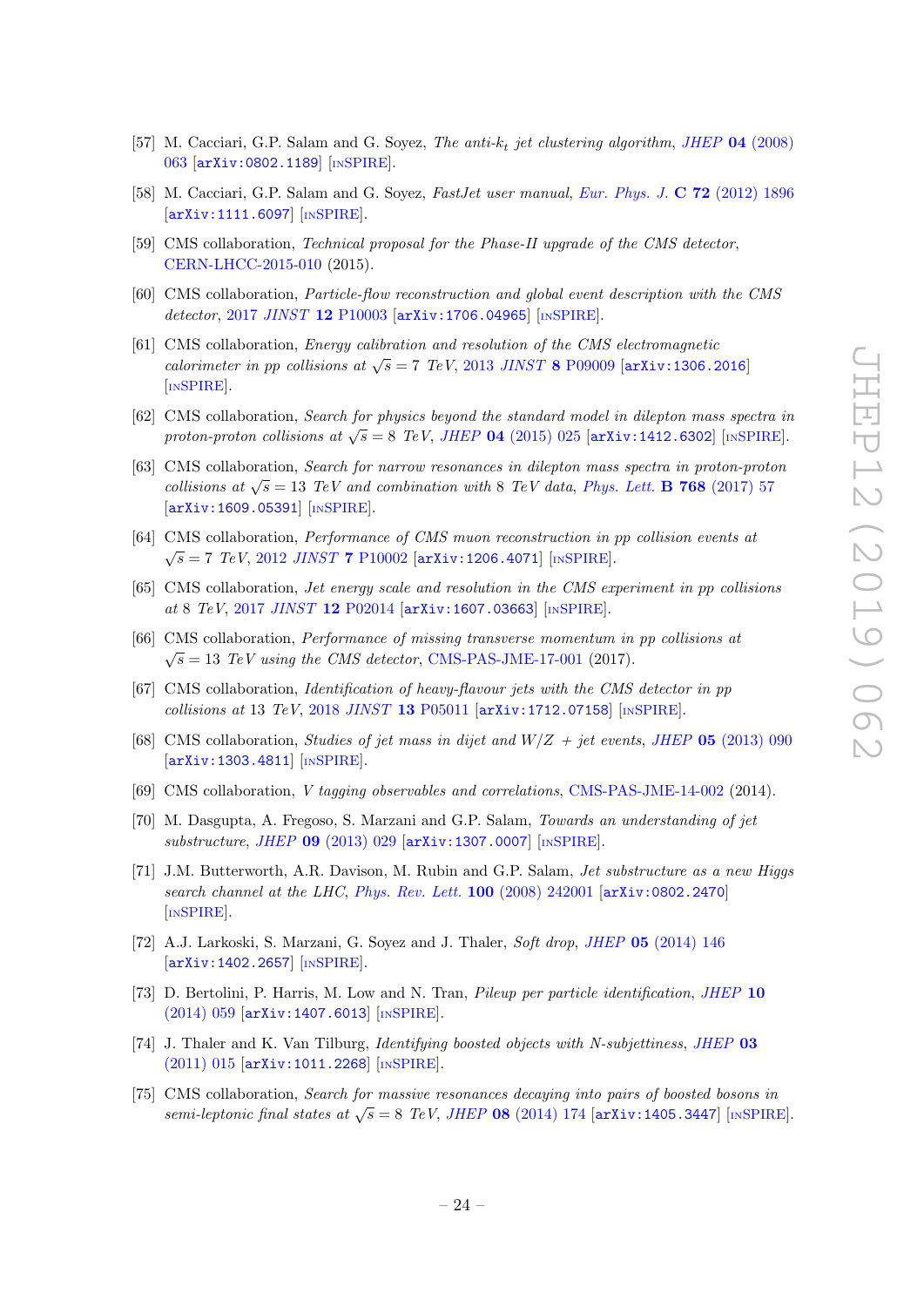- [57] M. Cacciari, G.P. Salam and G. Soyez, *The anti-$k_t$ jet clustering algorithm*, *JHEP* **04** (2008) 063 [arXiv:0802.1189] [INSPIRE].
- [58] M. Cacciari, G.P. Salam and G. Soyez, *FastJet user manual*, *Eur. Phys. J.* **C 72** (2012) 1896 [arXiv:1111.6097] [INSPIRE].
- [59] CMS collaboration, *Technical proposal for the Phase-II upgrade of the CMS detector*, CERN-LHCC-2015-010 (2015).
- [60] CMS collaboration, *Particle-flow reconstruction and global event description with the CMS detector*, 2017 *JINST* **12** P10003 [arXiv:1706.04965] [INSPIRE].
- [61] CMS collaboration, *Energy calibration and resolution of the CMS electromagnetic calorimeter in pp collisions at $\sqrt{s} = 7$ TeV*, 2013 *JINST* **8** P09009 [arXiv:1306.2016] [INSPIRE].
- [62] CMS collaboration, *Search for physics beyond the standard model in dilepton mass spectra in proton-proton collisions at $\sqrt{s} = 8$ TeV*, *JHEP* **04** (2015) 025 [arXiv:1412.6302] [INSPIRE].
- [63] CMS collaboration, *Search for narrow resonances in dilepton mass spectra in proton-proton collisions at $\sqrt{s} = 13$ TeV and combination with 8 TeV data*, *Phys. Lett.* **B 768** (2017) 57 [arXiv:1609.05391] [INSPIRE].
- [64] CMS collaboration, *Performance of CMS muon reconstruction in pp collision events at $\sqrt{s} = 7$ TeV*, 2012 *JINST* **7** P10002 [arXiv:1206.4071] [INSPIRE].
- [65] CMS collaboration, *Jet energy scale and resolution in the CMS experiment in pp collisions at 8 TeV*, 2017 *JINST* **12** P02014 [arXiv:1607.03663] [INSPIRE].
- [66] CMS collaboration, *Performance of missing transverse momentum in pp collisions at $\sqrt{s} = 13$ TeV using the CMS detector*, CMS-PAS-JME-17-001 (2017).
- [67] CMS collaboration, *Identification of heavy-flavour jets with the CMS detector in pp collisions at 13 TeV*, 2018 *JINST* **13** P05011 [arXiv:1712.07158] [INSPIRE].
- [68] CMS collaboration, *Studies of jet mass in dijet and W/Z + jet events*, *JHEP* **05** (2013) 090 [arXiv:1303.4811] [INSPIRE].
- [69] CMS collaboration, *V tagging observables and correlations*, CMS-PAS-JME-14-002 (2014).
- [70] M. Dasgupta, A. Fregoso, S. Marzani and G.P. Salam, *Towards an understanding of jet substructure*, *JHEP* **09** (2013) 029 [arXiv:1307.0007] [INSPIRE].
- [71] J.M. Butterworth, A.R. Davison, M. Rubin and G.P. Salam, *Jet substructure as a new Higgs search channel at the LHC*, *Phys. Rev. Lett.* **100** (2008) 242001 [arXiv:0802.2470] [INSPIRE].
- [72] A.J. Larkoski, S. Marzani, G. Soyez and J. Thaler, *Soft drop*, *JHEP* **05** (2014) 146 [arXiv:1402.2657] [INSPIRE].
- [73] D. Bertolini, P. Harris, M. Low and N. Tran, *Pileup per particle identification*, *JHEP* **10** (2014) 059 [arXiv:1407.6013] [INSPIRE].
- [74] J. Thaler and K. Van Tilburg, *Identifying boosted objects with N-subjettiness*, *JHEP* **03** (2011) 015 [arXiv:1011.2268] [INSPIRE].
- [75] CMS collaboration, *Search for massive resonances decaying into pairs of boosted bosons in semi-leptonic final states at $\sqrt{s} = 8$ TeV*, *JHEP* **08** (2014) 174 [arXiv:1405.3447] [INSPIRE].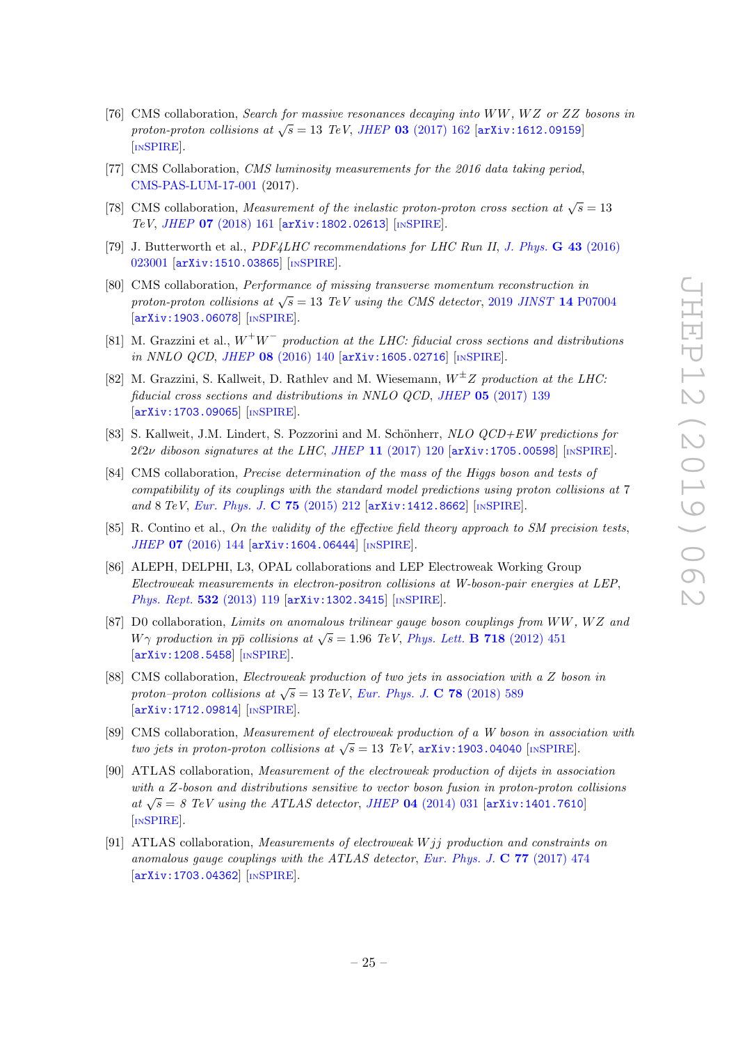[76] CMS collaboration, *Search for massive resonances decaying into WW, WZ or ZZ bosons in proton-proton collisions at $\sqrt{s} = 13$ TeV*, *JHEP* **03** (2017) 162 [arXiv:1612.09159] [INSPIRE].

[77] CMS Collaboration, *CMS luminosity measurements for the 2016 data taking period*, CMS-PAS-LUM-17-001 (2017).

[78] CMS collaboration, *Measurement of the inelastic proton-proton cross section at $\sqrt{s} = 13$ TeV*, *JHEP* **07** (2018) 161 [arXiv:1802.02613] [INSPIRE].

[79] J. Butterworth et al., *PDF4LHC recommendations for LHC Run II*, *J. Phys.* **G 43** (2016) 023001 [arXiv:1510.03865] [INSPIRE].

[80] CMS collaboration, *Performance of missing transverse momentum reconstruction in proton-proton collisions at $\sqrt{s} = 13$ TeV using the CMS detector*, 2019 *JINST* **14** P07004 [arXiv:1903.06078] [INSPIRE].

[81] M. Grazzini et al., *$W^+W^-$ production at the LHC: fiducial cross sections and distributions in NNLO QCD*, *JHEP* **08** (2016) 140 [arXiv:1605.02716] [INSPIRE].

[82] M. Grazzini, S. Kallweit, D. Rathlev and M. Wiesemann, *$W^{\pm}Z$ production at the LHC: fiducial cross sections and distributions in NNLO QCD*, *JHEP* **05** (2017) 139 [arXiv:1703.09065] [INSPIRE].

[83] S. Kallweit, J.M. Lindert, S. Pozzorini and M. Schönherr, *NLO QCD+EW predictions for $2\ell 2\nu$ diboson signatures at the LHC*, *JHEP* **11** (2017) 120 [arXiv:1705.00598] [INSPIRE].

[84] CMS collaboration, *Precise determination of the mass of the Higgs boson and tests of compatibility of its couplings with the standard model predictions using proton collisions at 7 and 8 TeV*, *Eur. Phys. J.* **C 75** (2015) 212 [arXiv:1412.8662] [INSPIRE].

[85] R. Contino et al., *On the validity of the effective field theory approach to SM precision tests*, *JHEP* **07** (2016) 144 [arXiv:1604.06444] [INSPIRE].

[86] ALEPH, DELPHI, L3, OPAL collaborations and LEP Electroweak Working Group *Electroweak measurements in electron-positron collisions at W-boson-pair energies at LEP*, *Phys. Rept.* **532** (2013) 119 [arXiv:1302.3415] [INSPIRE].

[87] D0 collaboration, *Limits on anomalous trilinear gauge boson couplings from WW, WZ and $W\gamma$ production in $p\bar{p}$ collisions at $\sqrt{s} = 1.96$ TeV*, *Phys. Lett.* **B 718** (2012) 451 [arXiv:1208.5458] [INSPIRE].

[88] CMS collaboration, *Electroweak production of two jets in association with a Z boson in proton–proton collisions at $\sqrt{s} = 13$ TeV*, *Eur. Phys. J.* **C 78** (2018) 589 [arXiv:1712.09814] [INSPIRE].

[89] CMS collaboration, *Measurement of electroweak production of a W boson in association with two jets in proton-proton collisions at $\sqrt{s} = 13$ TeV*, arXiv:1903.04040 [INSPIRE].

[90] ATLAS collaboration, *Measurement of the electroweak production of dijets in association with a Z-boson and distributions sensitive to vector boson fusion in proton-proton collisions at $\sqrt{s} = 8$ TeV using the ATLAS detector*, *JHEP* **04** (2014) 031 [arXiv:1401.7610] [INSPIRE].

[91] ATLAS collaboration, *Measurements of electroweak Wjj production and constraints on anomalous gauge couplings with the ATLAS detector*, *Eur. Phys. J.* **C 77** (2017) 474 [arXiv:1703.04362] [INSPIRE].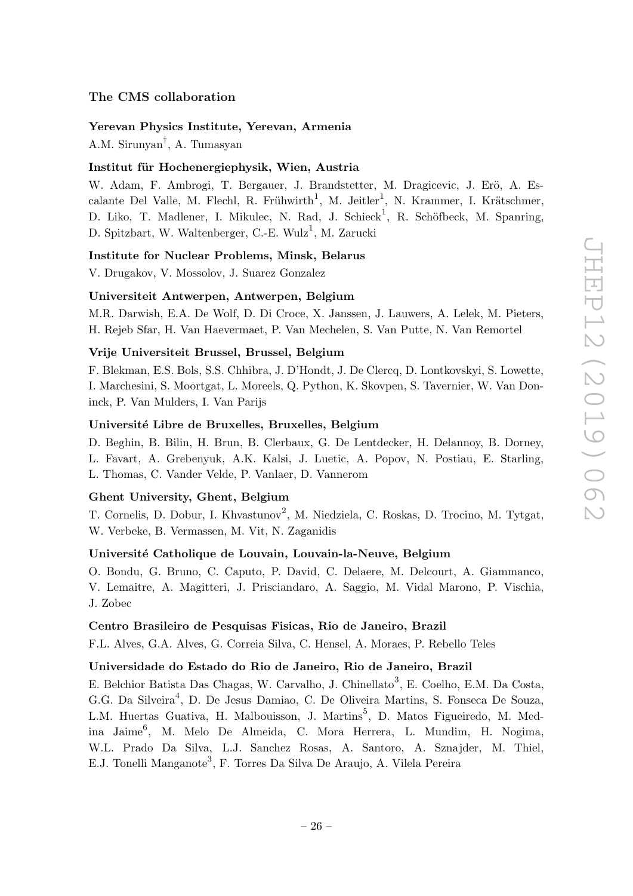### The CMS collaboration

**Yerevan Physics Institute, Yerevan, Armenia**

A.M. Sirunyan[†], A. Tumasyan

**Institut für Hochenergiephysik, Wien, Austria**

W. Adam, F. Ambrogi, T. Bergauer, J. Brandstetter, M. Dragicevic, J. Erö, A. Escalante Del Valle, M. Flechl, R. Frühwirth[1], M. Jeitler[1], N. Krammer, I. Krätschmer, D. Liko, T. Madlener, I. Mikulec, N. Rad, J. Schieck[1], R. Schöfbeck, M. Spanring, D. Spitzbart, W. Waltenberger, C.-E. Wulz[1], M. Zarucki

**Institute for Nuclear Problems, Minsk, Belarus**

V. Drugakov, V. Mossolov, J. Suarez Gonzalez

**Universiteit Antwerpen, Antwerpen, Belgium**

M.R. Darwish, E.A. De Wolf, D. Di Croce, X. Janssen, J. Lauwers, A. Lelek, M. Pieters, H. Rejeb Sfar, H. Van Haevermaet, P. Van Mechelen, S. Van Putte, N. Van Remortel

**Vrije Universiteit Brussel, Brussel, Belgium**

F. Blekman, E.S. Bols, S.S. Chhibra, J. D'Hondt, J. De Clercq, D. Lontkovskyi, S. Lowette, I. Marchesini, S. Moortgat, L. Moreels, Q. Python, K. Skovpen, S. Tavernier, W. Van Doninck, P. Van Mulders, I. Van Parijs

**Université Libre de Bruxelles, Bruxelles, Belgium**

D. Beghin, B. Bilin, H. Brun, B. Clerbaux, G. De Lentdecker, H. Delannoy, B. Dorney, L. Favart, A. Grebenyuk, A.K. Kalsi, J. Luetic, A. Popov, N. Postiau, E. Starling, L. Thomas, C. Vander Velde, P. Vanlaer, D. Vannerom

**Ghent University, Ghent, Belgium**

T. Cornelis, D. Dobur, I. Khvastunov[2], M. Niedziela, C. Roskas, D. Trocino, M. Tytgat, W. Verbeke, B. Vermassen, M. Vit, N. Zaganidis

**Université Catholique de Louvain, Louvain-la-Neuve, Belgium**

O. Bondu, G. Bruno, C. Caputo, P. David, C. Delaere, M. Delcourt, A. Giammanco, V. Lemaitre, A. Magitteri, J. Prisciandaro, A. Saggio, M. Vidal Marono, P. Vischia, J. Zobec

**Centro Brasileiro de Pesquisas Fisicas, Rio de Janeiro, Brazil**

F.L. Alves, G.A. Alves, G. Correia Silva, C. Hensel, A. Moraes, P. Rebello Teles

**Universidade do Estado do Rio de Janeiro, Rio de Janeiro, Brazil**

E. Belchior Batista Das Chagas, W. Carvalho, J. Chinellato[3], E. Coelho, E.M. Da Costa, G.G. Da Silveira[4], D. De Jesus Damiao, C. De Oliveira Martins, S. Fonseca De Souza, L.M. Huertas Guativa, H. Malbouisson, J. Martins[5], D. Matos Figueiredo, M. Medina Jaime[6], M. Melo De Almeida, C. Mora Herrera, L. Mundim, H. Nogima, W.L. Prado Da Silva, L.J. Sanchez Rosas, A. Santoro, A. Sznajder, M. Thiel, E.J. Tonelli Manganote[3], F. Torres Da Silva De Araujo, A. Vilela Pereira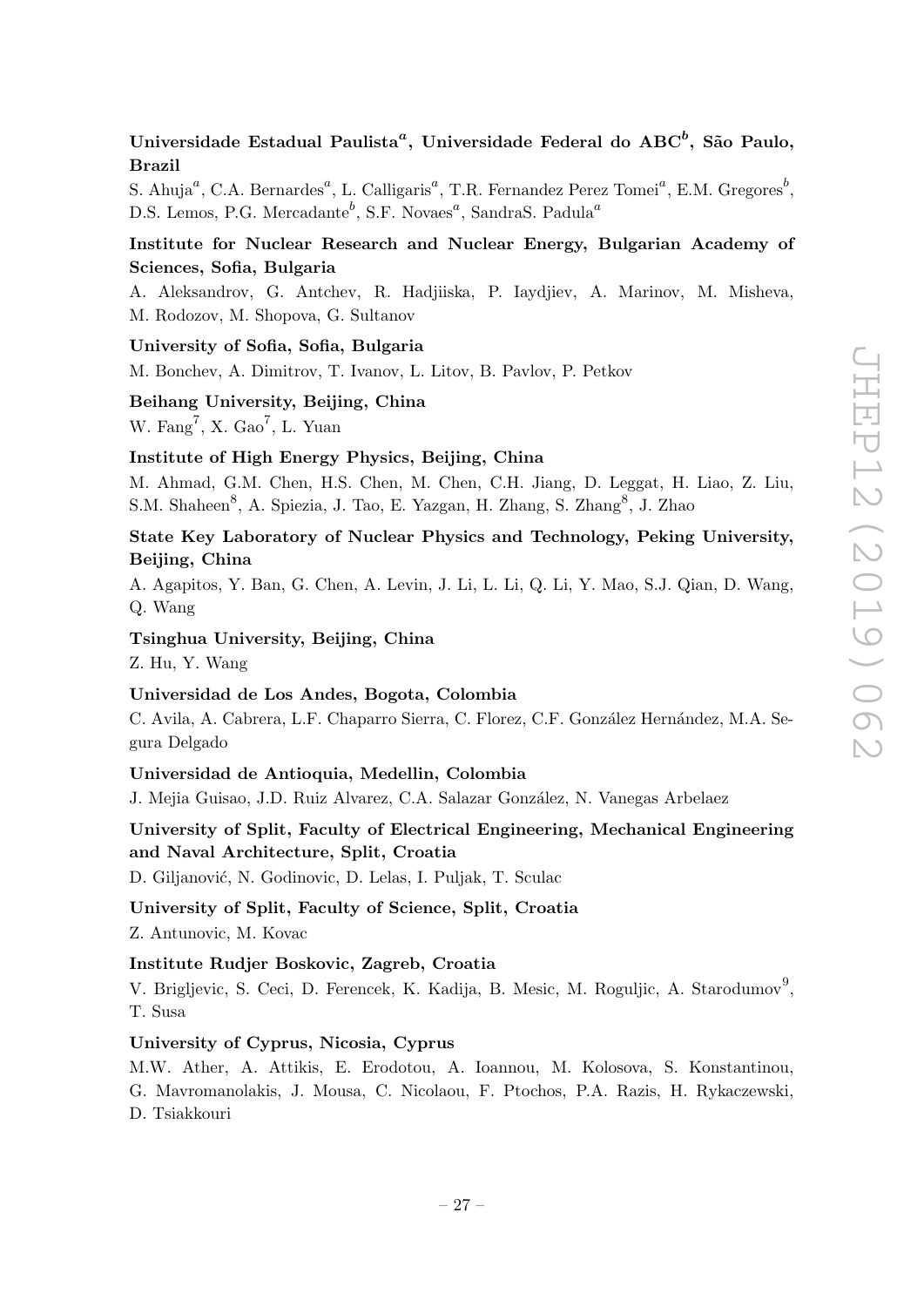**Universidade Estadual Paulista[a], Universidade Federal do ABC[b], São Paulo, Brazil**

S. Ahuja[a], C.A. Bernardes[a], L. Calligaris[a], T.R. Fernandez Perez Tomei[a], E.M. Gregores[b], D.S. Lemos, P.G. Mercadante[b], S.F. Novaes[a], SandraS. Padula[a]

**Institute for Nuclear Research and Nuclear Energy, Bulgarian Academy of Sciences, Sofia, Bulgaria**

A. Aleksandrov, G. Antchev, R. Hadjiiska, P. Iaydjiev, A. Marinov, M. Misheva, M. Rodozov, M. Shopova, G. Sultanov

**University of Sofia, Sofia, Bulgaria**

M. Bonchev, A. Dimitrov, T. Ivanov, L. Litov, B. Pavlov, P. Petkov

**Beihang University, Beijing, China**

W. Fang[7], X. Gao[7], L. Yuan

**Institute of High Energy Physics, Beijing, China**

M. Ahmad, G.M. Chen, H.S. Chen, M. Chen, C.H. Jiang, D. Leggat, H. Liao, Z. Liu, S.M. Shaheen[8], A. Spiezia, J. Tao, E. Yazgan, H. Zhang, S. Zhang[8], J. Zhao

**State Key Laboratory of Nuclear Physics and Technology, Peking University, Beijing, China**

A. Agapitos, Y. Ban, G. Chen, A. Levin, J. Li, L. Li, Q. Li, Y. Mao, S.J. Qian, D. Wang, Q. Wang

**Tsinghua University, Beijing, China**

Z. Hu, Y. Wang

**Universidad de Los Andes, Bogota, Colombia**

C. Avila, A. Cabrera, L.F. Chaparro Sierra, C. Florez, C.F. González Hernández, M.A. Segura Delgado

**Universidad de Antioquia, Medellin, Colombia**

J. Mejia Guisao, J.D. Ruiz Alvarez, C.A. Salazar González, N. Vanegas Arbelaez

**University of Split, Faculty of Electrical Engineering, Mechanical Engineering and Naval Architecture, Split, Croatia**

D. Giljanović, N. Godinovic, D. Lelas, I. Puljak, T. Sculac

**University of Split, Faculty of Science, Split, Croatia**

Z. Antunovic, M. Kovac

**Institute Rudjer Boskovic, Zagreb, Croatia**

V. Brigljevic, S. Ceci, D. Ferencek, K. Kadija, B. Mesic, M. Roguljic, A. Starodumov[9], T. Susa

**University of Cyprus, Nicosia, Cyprus**

M.W. Ather, A. Attikis, E. Erodotou, A. Ioannou, M. Kolosova, S. Konstantinou, G. Mavromanolakis, J. Mousa, C. Nicolaou, F. Ptochos, P.A. Razis, H. Rykaczewski, D. Tsiakkouri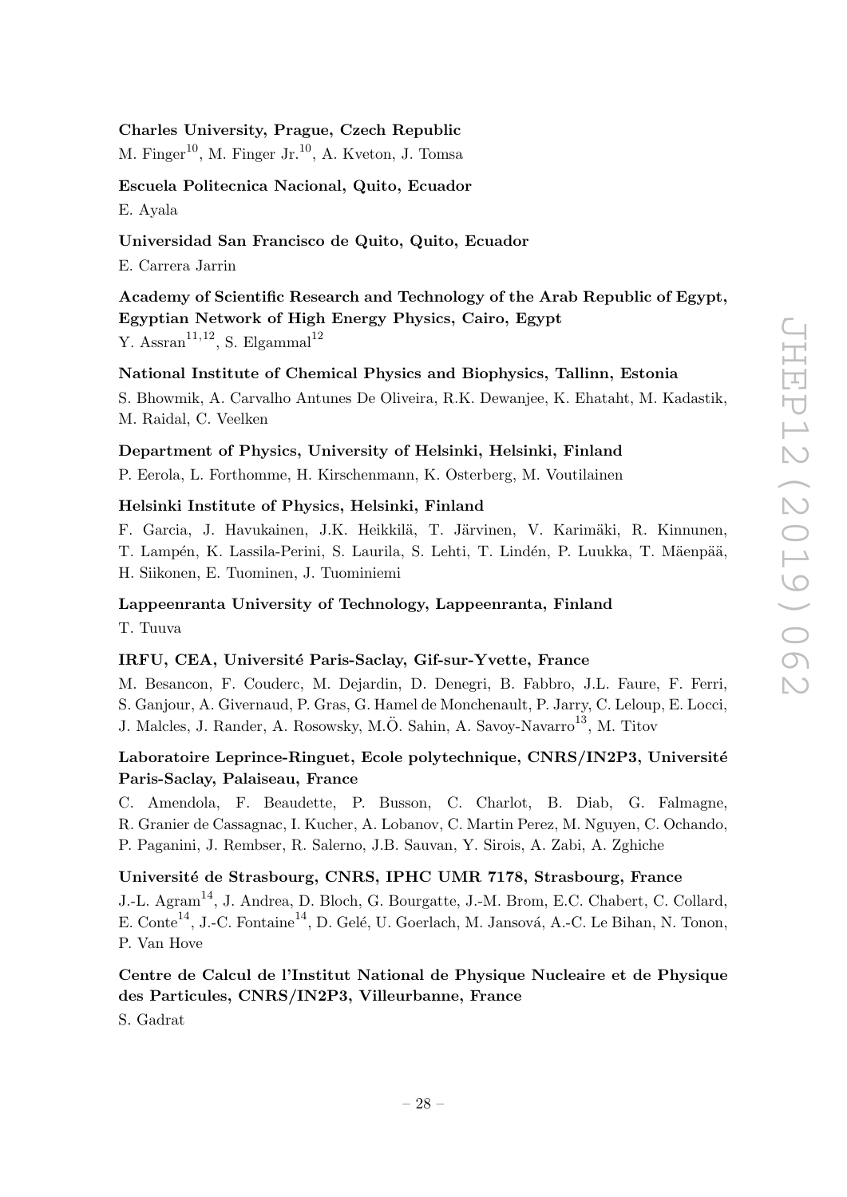**Charles University, Prague, Czech Republic**

M. Finger[10], M. Finger Jr.[10], A. Kveton, J. Tomsa

**Escuela Politecnica Nacional, Quito, Ecuador**

E. Ayala

**Universidad San Francisco de Quito, Quito, Ecuador**

E. Carrera Jarrin

**Academy of Scientific Research and Technology of the Arab Republic of Egypt, Egyptian Network of High Energy Physics, Cairo, Egypt**

Y. Assran[11,12], S. Elgammal[12]

**National Institute of Chemical Physics and Biophysics, Tallinn, Estonia**

S. Bhowmik, A. Carvalho Antunes De Oliveira, R.K. Dewanjee, K. Ehataht, M. Kadastik, M. Raidal, C. Veelken

**Department of Physics, University of Helsinki, Helsinki, Finland**

P. Eerola, L. Forthomme, H. Kirschenmann, K. Osterberg, M. Voutilainen

**Helsinki Institute of Physics, Helsinki, Finland**

F. Garcia, J. Havukainen, J.K. Heikkilä, T. Järvinen, V. Karimäki, R. Kinnunen, T. Lampén, K. Lassila-Perini, S. Laurila, S. Lehti, T. Lindén, P. Luukka, T. Mäenpää, H. Siikonen, E. Tuominen, J. Tuominiemi

**Lappeenranta University of Technology, Lappeenranta, Finland**

T. Tuuva

**IRFU, CEA, Université Paris-Saclay, Gif-sur-Yvette, France**

M. Besancon, F. Couderc, M. Dejardin, D. Denegri, B. Fabbro, J.L. Faure, F. Ferri, S. Ganjour, A. Givernaud, P. Gras, G. Hamel de Monchenault, P. Jarry, C. Leloup, E. Locci, J. Malcles, J. Rander, A. Rosowsky, M.Ö. Sahin, A. Savoy-Navarro[13], M. Titov

**Laboratoire Leprince-Ringuet, Ecole polytechnique, CNRS/IN2P3, Université Paris-Saclay, Palaiseau, France**

C. Amendola, F. Beaudette, P. Busson, C. Charlot, B. Diab, G. Falmagne, R. Granier de Cassagnac, I. Kucher, A. Lobanov, C. Martin Perez, M. Nguyen, C. Ochando, P. Paganini, J. Rembser, R. Salerno, J.B. Sauvan, Y. Sirois, A. Zabi, A. Zghiche

**Université de Strasbourg, CNRS, IPHC UMR 7178, Strasbourg, France**

J.-L. Agram[14], J. Andrea, D. Bloch, G. Bourgatte, J.-M. Brom, E.C. Chabert, C. Collard, E. Conte[14], J.-C. Fontaine[14], D. Gelé, U. Goerlach, M. Jansová, A.-C. Le Bihan, N. Tonon, P. Van Hove

**Centre de Calcul de l'Institut National de Physique Nucleaire et de Physique des Particules, CNRS/IN2P3, Villeurbanne, France**

S. Gadrat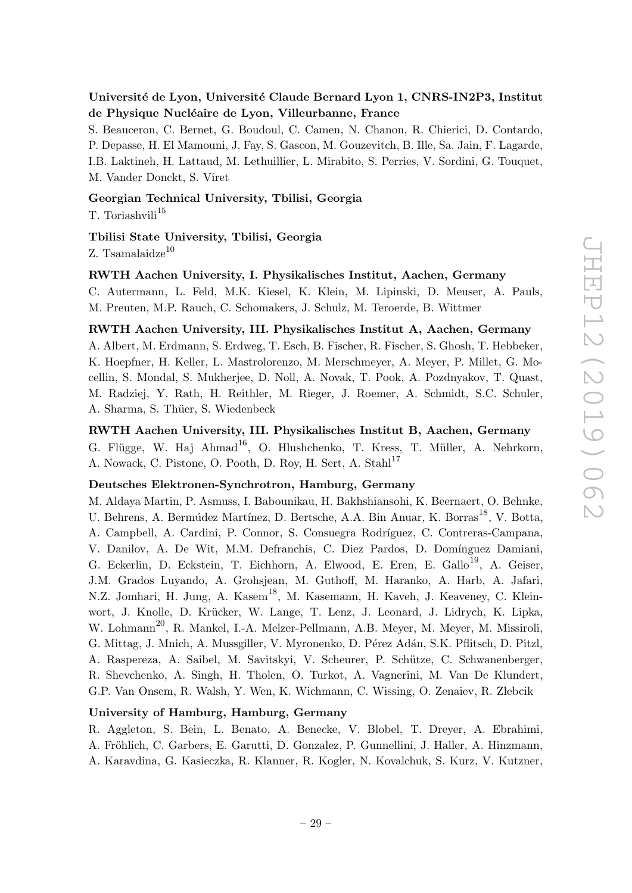**Université de Lyon, Université Claude Bernard Lyon 1, CNRS-IN2P3, Institut de Physique Nucléaire de Lyon, Villeurbanne, France**

S. Beauceron, C. Bernet, G. Boudoul, C. Camen, N. Chanon, R. Chierici, D. Contardo, P. Depasse, H. El Mamouni, J. Fay, S. Gascon, M. Gouzevitch, B. Ille, Sa. Jain, F. Lagarde, I.B. Laktineh, H. Lattaud, M. Lethuillier, L. Mirabito, S. Perries, V. Sordini, G. Touquet, M. Vander Donckt, S. Viret

**Georgian Technical University, Tbilisi, Georgia**

T. Toriashvili[15]

**Tbilisi State University, Tbilisi, Georgia**

Z. Tsamalaidze[10]

**RWTH Aachen University, I. Physikalisches Institut, Aachen, Germany**

C. Autermann, L. Feld, M.K. Kiesel, K. Klein, M. Lipinski, D. Meuser, A. Pauls, M. Preuten, M.P. Rauch, C. Schomakers, J. Schulz, M. Teroerde, B. Wittmer

**RWTH Aachen University, III. Physikalisches Institut A, Aachen, Germany**

A. Albert, M. Erdmann, S. Erdweg, T. Esch, B. Fischer, R. Fischer, S. Ghosh, T. Hebbeker, K. Hoepfner, H. Keller, L. Mastrolorenzo, M. Merschmeyer, A. Meyer, P. Millet, G. Mocellin, S. Mondal, S. Mukherjee, D. Noll, A. Novak, T. Pook, A. Pozdnyakov, T. Quast, M. Radziej, Y. Rath, H. Reithler, M. Rieger, J. Roemer, A. Schmidt, S.C. Schuler, A. Sharma, S. Thüer, S. Wiedenbeck

**RWTH Aachen University, III. Physikalisches Institut B, Aachen, Germany**

G. Flügge, W. Haj Ahmad[16], O. Hlushchenko, T. Kress, T. Müller, A. Nehrkorn, A. Nowack, C. Pistone, O. Pooth, D. Roy, H. Sert, A. Stahl[17]

**Deutsches Elektronen-Synchrotron, Hamburg, Germany**

M. Aldaya Martin, P. Asmuss, I. Babounikau, H. Bakhshiansohi, K. Beernaert, O. Behnke, U. Behrens, A. Bermúdez Martínez, D. Bertsche, A.A. Bin Anuar, K. Borras[18], V. Botta, A. Campbell, A. Cardini, P. Connor, S. Consuegra Rodríguez, C. Contreras-Campana, V. Danilov, A. De Wit, M.M. Defranchis, C. Diez Pardos, D. Domínguez Damiani, G. Eckerlin, D. Eckstein, T. Eichhorn, A. Elwood, E. Eren, E. Gallo[19], A. Geiser, J.M. Grados Luyando, A. Grohsjean, M. Guthoff, M. Haranko, A. Harb, A. Jafari, N.Z. Jomhari, H. Jung, A. Kasem[18], M. Kasemann, H. Kaveh, J. Keaveney, C. Kleinwort, J. Knolle, D. Krücker, W. Lange, T. Lenz, J. Leonard, J. Lidrych, K. Lipka, W. Lohmann[20], R. Mankel, I.-A. Melzer-Pellmann, A.B. Meyer, M. Meyer, M. Missiroli, G. Mittag, J. Mnich, A. Mussgiller, V. Myronenko, D. Pérez Adán, S.K. Pflitsch, D. Pitzl, A. Raspereza, A. Saibel, M. Savitskyi, V. Scheurer, P. Schütze, C. Schwanenberger, R. Shevchenko, A. Singh, H. Tholen, O. Turkot, A. Vagnerini, M. Van De Klundert, G.P. Van Onsem, R. Walsh, Y. Wen, K. Wichmann, C. Wissing, O. Zenaiev, R. Zlebcik

**University of Hamburg, Hamburg, Germany**

R. Aggleton, S. Bein, L. Benato, A. Benecke, V. Blobel, T. Dreyer, A. Ebrahimi, A. Fröhlich, C. Garbers, E. Garutti, D. Gonzalez, P. Gunnellini, J. Haller, A. Hinzmann, A. Karavdina, G. Kasieczka, R. Klanner, R. Kogler, N. Kovalchuk, S. Kurz, V. Kutzner,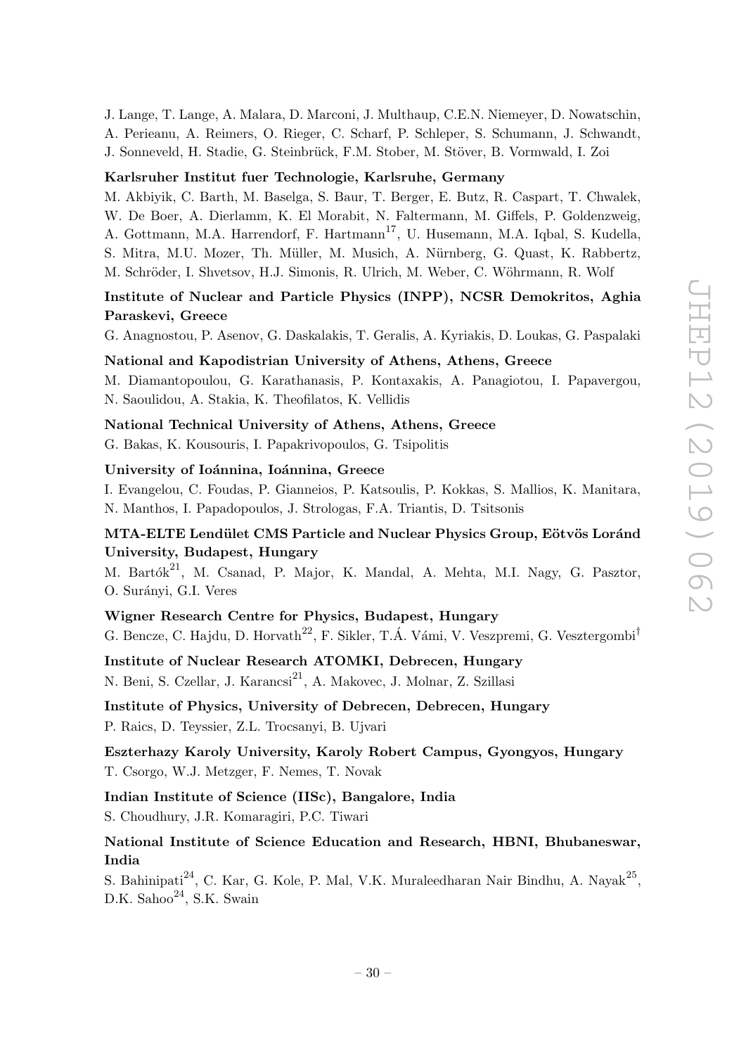J. Lange, T. Lange, A. Malara, D. Marconi, J. Multhaup, C.E.N. Niemeyer, D. Nowatschin, A. Perieanu, A. Reimers, O. Rieger, C. Scharf, P. Schleper, S. Schumann, J. Schwandt, J. Sonneveld, H. Stadie, G. Steinbrück, F.M. Stober, M. Stöver, B. Vormwald, I. Zoi

**Karlsruher Institut fuer Technologie, Karlsruhe, Germany**

M. Akbiyik, C. Barth, M. Baselga, S. Baur, T. Berger, E. Butz, R. Caspart, T. Chwalek, W. De Boer, A. Dierlamm, K. El Morabit, N. Faltermann, M. Giffels, P. Goldenzweig, A. Gottmann, M.A. Harrendorf, F. Hartmann[17], U. Husemann, M.A. Iqbal, S. Kudella, S. Mitra, M.U. Mozer, Th. Müller, M. Musich, A. Nürnberg, G. Quast, K. Rabbertz, M. Schröder, I. Shvetsov, H.J. Simonis, R. Ulrich, M. Weber, C. Wöhrmann, R. Wolf

**Institute of Nuclear and Particle Physics (INPP), NCSR Demokritos, Aghia Paraskevi, Greece**

G. Anagnostou, P. Asenov, G. Daskalakis, T. Geralis, A. Kyriakis, D. Loukas, G. Paspalaki

**National and Kapodistrian University of Athens, Athens, Greece**

M. Diamantopoulou, G. Karathanasis, P. Kontaxakis, A. Panagiotou, I. Papavergou, N. Saoulidou, A. Stakia, K. Theofilatos, K. Vellidis

**National Technical University of Athens, Athens, Greece**

G. Bakas, K. Kousouris, I. Papakrivopoulos, G. Tsipolitis

**University of Ioánnina, Ioánnina, Greece**

I. Evangelou, C. Foudas, P. Gianneios, P. Katsoulis, P. Kokkas, S. Mallios, K. Manitara, N. Manthos, I. Papadopoulos, J. Strologas, F.A. Triantis, D. Tsitsonis

**MTA-ELTE Lendület CMS Particle and Nuclear Physics Group, Eötvös Loránd University, Budapest, Hungary**

M. Bartók[21], M. Csanad, P. Major, K. Mandal, A. Mehta, M.I. Nagy, G. Pasztor, O. Surányi, G.I. Veres

**Wigner Research Centre for Physics, Budapest, Hungary**

G. Bencze, C. Hajdu, D. Horvath[22], F. Sikler, T.Á. Vámi, V. Veszpremi, G. Vesztergombi[†]

**Institute of Nuclear Research ATOMKI, Debrecen, Hungary**

N. Beni, S. Czellar, J. Karancsi[21], A. Makovec, J. Molnar, Z. Szillasi

**Institute of Physics, University of Debrecen, Debrecen, Hungary**

P. Raics, D. Teyssier, Z.L. Trocsanyi, B. Ujvari

**Eszterhazy Karoly University, Karoly Robert Campus, Gyongyos, Hungary**

T. Csorgo, W.J. Metzger, F. Nemes, T. Novak

**Indian Institute of Science (IISc), Bangalore, India**

S. Choudhury, J.R. Komaragiri, P.C. Tiwari

**National Institute of Science Education and Research, HBNI, Bhubaneswar, India**

S. Bahinipati[24], C. Kar, G. Kole, P. Mal, V.K. Muraleedharan Nair Bindhu, A. Nayak[25], D.K. Sahoo[24], S.K. Swain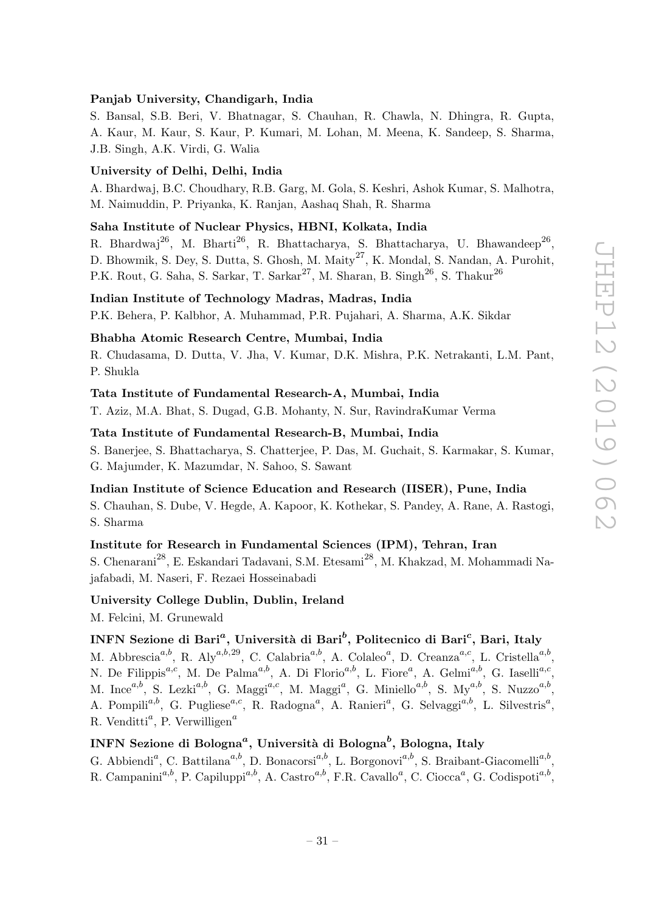**Panjab University, Chandigarh, India**

S. Bansal, S.B. Beri, V. Bhatnagar, S. Chauhan, R. Chawla, N. Dhingra, R. Gupta, A. Kaur, M. Kaur, S. Kaur, P. Kumari, M. Lohan, M. Meena, K. Sandeep, S. Sharma, J.B. Singh, A.K. Virdi, G. Walia

**University of Delhi, Delhi, India**

A. Bhardwaj, B.C. Choudhary, R.B. Garg, M. Gola, S. Keshri, Ashok Kumar, S. Malhotra, M. Naimuddin, P. Priyanka, K. Ranjan, Aashaq Shah, R. Sharma

**Saha Institute of Nuclear Physics, HBNI, Kolkata, India**

R. Bhardwaj[26], M. Bharti[26], R. Bhattacharya, S. Bhattacharya, U. Bhawandeep[26], D. Bhowmik, S. Dey, S. Dutta, S. Ghosh, M. Maity[27], K. Mondal, S. Nandan, A. Purohit, P.K. Rout, G. Saha, S. Sarkar, T. Sarkar[27], M. Sharan, B. Singh[26], S. Thakur[26]

**Indian Institute of Technology Madras, Madras, India**

P.K. Behera, P. Kalbhor, A. Muhammad, P.R. Pujahari, A. Sharma, A.K. Sikdar

**Bhabha Atomic Research Centre, Mumbai, India**

R. Chudasama, D. Dutta, V. Jha, V. Kumar, D.K. Mishra, P.K. Netrakanti, L.M. Pant, P. Shukla

**Tata Institute of Fundamental Research-A, Mumbai, India**

T. Aziz, M.A. Bhat, S. Dugad, G.B. Mohanty, N. Sur, RavindraKumar Verma

**Tata Institute of Fundamental Research-B, Mumbai, India**

S. Banerjee, S. Bhattacharya, S. Chatterjee, P. Das, M. Guchait, S. Karmakar, S. Kumar, G. Majumder, K. Mazumdar, N. Sahoo, S. Sawant

**Indian Institute of Science Education and Research (IISER), Pune, India**

S. Chauhan, S. Dube, V. Hegde, A. Kapoor, K. Kothekar, S. Pandey, A. Rane, A. Rastogi, S. Sharma

**Institute for Research in Fundamental Sciences (IPM), Tehran, Iran**

S. Chenarani[28], E. Eskandari Tadavani, S.M. Etesami[28], M. Khakzad, M. Mohammadi Najafabadi, M. Naseri, F. Rezaei Hosseinabadi

**University College Dublin, Dublin, Ireland**

M. Felcini, M. Grunewald

**INFN Sezione di Bari[a], Università di Bari[b], Politecnico di Bari[c], Bari, Italy**

M. Abbrescia[a,b], R. Aly[a,b,29], C. Calabria[a,b], A. Colaleo[a], D. Creanza[a,c], L. Cristella[a,b], N. De Filippis[a,c], M. De Palma[a,b], A. Di Florio[a,b], L. Fiore[a], A. Gelmi[a,b], G. Iaselli[a,c], M. Ince[a,b], S. Lezki[a,b], G. Maggi[a,c], M. Maggi[a], G. Miniello[a,b], S. My[a,b], S. Nuzzo[a,b], A. Pompili[a,b], G. Pugliese[a,c], R. Radogna[a], A. Ranieri[a], G. Selvaggi[a,b], L. Silvestris[a], R. Venditti[a], P. Verwilligen[a]

**INFN Sezione di Bologna[a], Università di Bologna[b], Bologna, Italy**

G. Abbiendi[a], C. Battilana[a,b], D. Bonacorsi[a,b], L. Borgonovi[a,b], S. Braibant-Giacomelli[a,b], R. Campanini[a,b], P. Capiluppi[a,b], A. Castro[a,b], F.R. Cavallo[a], C. Ciocca[a], G. Codispoti[a,b],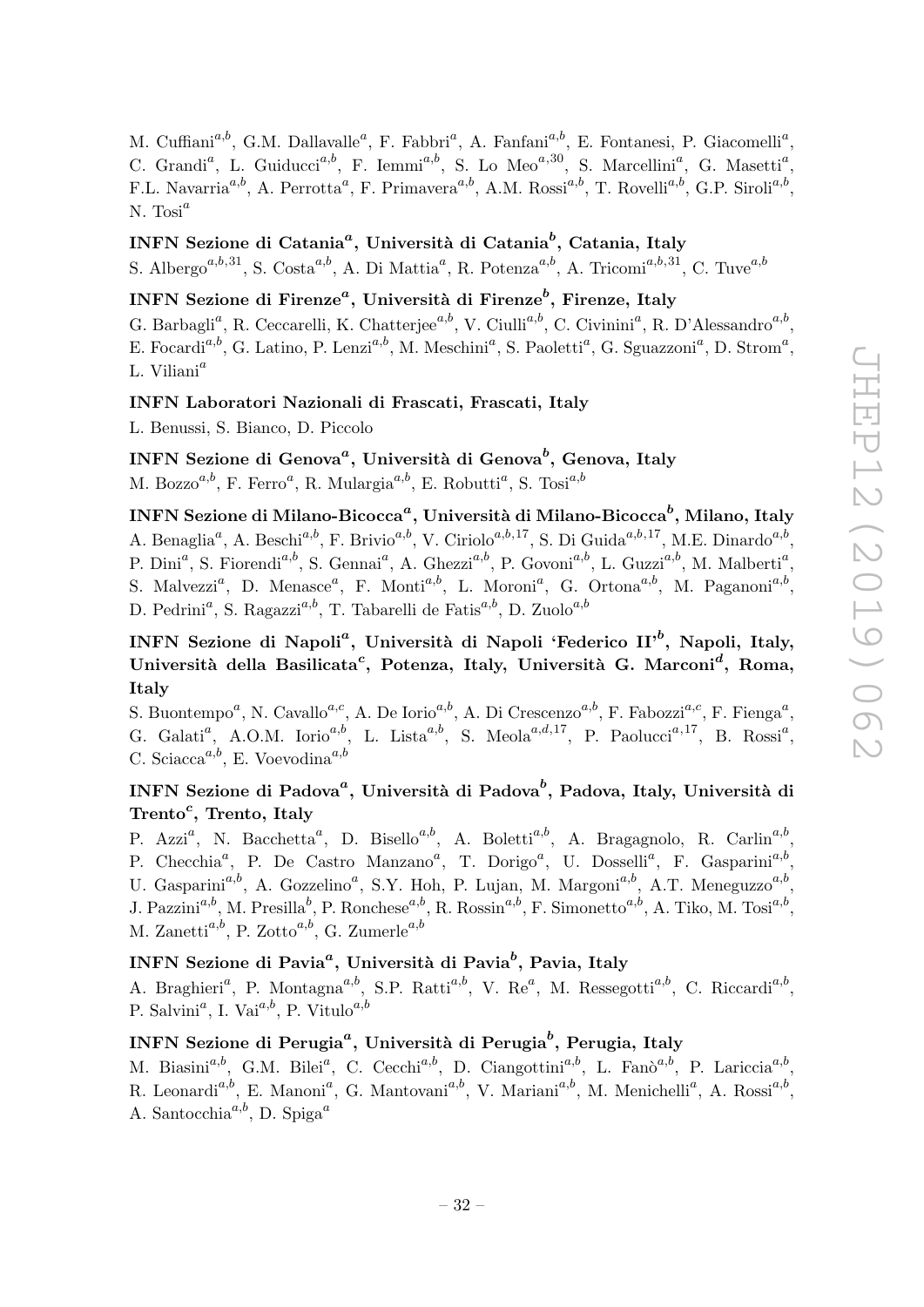M. Cuffiani[a,b], G.M. Dallavalle[a], F. Fabbri[a], A. Fanfani[a,b], E. Fontanesi, P. Giacomelli[a], C. Grandi[a], L. Guiducci[a,b], F. Iemmi[a,b], S. Lo Meo[a,30], S. Marcellini[a], G. Masetti[a], F.L. Navarria[a,b], A. Perrotta[a], F. Primavera[a,b], A.M. Rossi[a,b], T. Rovelli[a,b], G.P. Siroli[a,b], N. Tosi[a]

**INFN Sezione di Catania[a], Università di Catania[b], Catania, Italy**

S. Albergo[a,b,31], S. Costa[a,b], A. Di Mattia[a], R. Potenza[a,b], A. Tricomi[a,b,31], C. Tuve[a,b]

**INFN Sezione di Firenze[a], Università di Firenze[b], Firenze, Italy**

G. Barbagli[a], R. Ceccarelli, K. Chatterjee[a,b], V. Ciulli[a,b], C. Civinini[a], R. D'Alessandro[a,b], E. Focardi[a,b], G. Latino, P. Lenzi[a,b], M. Meschini[a], S. Paoletti[a], G. Sguazzoni[a], D. Strom[a], L. Viliani[a]

**INFN Laboratori Nazionali di Frascati, Frascati, Italy**

L. Benussi, S. Bianco, D. Piccolo

**INFN Sezione di Genova[a], Università di Genova[b], Genova, Italy**

M. Bozzo[a,b], F. Ferro[a], R. Mulargia[a,b], E. Robutti[a], S. Tosi[a,b]

**INFN Sezione di Milano-Bicocca[a], Università di Milano-Bicocca[b], Milano, Italy**

A. Benaglia[a], A. Beschi[a,b], F. Brivio[a,b], V. Ciriolo[a,b,17], S. Di Guida[a,b,17], M.E. Dinardo[a,b], P. Dini[a], S. Fiorendi[a,b], S. Gennai[a], A. Ghezzi[a,b], P. Govoni[a,b], L. Guzzi[a,b], M. Malberti[a], S. Malvezzi[a], D. Menasce[a], F. Monti[a,b], L. Moroni[a], G. Ortona[a,b], M. Paganoni[a,b], D. Pedrini[a], S. Ragazzi[a,b], T. Tabarelli de Fatis[a,b], D. Zuolo[a,b]

**INFN Sezione di Napoli[a], Università di Napoli 'Federico II'[b], Napoli, Italy, Università della Basilicata[c], Potenza, Italy, Università G. Marconi[d], Roma, Italy**

S. Buontempo[a], N. Cavallo[a,c], A. De Iorio[a,b], A. Di Crescenzo[a,b], F. Fabozzi[a,c], F. Fienga[a], G. Galati[a], A.O.M. Iorio[a,b], L. Lista[a,b], S. Meola[a,d,17], P. Paolucci[a,17], B. Rossi[a], C. Sciacca[a,b], E. Voevodina[a,b]

**INFN Sezione di Padova[a], Università di Padova[b], Padova, Italy, Università di Trento[c], Trento, Italy**

P. Azzi[a], N. Bacchetta[a], D. Bisello[a,b], A. Boletti[a,b], A. Bragagnolo, R. Carlin[a,b], P. Checchia[a], P. De Castro Manzano[a], T. Dorigo[a], U. Dosselli[a], F. Gasparini[a,b], U. Gasparini[a,b], A. Gozzelino[a], S.Y. Hoh, P. Lujan, M. Margoni[a,b], A.T. Meneguzzo[a,b], J. Pazzini[a,b], M. Presilla[b], P. Ronchese[a,b], R. Rossin[a,b], F. Simonetto[a,b], A. Tiko, M. Tosi[a,b], M. Zanetti[a,b], P. Zotto[a,b], G. Zumerle[a,b]

**INFN Sezione di Pavia[a], Università di Pavia[b], Pavia, Italy**

A. Braghieri[a], P. Montagna[a,b], S.P. Ratti[a,b], V. Re[a], M. Ressegotti[a,b], C. Riccardi[a,b], P. Salvini[a], I. Vai[a,b], P. Vitulo[a,b]

**INFN Sezione di Perugia[a], Università di Perugia[b], Perugia, Italy**

M. Biasini[a,b], G.M. Bilei[a], C. Cecchi[a,b], D. Ciangottini[a,b], L. Fanò[a,b], P. Lariccia[a,b], R. Leonardi[a,b], E. Manoni[a], G. Mantovani[a,b], V. Mariani[a,b], M. Menichelli[a], A. Rossi[a,b], A. Santocchia[a,b], D. Spiga[a]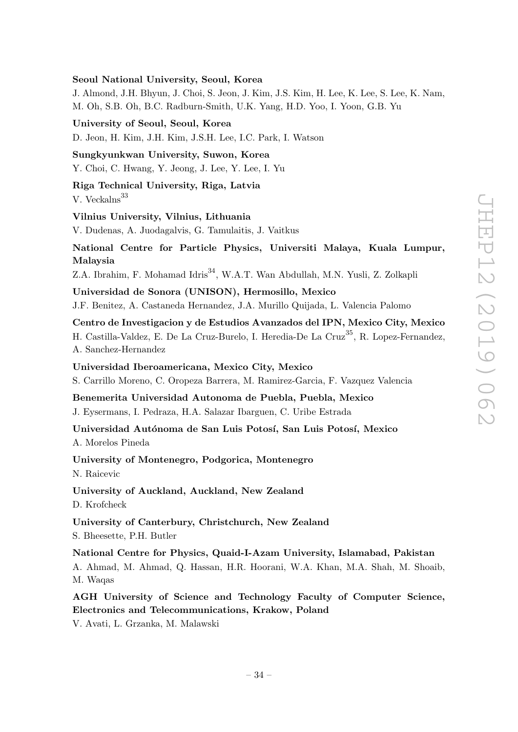**Seoul National University, Seoul, Korea**

J. Almond, J.H. Bhyun, J. Choi, S. Jeon, J. Kim, J.S. Kim, H. Lee, K. Lee, S. Lee, K. Nam, M. Oh, S.B. Oh, B.C. Radburn-Smith, U.K. Yang, H.D. Yoo, I. Yoon, G.B. Yu

**University of Seoul, Seoul, Korea**

D. Jeon, H. Kim, J.H. Kim, J.S.H. Lee, I.C. Park, I. Watson

**Sungkyunkwan University, Suwon, Korea**

Y. Choi, C. Hwang, Y. Jeong, J. Lee, Y. Lee, I. Yu

**Riga Technical University, Riga, Latvia**

V. Veckalns[33]

**Vilnius University, Vilnius, Lithuania**

V. Dudenas, A. Juodagalvis, G. Tamulaitis, J. Vaitkus

**National Centre for Particle Physics, Universiti Malaya, Kuala Lumpur, Malaysia**

Z.A. Ibrahim, F. Mohamad Idris[34], W.A.T. Wan Abdullah, M.N. Yusli, Z. Zolkapli

**Universidad de Sonora (UNISON), Hermosillo, Mexico**

J.F. Benitez, A. Castaneda Hernandez, J.A. Murillo Quijada, L. Valencia Palomo

**Centro de Investigacion y de Estudios Avanzados del IPN, Mexico City, Mexico**

H. Castilla-Valdez, E. De La Cruz-Burelo, I. Heredia-De La Cruz[35], R. Lopez-Fernandez, A. Sanchez-Hernandez

**Universidad Iberoamericana, Mexico City, Mexico**

S. Carrillo Moreno, C. Oropeza Barrera, M. Ramirez-Garcia, F. Vazquez Valencia

**Benemerita Universidad Autonoma de Puebla, Puebla, Mexico**

J. Eysermans, I. Pedraza, H.A. Salazar Ibarguen, C. Uribe Estrada

**Universidad Autónoma de San Luis Potosí, San Luis Potosí, Mexico**

A. Morelos Pineda

**University of Montenegro, Podgorica, Montenegro**

N. Raicevic

**University of Auckland, Auckland, New Zealand**

D. Krofcheck

**University of Canterbury, Christchurch, New Zealand**

S. Bheesette, P.H. Butler

**National Centre for Physics, Quaid-I-Azam University, Islamabad, Pakistan**

A. Ahmad, M. Ahmad, Q. Hassan, H.R. Hoorani, W.A. Khan, M.A. Shah, M. Shoaib, M. Waqas

**AGH University of Science and Technology Faculty of Computer Science, Electronics and Telecommunications, Krakow, Poland**

V. Avati, L. Grzanka, M. Malawski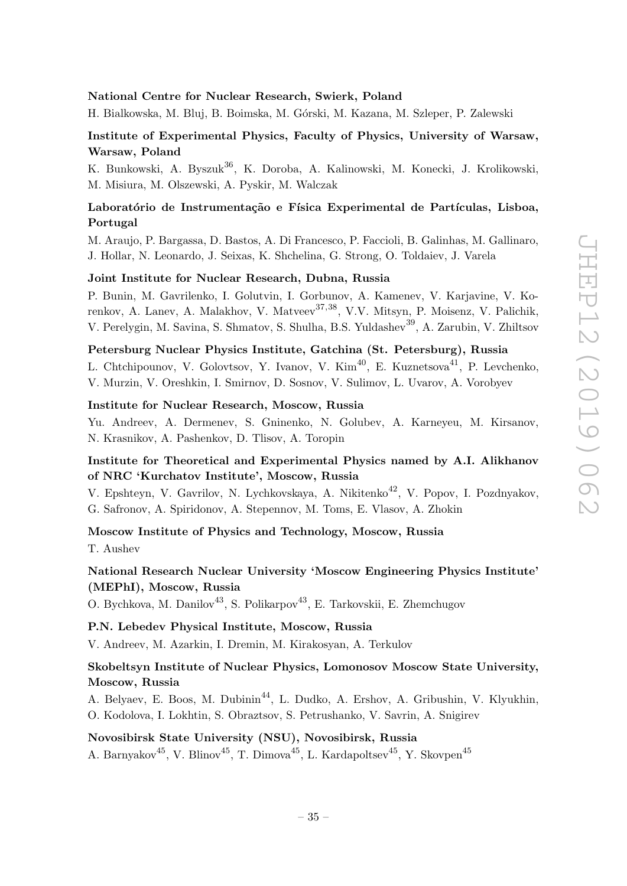**National Centre for Nuclear Research, Swierk, Poland**

H. Bialkowska, M. Bluj, B. Boimska, M. Górski, M. Kazana, M. Szleper, P. Zalewski

**Institute of Experimental Physics, Faculty of Physics, University of Warsaw, Warsaw, Poland**

K. Bunkowski, A. Byszuk[36], K. Doroba, A. Kalinowski, M. Konecki, J. Krolikowski, M. Misiura, M. Olszewski, A. Pyskir, M. Walczak

**Laboratório de Instrumentação e Física Experimental de Partículas, Lisboa, Portugal**

M. Araujo, P. Bargassa, D. Bastos, A. Di Francesco, P. Faccioli, B. Galinhas, M. Gallinaro, J. Hollar, N. Leonardo, J. Seixas, K. Shchelina, G. Strong, O. Toldaiev, J. Varela

**Joint Institute for Nuclear Research, Dubna, Russia**

P. Bunin, M. Gavrilenko, I. Golutvin, I. Gorbunov, A. Kamenev, V. Karjavine, V. Korenkov, A. Lanev, A. Malakhov, V. Matveev[37,38], V.V. Mitsyn, P. Moisenz, V. Palichik, V. Perelygin, M. Savina, S. Shmatov, S. Shulha, B.S. Yuldashev[39], A. Zarubin, V. Zhiltsov

**Petersburg Nuclear Physics Institute, Gatchina (St. Petersburg), Russia**

L. Chtchipounov, V. Golovtsov, Y. Ivanov, V. Kim[40], E. Kuznetsova[41], P. Levchenko, V. Murzin, V. Oreshkin, I. Smirnov, D. Sosnov, V. Sulimov, L. Uvarov, A. Vorobyev

**Institute for Nuclear Research, Moscow, Russia**

Yu. Andreev, A. Dermenev, S. Gninenko, N. Golubev, A. Karneyeu, M. Kirsanov, N. Krasnikov, A. Pashenkov, D. Tlisov, A. Toropin

**Institute for Theoretical and Experimental Physics named by A.I. Alikhanov of NRC 'Kurchatov Institute', Moscow, Russia**

V. Epshteyn, V. Gavrilov, N. Lychkovskaya, A. Nikitenko[42], V. Popov, I. Pozdnyakov, G. Safronov, A. Spiridonov, A. Stepennov, M. Toms, E. Vlasov, A. Zhokin

**Moscow Institute of Physics and Technology, Moscow, Russia**

T. Aushev

**National Research Nuclear University 'Moscow Engineering Physics Institute' (MEPhI), Moscow, Russia**

O. Bychkova, M. Danilov[43], S. Polikarpov[43], E. Tarkovskii, E. Zhemchugov

**P.N. Lebedev Physical Institute, Moscow, Russia**

V. Andreev, M. Azarkin, I. Dremin, M. Kirakosyan, A. Terkulov

**Skobeltsyn Institute of Nuclear Physics, Lomonosov Moscow State University, Moscow, Russia**

A. Belyaev, E. Boos, M. Dubinin[44], L. Dudko, A. Ershov, A. Gribushin, V. Klyukhin, O. Kodolova, I. Lokhtin, S. Obraztsov, S. Petrushanko, V. Savrin, A. Snigirev

**Novosibirsk State University (NSU), Novosibirsk, Russia**

A. Barnyakov[45], V. Blinov[45], T. Dimova[45], L. Kardapoltsev[45], Y. Skovpen[45]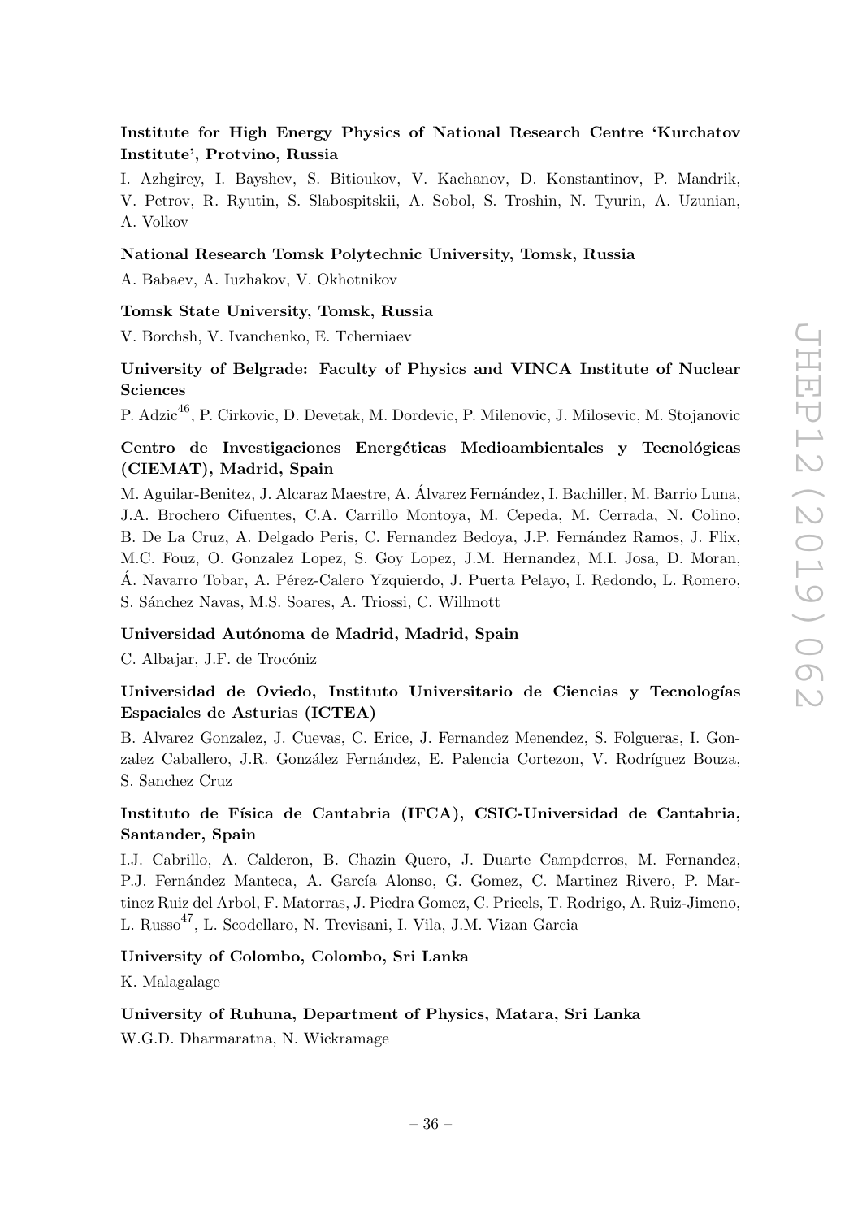**Institute for High Energy Physics of National Research Centre 'Kurchatov Institute', Protvino, Russia**

I. Azhgirey, I. Bayshev, S. Bitioukov, V. Kachanov, D. Konstantinov, P. Mandrik, V. Petrov, R. Ryutin, S. Slabospitskii, A. Sobol, S. Troshin, N. Tyurin, A. Uzunian, A. Volkov

**National Research Tomsk Polytechnic University, Tomsk, Russia**

A. Babaev, A. Iuzhakov, V. Okhotnikov

**Tomsk State University, Tomsk, Russia**

V. Borchsh, V. Ivanchenko, E. Tcherniaev

**University of Belgrade: Faculty of Physics and VINCA Institute of Nuclear Sciences**

P. Adzic[46], P. Cirkovic, D. Devetak, M. Dordevic, P. Milenovic, J. Milosevic, M. Stojanovic

**Centro de Investigaciones Energéticas Medioambientales y Tecnológicas (CIEMAT), Madrid, Spain**

M. Aguilar-Benitez, J. Alcaraz Maestre, A. Álvarez Fernández, I. Bachiller, M. Barrio Luna, J.A. Brochero Cifuentes, C.A. Carrillo Montoya, M. Cepeda, M. Cerrada, N. Colino, B. De La Cruz, A. Delgado Peris, C. Fernandez Bedoya, J.P. Fernández Ramos, J. Flix, M.C. Fouz, O. Gonzalez Lopez, S. Goy Lopez, J.M. Hernandez, M.I. Josa, D. Moran, Á. Navarro Tobar, A. Pérez-Calero Yzquierdo, J. Puerta Pelayo, I. Redondo, L. Romero, S. Sánchez Navas, M.S. Soares, A. Triossi, C. Willmott

**Universidad Autónoma de Madrid, Madrid, Spain**

C. Albajar, J.F. de Trocóniz

**Universidad de Oviedo, Instituto Universitario de Ciencias y Tecnologías Espaciales de Asturias (ICTEA)**

B. Alvarez Gonzalez, J. Cuevas, C. Erice, J. Fernandez Menendez, S. Folgueras, I. Gonzalez Caballero, J.R. González Fernández, E. Palencia Cortezon, V. Rodríguez Bouza, S. Sanchez Cruz

**Instituto de Física de Cantabria (IFCA), CSIC-Universidad de Cantabria, Santander, Spain**

I.J. Cabrillo, A. Calderon, B. Chazin Quero, J. Duarte Campderros, M. Fernandez, P.J. Fernández Manteca, A. García Alonso, G. Gomez, C. Martinez Rivero, P. Martinez Ruiz del Arbol, F. Matorras, J. Piedra Gomez, C. Prieels, T. Rodrigo, A. Ruiz-Jimeno, L. Russo[47], L. Scodellaro, N. Trevisani, I. Vila, J.M. Vizan Garcia

**University of Colombo, Colombo, Sri Lanka**

K. Malagalage

**University of Ruhuna, Department of Physics, Matara, Sri Lanka**

W.G.D. Dharmaratna, N. Wickramage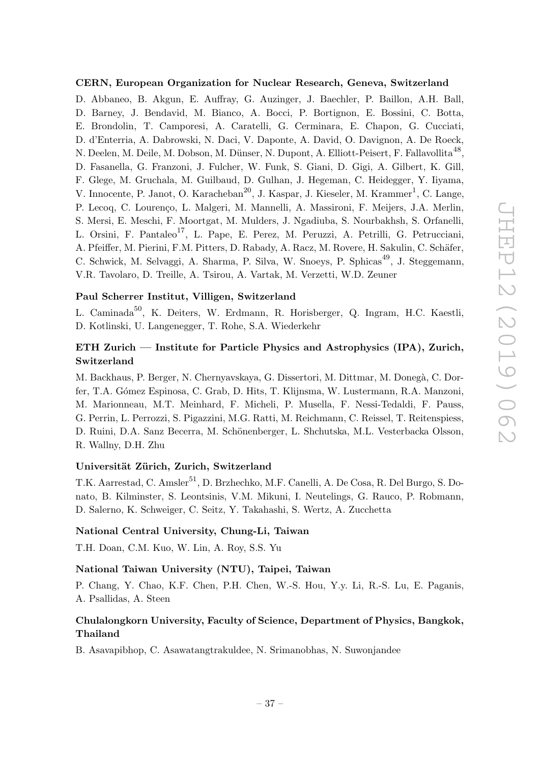### CERN, European Organization for Nuclear Research, Geneva, Switzerland

D. Abbaneo, B. Akgun, E. Auffray, G. Auzinger, J. Baechler, P. Baillon, A.H. Ball, D. Barney, J. Bendavid, M. Bianco, A. Bocci, P. Bortignon, E. Bossini, C. Botta, E. Brondolin, T. Camporesi, A. Caratelli, G. Cerminara, E. Chapon, G. Cucciati, D. d'Enterria, A. Dabrowski, N. Daci, V. Daponte, A. David, O. Davignon, A. De Roeck, N. Deelen, M. Deile, M. Dobson, M. Dünser, N. Dupont, A. Elliott-Peisert, F. Fallavollita[48], D. Fasanella, G. Franzoni, J. Fulcher, W. Funk, S. Giani, D. Gigi, A. Gilbert, K. Gill, F. Glege, M. Gruchala, M. Guilbaud, D. Gulhan, J. Hegeman, C. Heidegger, Y. Iiyama, V. Innocente, P. Janot, O. Karacheban[20], J. Kaspar, J. Kieseler, M. Krammer[1], C. Lange, P. Lecoq, C. Lourenço, L. Malgeri, M. Mannelli, A. Massironi, F. Meijers, J.A. Merlin, S. Mersi, E. Meschi, F. Moortgat, M. Mulders, J. Ngadiuba, S. Nourbakhsh, S. Orfanelli, L. Orsini, F. Pantaleo[17], L. Pape, E. Perez, M. Peruzzi, A. Petrilli, G. Petrucciani, A. Pfeiffer, M. Pierini, F.M. Pitters, D. Rabady, A. Racz, M. Rovere, H. Sakulin, C. Schäfer, C. Schwick, M. Selvaggi, A. Sharma, P. Silva, W. Snoeys, P. Sphicas[49], J. Steggemann, V.R. Tavolaro, D. Treille, A. Tsirou, A. Vartak, M. Verzetti, W.D. Zeuner

### Paul Scherrer Institut, Villigen, Switzerland

L. Caminada[50], K. Deiters, W. Erdmann, R. Horisberger, Q. Ingram, H.C. Kaestli, D. Kotlinski, U. Langenegger, T. Rohe, S.A. Wiederkehr

### ETH Zurich — Institute for Particle Physics and Astrophysics (IPA), Zurich, Switzerland

M. Backhaus, P. Berger, N. Chernyavskaya, G. Dissertori, M. Dittmar, M. Donegà, C. Dorfer, T.A. Gómez Espinosa, C. Grab, D. Hits, T. Klijnsma, W. Lustermann, R.A. Manzoni, M. Marionneau, M.T. Meinhard, F. Micheli, P. Musella, F. Nessi-Tedaldi, F. Pauss, G. Perrin, L. Perrozzi, S. Pigazzini, M.G. Ratti, M. Reichmann, C. Reissel, T. Reitenspiess, D. Ruini, D.A. Sanz Becerra, M. Schönenberger, L. Shchutska, M.L. Vesterbacka Olsson, R. Wallny, D.H. Zhu

### Universität Zürich, Zurich, Switzerland

T.K. Aarrestad, C. Amsler[51], D. Brzhechko, M.F. Canelli, A. De Cosa, R. Del Burgo, S. Donato, B. Kilminster, S. Leontsinis, V.M. Mikuni, I. Neutelings, G. Rauco, P. Robmann, D. Salerno, K. Schweiger, C. Seitz, Y. Takahashi, S. Wertz, A. Zucchetta

### National Central University, Chung-Li, Taiwan

T.H. Doan, C.M. Kuo, W. Lin, A. Roy, S.S. Yu

### National Taiwan University (NTU), Taipei, Taiwan

P. Chang, Y. Chao, K.F. Chen, P.H. Chen, W.-S. Hou, Y.y. Li, R.-S. Lu, E. Paganis, A. Psallidas, A. Steen

### Chulalongkorn University, Faculty of Science, Department of Physics, Bangkok, Thailand

B. Asavapibhop, C. Asawatangtrakuldee, N. Srimanobhas, N. Suwonjandee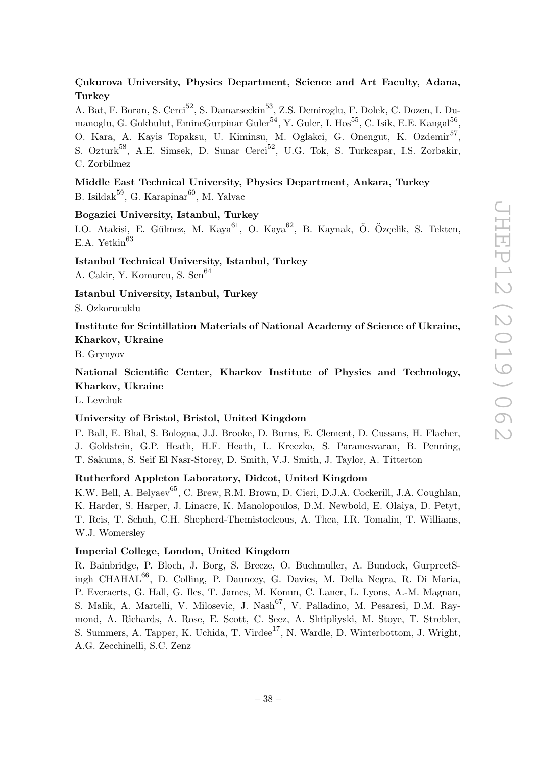**Çukurova University, Physics Department, Science and Art Faculty, Adana, Turkey**

A. Bat, F. Boran, S. Cerci[52], S. Damarseckin[53], Z.S. Demiroglu, F. Dolek, C. Dozen, I. Dumanoglu, G. Gokbulut, EmineGurpinar Guler[54], Y. Guler, I. Hos[55], C. Isik, E.E. Kangal[56], O. Kara, A. Kayis Topaksu, U. Kiminsu, M. Oglakci, G. Onengut, K. Ozdemir[57], S. Ozturk[58], A.E. Simsek, D. Sunar Cerci[52], U.G. Tok, S. Turkcapar, I.S. Zorbakir, C. Zorbilmez

**Middle East Technical University, Physics Department, Ankara, Turkey**

B. Isildak[59], G. Karapinar[60], M. Yalvac

**Bogazici University, Istanbul, Turkey**

I.O. Atakisi, E. Gülmez, M. Kaya[61], O. Kaya[62], B. Kaynak, Ö. Özçelik, S. Tekten, E.A. Yetkin[63]

**Istanbul Technical University, Istanbul, Turkey**

A. Cakir, Y. Komurcu, S. Sen[64]

**Istanbul University, Istanbul, Turkey**

S. Ozkorucuklu

**Institute for Scintillation Materials of National Academy of Science of Ukraine, Kharkov, Ukraine**

B. Grynyov

**National Scientific Center, Kharkov Institute of Physics and Technology, Kharkov, Ukraine**

L. Levchuk

**University of Bristol, Bristol, United Kingdom**

F. Ball, E. Bhal, S. Bologna, J.J. Brooke, D. Burns, E. Clement, D. Cussans, H. Flacher, J. Goldstein, G.P. Heath, H.F. Heath, L. Kreczko, S. Paramesvaran, B. Penning, T. Sakuma, S. Seif El Nasr-Storey, D. Smith, V.J. Smith, J. Taylor, A. Titterton

**Rutherford Appleton Laboratory, Didcot, United Kingdom**

K.W. Bell, A. Belyaev[65], C. Brew, R.M. Brown, D. Cieri, D.J.A. Cockerill, J.A. Coughlan, K. Harder, S. Harper, J. Linacre, K. Manolopoulos, D.M. Newbold, E. Olaiya, D. Petyt, T. Reis, T. Schuh, C.H. Shepherd-Themistocleous, A. Thea, I.R. Tomalin, T. Williams, W.J. Womersley

**Imperial College, London, United Kingdom**

R. Bainbridge, P. Bloch, J. Borg, S. Breeze, O. Buchmuller, A. Bundock, GurpreetSingh CHAHAL[66], D. Colling, P. Dauncey, G. Davies, M. Della Negra, R. Di Maria, P. Everaerts, G. Hall, G. Iles, T. James, M. Komm, C. Laner, L. Lyons, A.-M. Magnan, S. Malik, A. Martelli, V. Milosevic, J. Nash[67], V. Palladino, M. Pesaresi, D.M. Raymond, A. Richards, A. Rose, E. Scott, C. Seez, A. Shtipliyski, M. Stoye, T. Strebler, S. Summers, A. Tapper, K. Uchida, T. Virdee[17], N. Wardle, D. Winterbottom, J. Wright, A.G. Zecchinelli, S.C. Zenz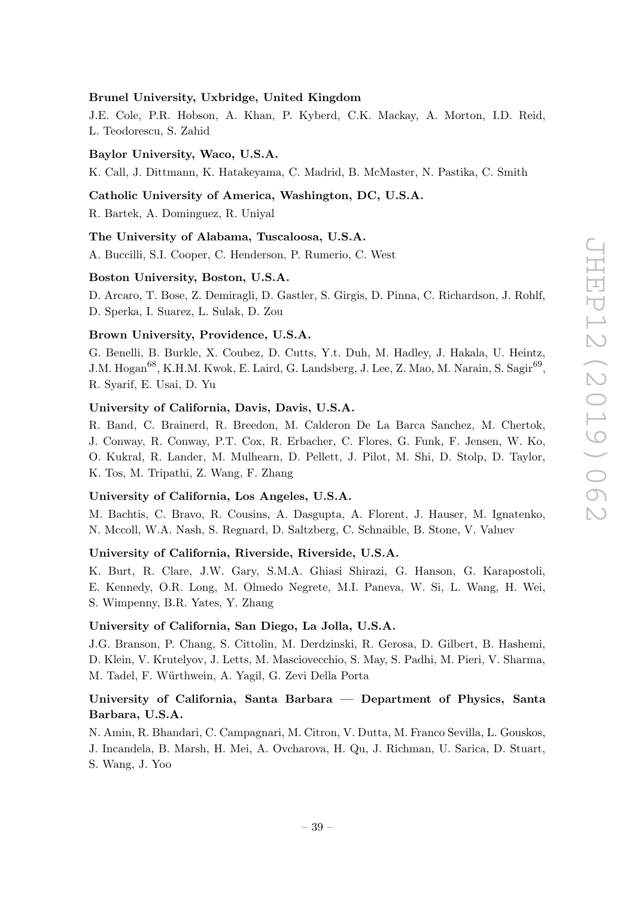**Brunel University, Uxbridge, United Kingdom**

J.E. Cole, P.R. Hobson, A. Khan, P. Kyberd, C.K. Mackay, A. Morton, I.D. Reid, L. Teodorescu, S. Zahid

**Baylor University, Waco, U.S.A.**

K. Call, J. Dittmann, K. Hatakeyama, C. Madrid, B. McMaster, N. Pastika, C. Smith

**Catholic University of America, Washington, DC, U.S.A.**

R. Bartek, A. Dominguez, R. Uniyal

**The University of Alabama, Tuscaloosa, U.S.A.**

A. Buccilli, S.I. Cooper, C. Henderson, P. Rumerio, C. West

**Boston University, Boston, U.S.A.**

D. Arcaro, T. Bose, Z. Demiragli, D. Gastler, S. Girgis, D. Pinna, C. Richardson, J. Rohlf, D. Sperka, I. Suarez, L. Sulak, D. Zou

**Brown University, Providence, U.S.A.**

G. Benelli, B. Burkle, X. Coubez, D. Cutts, Y.t. Duh, M. Hadley, J. Hakala, U. Heintz, J.M. Hogan[68], K.H.M. Kwok, E. Laird, G. Landsberg, J. Lee, Z. Mao, M. Narain, S. Sagir[69], R. Syarif, E. Usai, D. Yu

**University of California, Davis, Davis, U.S.A.**

R. Band, C. Brainerd, R. Breedon, M. Calderon De La Barca Sanchez, M. Chertok, J. Conway, R. Conway, P.T. Cox, R. Erbacher, C. Flores, G. Funk, F. Jensen, W. Ko, O. Kukral, R. Lander, M. Mulhearn, D. Pellett, J. Pilot, M. Shi, D. Stolp, D. Taylor, K. Tos, M. Tripathi, Z. Wang, F. Zhang

**University of California, Los Angeles, U.S.A.**

M. Bachtis, C. Bravo, R. Cousins, A. Dasgupta, A. Florent, J. Hauser, M. Ignatenko, N. Mccoll, W.A. Nash, S. Regnard, D. Saltzberg, C. Schnaible, B. Stone, V. Valuev

**University of California, Riverside, Riverside, U.S.A.**

K. Burt, R. Clare, J.W. Gary, S.M.A. Ghiasi Shirazi, G. Hanson, G. Karapostoli, E. Kennedy, O.R. Long, M. Olmedo Negrete, M.I. Paneva, W. Si, L. Wang, H. Wei, S. Wimpenny, B.R. Yates, Y. Zhang

**University of California, San Diego, La Jolla, U.S.A.**

J.G. Branson, P. Chang, S. Cittolin, M. Derdzinski, R. Gerosa, D. Gilbert, B. Hashemi, D. Klein, V. Krutelyov, J. Letts, M. Masciovecchio, S. May, S. Padhi, M. Pieri, V. Sharma, M. Tadel, F. Würthwein, A. Yagil, G. Zevi Della Porta

**University of California, Santa Barbara — Department of Physics, Santa Barbara, U.S.A.**

N. Amin, R. Bhandari, C. Campagnari, M. Citron, V. Dutta, M. Franco Sevilla, L. Gouskos, J. Incandela, B. Marsh, H. Mei, A. Ovcharova, H. Qu, J. Richman, U. Sarica, D. Stuart, S. Wang, J. Yoo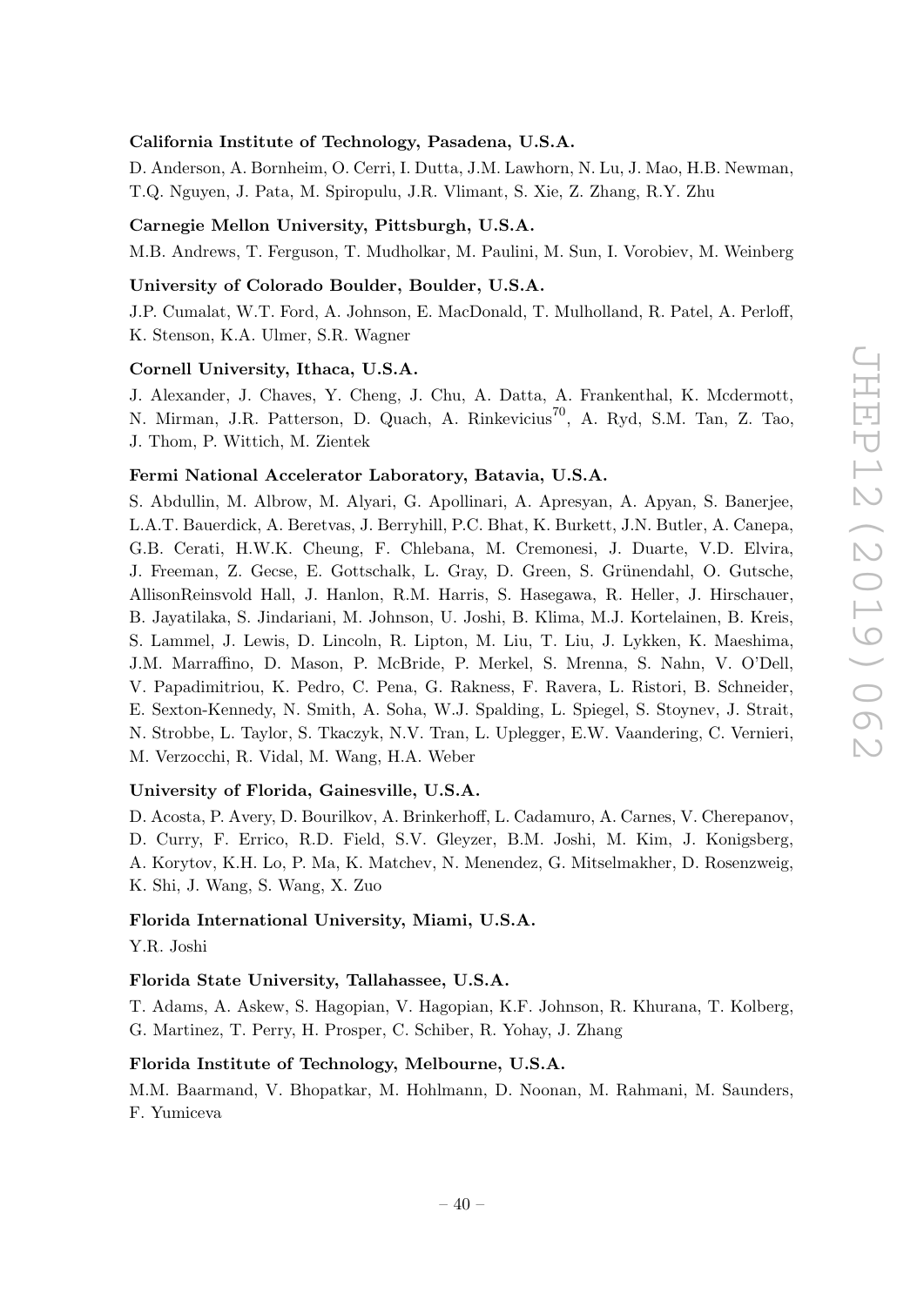**California Institute of Technology, Pasadena, U.S.A.**

D. Anderson, A. Bornheim, O. Cerri, I. Dutta, J.M. Lawhorn, N. Lu, J. Mao, H.B. Newman, T.Q. Nguyen, J. Pata, M. Spiropulu, J.R. Vlimant, S. Xie, Z. Zhang, R.Y. Zhu

**Carnegie Mellon University, Pittsburgh, U.S.A.**

M.B. Andrews, T. Ferguson, T. Mudholkar, M. Paulini, M. Sun, I. Vorobiev, M. Weinberg

**University of Colorado Boulder, Boulder, U.S.A.**

J.P. Cumalat, W.T. Ford, A. Johnson, E. MacDonald, T. Mulholland, R. Patel, A. Perloff, K. Stenson, K.A. Ulmer, S.R. Wagner

**Cornell University, Ithaca, U.S.A.**

J. Alexander, J. Chaves, Y. Cheng, J. Chu, A. Datta, A. Frankenthal, K. Mcdermott, N. Mirman, J.R. Patterson, D. Quach, A. Rinkevicius[70], A. Ryd, S.M. Tan, Z. Tao, J. Thom, P. Wittich, M. Zientek

**Fermi National Accelerator Laboratory, Batavia, U.S.A.**

S. Abdullin, M. Albrow, M. Alyari, G. Apollinari, A. Apresyan, A. Apyan, S. Banerjee, L.A.T. Bauerdick, A. Beretvas, J. Berryhill, P.C. Bhat, K. Burkett, J.N. Butler, A. Canepa, G.B. Cerati, H.W.K. Cheung, F. Chlebana, M. Cremonesi, J. Duarte, V.D. Elvira, J. Freeman, Z. Gecse, E. Gottschalk, L. Gray, D. Green, S. Grünendahl, O. Gutsche, AllisonReinsvold Hall, J. Hanlon, R.M. Harris, S. Hasegawa, R. Heller, J. Hirschauer, B. Jayatilaka, S. Jindariani, M. Johnson, U. Joshi, B. Klima, M.J. Kortelainen, B. Kreis, S. Lammel, J. Lewis, D. Lincoln, R. Lipton, M. Liu, T. Liu, J. Lykken, K. Maeshima, J.M. Marraffino, D. Mason, P. McBride, P. Merkel, S. Mrenna, S. Nahn, V. O'Dell, V. Papadimitriou, K. Pedro, C. Pena, G. Rakness, F. Ravera, L. Ristori, B. Schneider, E. Sexton-Kennedy, N. Smith, A. Soha, W.J. Spalding, L. Spiegel, S. Stoynev, J. Strait, N. Strobbe, L. Taylor, S. Tkaczyk, N.V. Tran, L. Uplegger, E.W. Vaandering, C. Vernieri, M. Verzocchi, R. Vidal, M. Wang, H.A. Weber

**University of Florida, Gainesville, U.S.A.**

D. Acosta, P. Avery, D. Bourilkov, A. Brinkerhoff, L. Cadamuro, A. Carnes, V. Cherepanov, D. Curry, F. Errico, R.D. Field, S.V. Gleyzer, B.M. Joshi, M. Kim, J. Konigsberg, A. Korytov, K.H. Lo, P. Ma, K. Matchev, N. Menendez, G. Mitselmakher, D. Rosenzweig, K. Shi, J. Wang, S. Wang, X. Zuo

**Florida International University, Miami, U.S.A.**

Y.R. Joshi

**Florida State University, Tallahassee, U.S.A.**

T. Adams, A. Askew, S. Hagopian, V. Hagopian, K.F. Johnson, R. Khurana, T. Kolberg, G. Martinez, T. Perry, H. Prosper, C. Schiber, R. Yohay, J. Zhang

**Florida Institute of Technology, Melbourne, U.S.A.**

M.M. Baarmand, V. Bhopatkar, M. Hohlmann, D. Noonan, M. Rahmani, M. Saunders, F. Yumiceva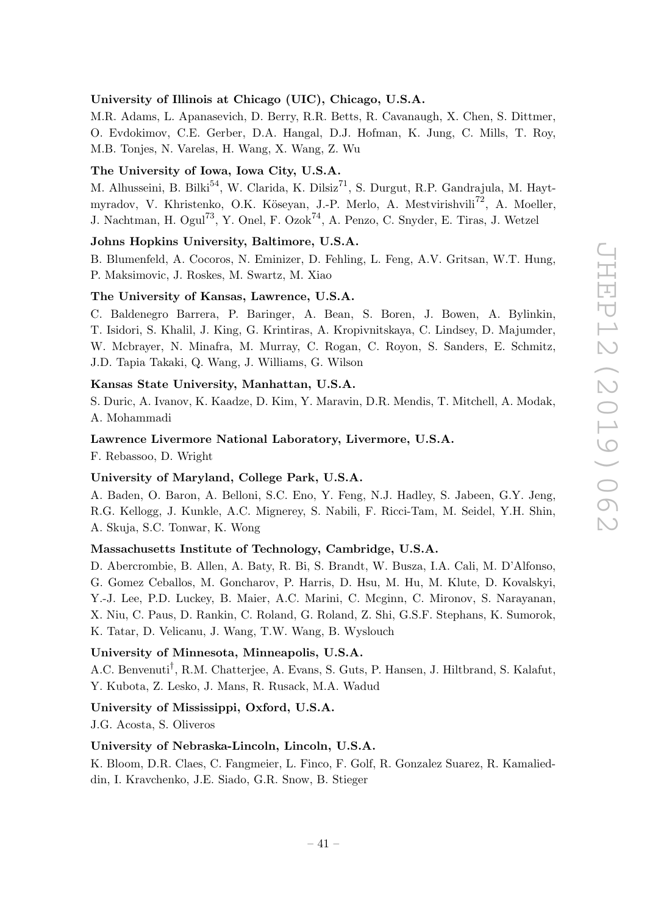**University of Illinois at Chicago (UIC), Chicago, U.S.A.**

M.R. Adams, L. Apanasevich, D. Berry, R.R. Betts, R. Cavanaugh, X. Chen, S. Dittmer, O. Evdokimov, C.E. Gerber, D.A. Hangal, D.J. Hofman, K. Jung, C. Mills, T. Roy, M.B. Tonjes, N. Varelas, H. Wang, X. Wang, Z. Wu

**The University of Iowa, Iowa City, U.S.A.**

M. Alhusseini, B. Bilki[54], W. Clarida, K. Dilsiz[71], S. Durgut, R.P. Gandrajula, M. Haytmyradov, V. Khristenko, O.K. Köseyan, J.-P. Merlo, A. Mestvirishvili[72], A. Moeller, J. Nachtman, H. Ogul[73], Y. Onel, F. Ozok[74], A. Penzo, C. Snyder, E. Tiras, J. Wetzel

**Johns Hopkins University, Baltimore, U.S.A.**

B. Blumenfeld, A. Cocoros, N. Eminizer, D. Fehling, L. Feng, A.V. Gritsan, W.T. Hung, P. Maksimovic, J. Roskes, M. Swartz, M. Xiao

**The University of Kansas, Lawrence, U.S.A.**

C. Baldenegro Barrera, P. Baringer, A. Bean, S. Boren, J. Bowen, A. Bylinkin, T. Isidori, S. Khalil, J. King, G. Krintiras, A. Kropivnitskaya, C. Lindsey, D. Majumder, W. Mcbrayer, N. Minafra, M. Murray, C. Rogan, C. Royon, S. Sanders, E. Schmitz, J.D. Tapia Takaki, Q. Wang, J. Williams, G. Wilson

**Kansas State University, Manhattan, U.S.A.**

S. Duric, A. Ivanov, K. Kaadze, D. Kim, Y. Maravin, D.R. Mendis, T. Mitchell, A. Modak, A. Mohammadi

**Lawrence Livermore National Laboratory, Livermore, U.S.A.**

F. Rebassoo, D. Wright

**University of Maryland, College Park, U.S.A.**

A. Baden, O. Baron, A. Belloni, S.C. Eno, Y. Feng, N.J. Hadley, S. Jabeen, G.Y. Jeng, R.G. Kellogg, J. Kunkle, A.C. Mignerey, S. Nabili, F. Ricci-Tam, M. Seidel, Y.H. Shin, A. Skuja, S.C. Tonwar, K. Wong

**Massachusetts Institute of Technology, Cambridge, U.S.A.**

D. Abercrombie, B. Allen, A. Baty, R. Bi, S. Brandt, W. Busza, I.A. Cali, M. D'Alfonso, G. Gomez Ceballos, M. Goncharov, P. Harris, D. Hsu, M. Hu, M. Klute, D. Kovalskyi, Y.-J. Lee, P.D. Luckey, B. Maier, A.C. Marini, C. Mcginn, C. Mironov, S. Narayanan, X. Niu, C. Paus, D. Rankin, C. Roland, G. Roland, Z. Shi, G.S.F. Stephans, K. Sumorok, K. Tatar, D. Velicanu, J. Wang, T.W. Wang, B. Wyslouch

**University of Minnesota, Minneapolis, U.S.A.**

A.C. Benvenuti[†], R.M. Chatterjee, A. Evans, S. Guts, P. Hansen, J. Hiltbrand, S. Kalafut, Y. Kubota, Z. Lesko, J. Mans, R. Rusack, M.A. Wadud

**University of Mississippi, Oxford, U.S.A.**

J.G. Acosta, S. Oliveros

**University of Nebraska-Lincoln, Lincoln, U.S.A.**

K. Bloom, D.R. Claes, C. Fangmeier, L. Finco, F. Golf, R. Gonzalez Suarez, R. Kamalieddin, I. Kravchenko, J.E. Siado, G.R. Snow, B. Stieger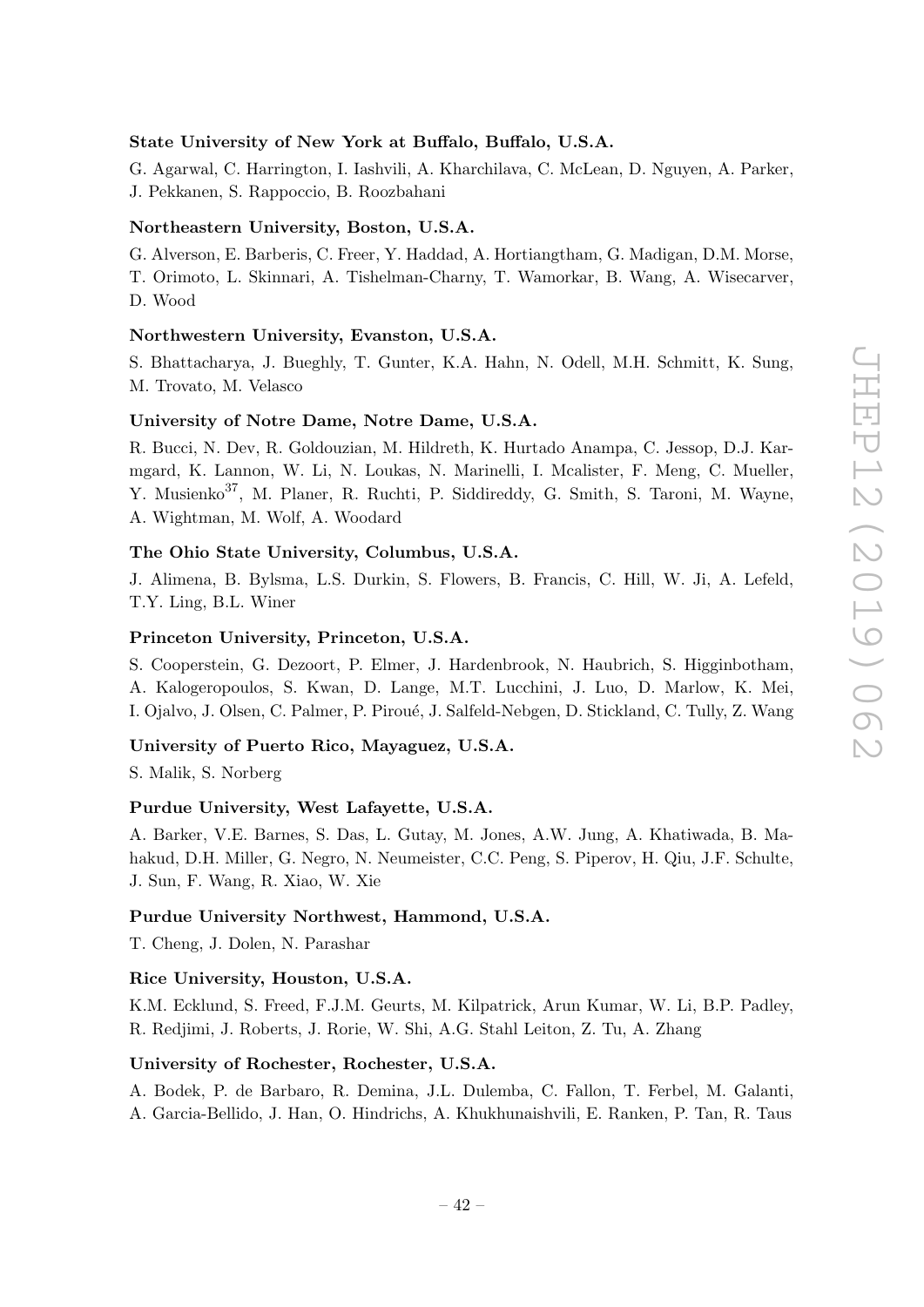**State University of New York at Buffalo, Buffalo, U.S.A.**

G. Agarwal, C. Harrington, I. Iashvili, A. Kharchilava, C. McLean, D. Nguyen, A. Parker, J. Pekkanen, S. Rappoccio, B. Roozbahani

**Northeastern University, Boston, U.S.A.**

G. Alverson, E. Barberis, C. Freer, Y. Haddad, A. Hortiangtham, G. Madigan, D.M. Morse, T. Orimoto, L. Skinnari, A. Tishelman-Charny, T. Wamorkar, B. Wang, A. Wisecarver, D. Wood

**Northwestern University, Evanston, U.S.A.**

S. Bhattacharya, J. Bueghly, T. Gunter, K.A. Hahn, N. Odell, M.H. Schmitt, K. Sung, M. Trovato, M. Velasco

**University of Notre Dame, Notre Dame, U.S.A.**

R. Bucci, N. Dev, R. Goldouzian, M. Hildreth, K. Hurtado Anampa, C. Jessop, D.J. Karmgard, K. Lannon, W. Li, N. Loukas, N. Marinelli, I. Mcalister, F. Meng, C. Mueller, Y. Musienko[37], M. Planer, R. Ruchti, P. Siddireddy, G. Smith, S. Taroni, M. Wayne, A. Wightman, M. Wolf, A. Woodard

**The Ohio State University, Columbus, U.S.A.**

J. Alimena, B. Bylsma, L.S. Durkin, S. Flowers, B. Francis, C. Hill, W. Ji, A. Lefeld, T.Y. Ling, B.L. Winer

**Princeton University, Princeton, U.S.A.**

S. Cooperstein, G. Dezoort, P. Elmer, J. Hardenbrook, N. Haubrich, S. Higginbotham, A. Kalogeropoulos, S. Kwan, D. Lange, M.T. Lucchini, J. Luo, D. Marlow, K. Mei, I. Ojalvo, J. Olsen, C. Palmer, P. Piroué, J. Salfeld-Nebgen, D. Stickland, C. Tully, Z. Wang

**University of Puerto Rico, Mayaguez, U.S.A.**

S. Malik, S. Norberg

**Purdue University, West Lafayette, U.S.A.**

A. Barker, V.E. Barnes, S. Das, L. Gutay, M. Jones, A.W. Jung, A. Khatiwada, B. Mahakud, D.H. Miller, G. Negro, N. Neumeister, C.C. Peng, S. Piperov, H. Qiu, J.F. Schulte, J. Sun, F. Wang, R. Xiao, W. Xie

**Purdue University Northwest, Hammond, U.S.A.**

T. Cheng, J. Dolen, N. Parashar

**Rice University, Houston, U.S.A.**

K.M. Ecklund, S. Freed, F.J.M. Geurts, M. Kilpatrick, Arun Kumar, W. Li, B.P. Padley, R. Redjimi, J. Roberts, J. Rorie, W. Shi, A.G. Stahl Leiton, Z. Tu, A. Zhang

**University of Rochester, Rochester, U.S.A.**

A. Bodek, P. de Barbaro, R. Demina, J.L. Dulemba, C. Fallon, T. Ferbel, M. Galanti, A. Garcia-Bellido, J. Han, O. Hindrichs, A. Khukhunaishvili, E. Ranken, P. Tan, R. Taus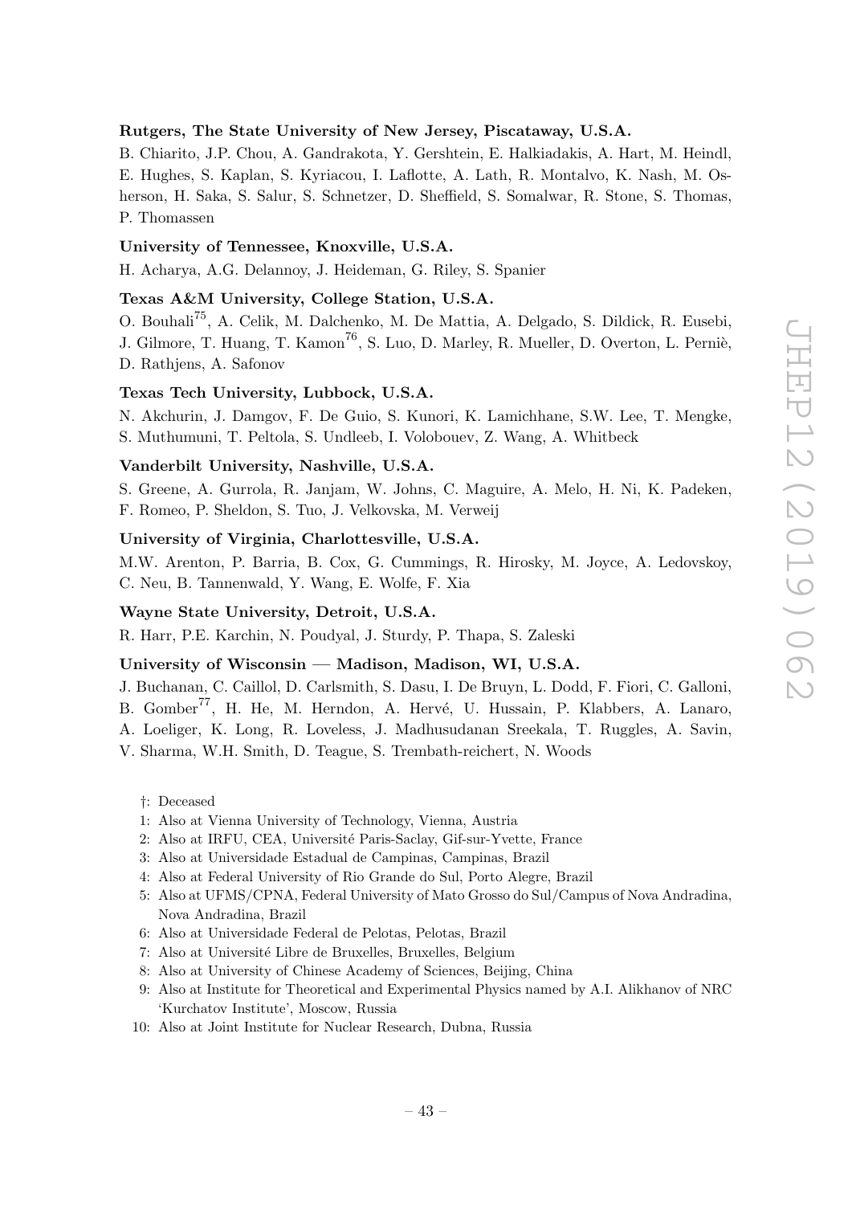**Rutgers, The State University of New Jersey, Piscataway, U.S.A.**

B. Chiarito, J.P. Chou, A. Gandrakota, Y. Gershtein, E. Halkiadakis, A. Hart, M. Heindl, E. Hughes, S. Kaplan, S. Kyriacou, I. Laflotte, A. Lath, R. Montalvo, K. Nash, M. Osherson, H. Saka, S. Salur, S. Schnetzer, D. Sheffield, S. Somalwar, R. Stone, S. Thomas, P. Thomassen

**University of Tennessee, Knoxville, U.S.A.**

H. Acharya, A.G. Delannoy, J. Heideman, G. Riley, S. Spanier

**Texas A&M University, College Station, U.S.A.**

O. Bouhali[75], A. Celik, M. Dalchenko, M. De Mattia, A. Delgado, S. Dildick, R. Eusebi, J. Gilmore, T. Huang, T. Kamon[76], S. Luo, D. Marley, R. Mueller, D. Overton, L. Perniè, D. Rathjens, A. Safonov

**Texas Tech University, Lubbock, U.S.A.**

N. Akchurin, J. Damgov, F. De Guio, S. Kunori, K. Lamichhane, S.W. Lee, T. Mengke, S. Muthumuni, T. Peltola, S. Undleeb, I. Volobouev, Z. Wang, A. Whitbeck

**Vanderbilt University, Nashville, U.S.A.**

S. Greene, A. Gurrola, R. Janjam, W. Johns, C. Maguire, A. Melo, H. Ni, K. Padeken, F. Romeo, P. Sheldon, S. Tuo, J. Velkovska, M. Verweij

**University of Virginia, Charlottesville, U.S.A.**

M.W. Arenton, P. Barria, B. Cox, G. Cummings, R. Hirosky, M. Joyce, A. Ledovskoy, C. Neu, B. Tannenwald, Y. Wang, E. Wolfe, F. Xia

**Wayne State University, Detroit, U.S.A.**

R. Harr, P.E. Karchin, N. Poudyal, J. Sturdy, P. Thapa, S. Zaleski

**University of Wisconsin — Madison, Madison, WI, U.S.A.**

J. Buchanan, C. Caillol, D. Carlsmith, S. Dasu, I. De Bruyn, L. Dodd, F. Fiori, C. Galloni, B. Gomber[77], H. He, M. Herndon, A. Hervé, U. Hussain, P. Klabbers, A. Lanaro, A. Loeliger, K. Long, R. Loveless, J. Madhusudanan Sreekala, T. Ruggles, A. Savin, V. Sharma, W.H. Smith, D. Teague, S. Trembath-reichert, N. Woods

†: Deceased
1: Also at Vienna University of Technology, Vienna, Austria
2: Also at IRFU, CEA, Université Paris-Saclay, Gif-sur-Yvette, France
3: Also at Universidade Estadual de Campinas, Campinas, Brazil
4: Also at Federal University of Rio Grande do Sul, Porto Alegre, Brazil
5: Also at UFMS/CPNA, Federal University of Mato Grosso do Sul/Campus of Nova Andradina, Nova Andradina, Brazil
6: Also at Universidade Federal de Pelotas, Pelotas, Brazil
7: Also at Université Libre de Bruxelles, Bruxelles, Belgium
8: Also at University of Chinese Academy of Sciences, Beijing, China
9: Also at Institute for Theoretical and Experimental Physics named by A.I. Alikhanov of NRC 'Kurchatov Institute', Moscow, Russia
10: Also at Joint Institute for Nuclear Research, Dubna, Russia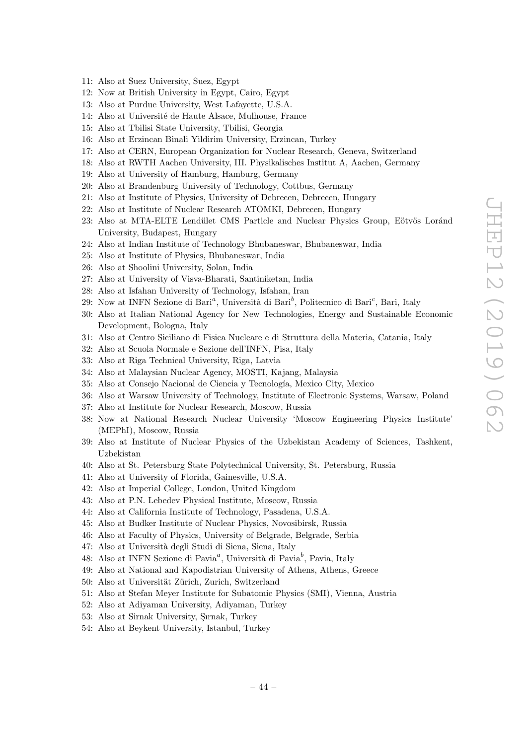11: Also at Suez University, Suez, Egypt
12: Now at British University in Egypt, Cairo, Egypt
13: Also at Purdue University, West Lafayette, U.S.A.
14: Also at Université de Haute Alsace, Mulhouse, France
15: Also at Tbilisi State University, Tbilisi, Georgia
16: Also at Erzincan Binali Yildirim University, Erzincan, Turkey
17: Also at CERN, European Organization for Nuclear Research, Geneva, Switzerland
18: Also at RWTH Aachen University, III. Physikalisches Institut A, Aachen, Germany
19: Also at University of Hamburg, Hamburg, Germany
20: Also at Brandenburg University of Technology, Cottbus, Germany
21: Also at Institute of Physics, University of Debrecen, Debrecen, Hungary
22: Also at Institute of Nuclear Research ATOMKI, Debrecen, Hungary
23: Also at MTA-ELTE Lendület CMS Particle and Nuclear Physics Group, Eötvös Loránd University, Budapest, Hungary
24: Also at Indian Institute of Technology Bhubaneswar, Bhubaneswar, India
25: Also at Institute of Physics, Bhubaneswar, India
26: Also at Shoolini University, Solan, India
27: Also at University of Visva-Bharati, Santiniketan, India
28: Also at Isfahan University of Technology, Isfahan, Iran
29: Now at INFN Sezione di Bari[a], Università di Bari[b], Politecnico di Bari[c], Bari, Italy
30: Also at Italian National Agency for New Technologies, Energy and Sustainable Economic Development, Bologna, Italy
31: Also at Centro Siciliano di Fisica Nucleare e di Struttura della Materia, Catania, Italy
32: Also at Scuola Normale e Sezione dell'INFN, Pisa, Italy
33: Also at Riga Technical University, Riga, Latvia
34: Also at Malaysian Nuclear Agency, MOSTI, Kajang, Malaysia
35: Also at Consejo Nacional de Ciencia y Tecnología, Mexico City, Mexico
36: Also at Warsaw University of Technology, Institute of Electronic Systems, Warsaw, Poland
37: Also at Institute for Nuclear Research, Moscow, Russia
38: Now at National Research Nuclear University 'Moscow Engineering Physics Institute' (MEPhI), Moscow, Russia
39: Also at Institute of Nuclear Physics of the Uzbekistan Academy of Sciences, Tashkent, Uzbekistan
40: Also at St. Petersburg State Polytechnical University, St. Petersburg, Russia
41: Also at University of Florida, Gainesville, U.S.A.
42: Also at Imperial College, London, United Kingdom
43: Also at P.N. Lebedev Physical Institute, Moscow, Russia
44: Also at California Institute of Technology, Pasadena, U.S.A.
45: Also at Budker Institute of Nuclear Physics, Novosibirsk, Russia
46: Also at Faculty of Physics, University of Belgrade, Belgrade, Serbia
47: Also at Università degli Studi di Siena, Siena, Italy
48: Also at INFN Sezione di Pavia[a], Università di Pavia[b], Pavia, Italy
49: Also at National and Kapodistrian University of Athens, Athens, Greece
50: Also at Universität Zürich, Zurich, Switzerland
51: Also at Stefan Meyer Institute for Subatomic Physics (SMI), Vienna, Austria
52: Also at Adiyaman University, Adiyaman, Turkey
53: Also at Sirnak University, Şırnak, Turkey
54: Also at Beykent University, Istanbul, Turkey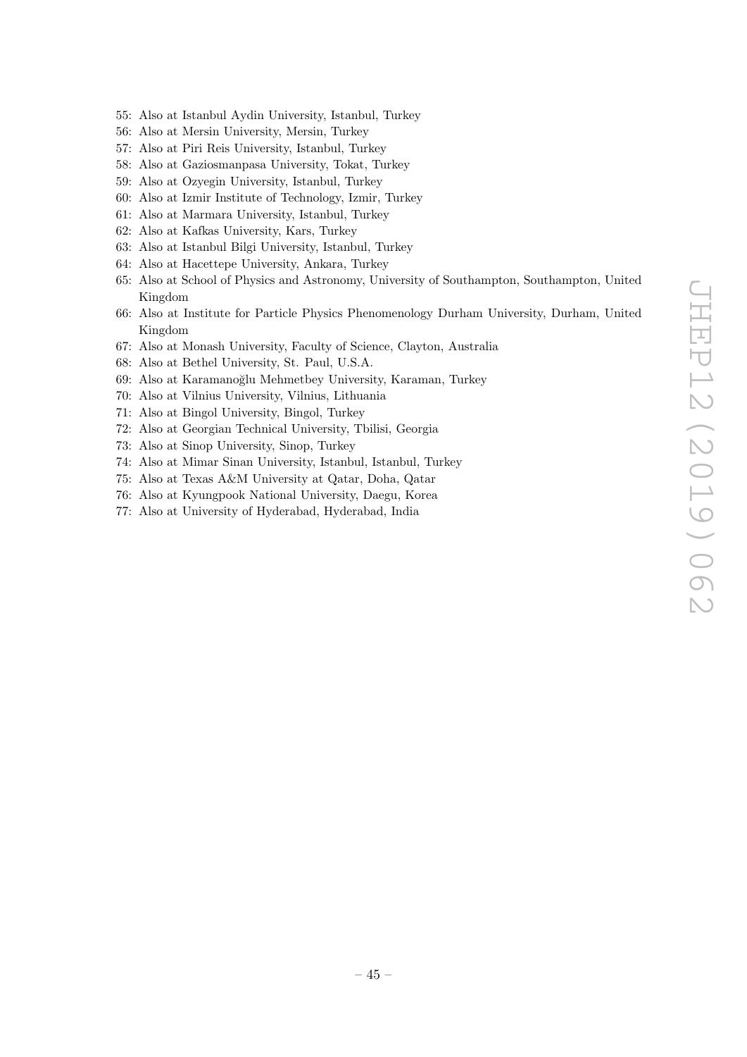55: Also at Istanbul Aydin University, Istanbul, Turkey
56: Also at Mersin University, Mersin, Turkey
57: Also at Piri Reis University, Istanbul, Turkey
58: Also at Gaziosmanpasa University, Tokat, Turkey
59: Also at Ozyegin University, Istanbul, Turkey
60: Also at Izmir Institute of Technology, Izmir, Turkey
61: Also at Marmara University, Istanbul, Turkey
62: Also at Kafkas University, Kars, Turkey
63: Also at Istanbul Bilgi University, Istanbul, Turkey
64: Also at Hacettepe University, Ankara, Turkey
65: Also at School of Physics and Astronomy, University of Southampton, Southampton, United Kingdom
66: Also at Institute for Particle Physics Phenomenology Durham University, Durham, United Kingdom
67: Also at Monash University, Faculty of Science, Clayton, Australia
68: Also at Bethel University, St. Paul, U.S.A.
69: Also at Karamanoğlu Mehmetbey University, Karaman, Turkey
70: Also at Vilnius University, Vilnius, Lithuania
71: Also at Bingol University, Bingol, Turkey
72: Also at Georgian Technical University, Tbilisi, Georgia
73: Also at Sinop University, Sinop, Turkey
74: Also at Mimar Sinan University, Istanbul, Istanbul, Turkey
75: Also at Texas A&M University at Qatar, Doha, Qatar
76: Also at Kyungpook National University, Daegu, Korea
77: Also at University of Hyderabad, Hyderabad, India